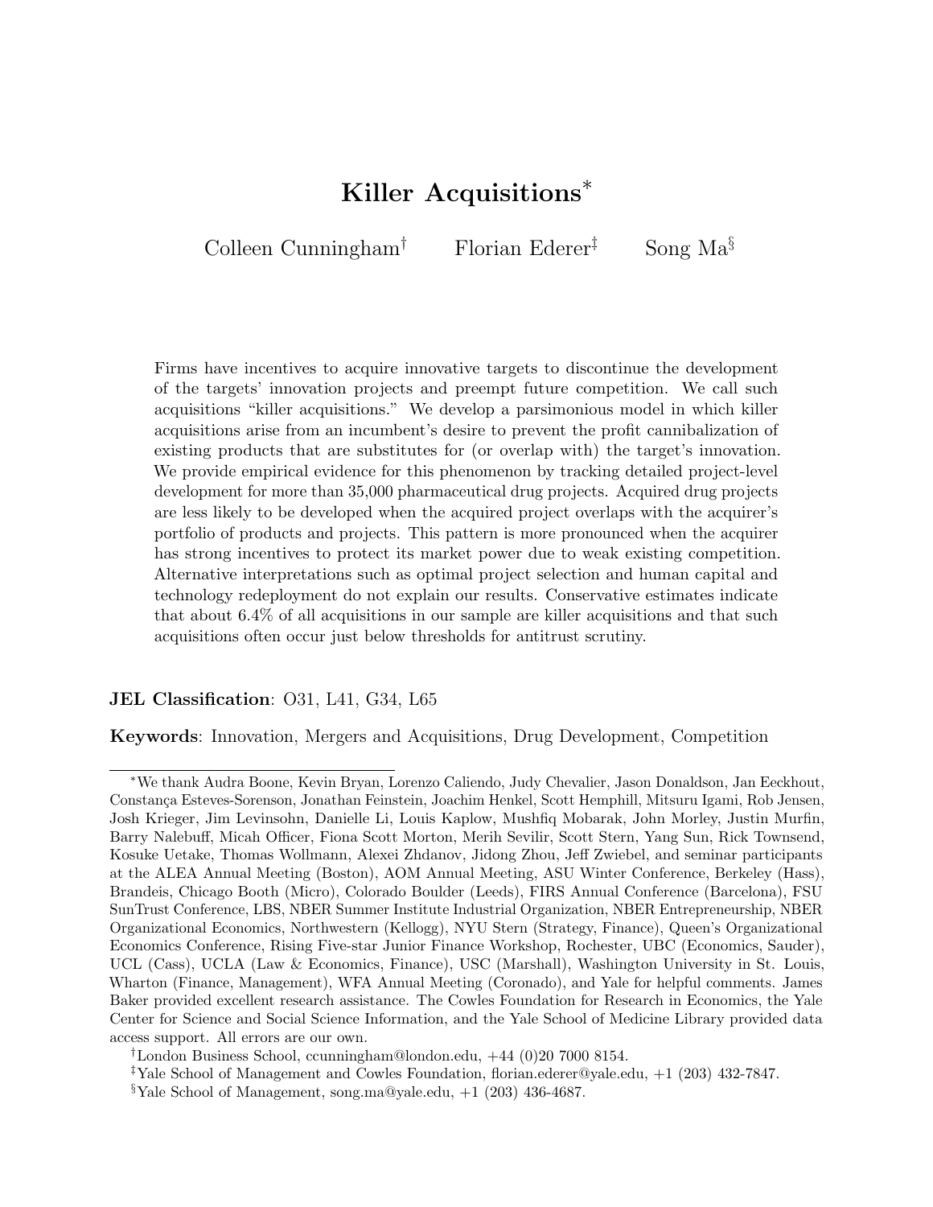# Killer Acquisitions*

Colleen Cunningham[†] Florian Ederer[‡] Song Ma[§]

Firms have incentives to acquire innovative targets to discontinue the development of the targets' innovation projects and preempt future competition. We call such acquisitions "killer acquisitions." We develop a parsimonious model in which killer acquisitions arise from an incumbent's desire to prevent the profit cannibalization of existing products that are substitutes for (or overlap with) the target's innovation. We provide empirical evidence for this phenomenon by tracking detailed project-level development for more than 35,000 pharmaceutical drug projects. Acquired drug projects are less likely to be developed when the acquired project overlaps with the acquirer's portfolio of products and projects. This pattern is more pronounced when the acquirer has strong incentives to protect its market power due to weak existing competition. Alternative interpretations such as optimal project selection and human capital and technology redeployment do not explain our results. Conservative estimates indicate that about 6.4% of all acquisitions in our sample are killer acquisitions and that such acquisitions often occur just below thresholds for antitrust scrutiny.

**JEL Classification**: O31, L41, G34, L65

**Keywords**: Innovation, Mergers and Acquisitions, Drug Development, Competition

---

*We thank Audra Boone, Kevin Bryan, Lorenzo Caliendo, Judy Chevalier, Jason Donaldson, Jan Eeckhout, Constança Esteves-Sorenson, Jonathan Feinstein, Joachim Henkel, Scott Hemphill, Mitsuru Igami, Rob Jensen, Josh Krieger, Jim Levinsohn, Danielle Li, Louis Kaplow, Mushfiq Mobarak, John Morley, Justin Murfin, Barry Nalebuff, Micah Officer, Fiona Scott Morton, Merih Sevilir, Scott Stern, Yang Sun, Rick Townsend, Kosuke Uetake, Thomas Wollmann, Alexei Zhdanov, Jidong Zhou, Jeff Zwiebel, and seminar participants at the ALEA Annual Meeting (Boston), AOM Annual Meeting, ASU Winter Conference, Berkeley (Haas), Brandeis, Chicago Booth (Micro), Colorado Boulder (Leeds), FIRS Annual Conference (Barcelona), FSU SunTrust Conference, LBS, NBER Summer Institute Industrial Organization, NBER Entrepreneurship, NBER Organizational Economics, Northwestern (Kellogg), NYU Stern (Strategy, Finance), Queen's Organizational Economics Conference, Rising Five-star Junior Finance Workshop, Rochester, UBC (Economics, Sauder), UCL (Cass), UCLA (Law & Economics, Finance), USC (Marshall), Washington University in St. Louis, Wharton (Finance, Management), WFA Annual Meeting (Coronado), and Yale for helpful comments. James Baker provided excellent research assistance. The Cowles Foundation for Research in Economics, the Yale Center for Science and Social Science Information, and the Yale School of Medicine Library provided data access support. All errors are our own.

[†]London Business School, ccunningham@london.edu, +44 (0)20 7000 8154.

[‡]Yale School of Management and Cowles Foundation, florian.ederer@yale.edu, +1 (203) 432-7847.

[§]Yale School of Management, song.ma@yale.edu, +1 (203) 436-4687.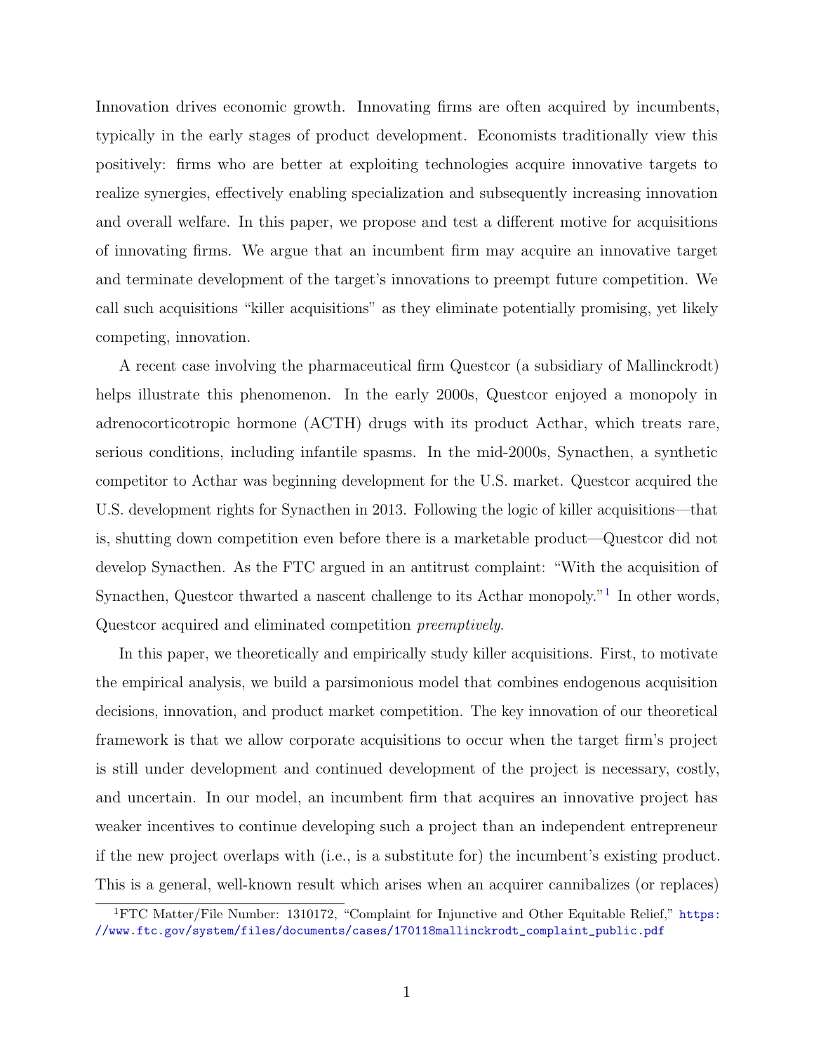Innovation drives economic growth. Innovating firms are often acquired by incumbents, typically in the early stages of product development. Economists traditionally view this positively: firms who are better at exploiting technologies acquire innovative targets to realize synergies, effectively enabling specialization and subsequently increasing innovation and overall welfare. In this paper, we propose and test a different motive for acquisitions of innovating firms. We argue that an incumbent firm may acquire an innovative target and terminate development of the target's innovations to preempt future competition. We call such acquisitions "killer acquisitions" as they eliminate potentially promising, yet likely competing, innovation.

A recent case involving the pharmaceutical firm Questcor (a subsidiary of Mallinckrodt) helps illustrate this phenomenon. In the early 2000s, Questcor enjoyed a monopoly in adrenocorticotropic hormone (ACTH) drugs with its product Acthar, which treats rare, serious conditions, including infantile spasms. In the mid-2000s, Synacthen, a synthetic competitor to Acthar was beginning development for the U.S. market. Questcor acquired the U.S. development rights for Synacthen in 2013. Following the logic of killer acquisitions—that is, shutting down competition even before there is a marketable product—Questcor did not develop Synacthen. As the FTC argued in an antitrust complaint: "With the acquisition of Synacthen, Questcor thwarted a nascent challenge to its Acthar monopoly."[1] In other words, Questcor acquired and eliminated competition *preemptively*.

In this paper, we theoretically and empirically study killer acquisitions. First, to motivate the empirical analysis, we build a parsimonious model that combines endogenous acquisition decisions, innovation, and product market competition. The key innovation of our theoretical framework is that we allow corporate acquisitions to occur when the target firm's project is still under development and continued development of the project is necessary, costly, and uncertain. In our model, an incumbent firm that acquires an innovative project has weaker incentives to continue developing such a project than an independent entrepreneur if the new project overlaps with (i.e., is a substitute for) the incumbent's existing product. This is a general, well-known result which arises when an acquirer cannibalizes (or replaces)

[1] FTC Matter/File Number: 1310172, "Complaint for Injunctive and Other Equitable Relief," https://www.ftc.gov/system/files/documents/cases/170118mallinckrodt_complaint_public.pdf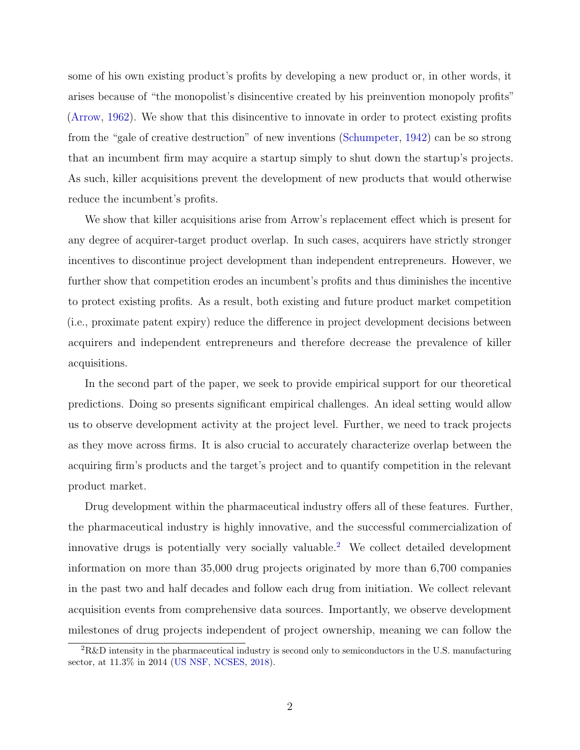some of his own existing product's profits by developing a new product or, in other words, it arises because of "the monopolist's disincentive created by his preinvention monopoly profits" (Arrow, 1962). We show that this disincentive to innovate in order to protect existing profits from the "gale of creative destruction" of new inventions (Schumpeter, 1942) can be so strong that an incumbent firm may acquire a startup simply to shut down the startup's projects. As such, killer acquisitions prevent the development of new products that would otherwise reduce the incumbent's profits.

We show that killer acquisitions arise from Arrow's replacement effect which is present for any degree of acquirer-target product overlap. In such cases, acquirers have strictly stronger incentives to discontinue project development than independent entrepreneurs. However, we further show that competition erodes an incumbent's profits and thus diminishes the incentive to protect existing profits. As a result, both existing and future product market competition (i.e., proximate patent expiry) reduce the difference in project development decisions between acquirers and independent entrepreneurs and therefore decrease the prevalence of killer acquisitions.

In the second part of the paper, we seek to provide empirical support for our theoretical predictions. Doing so presents significant empirical challenges. An ideal setting would allow us to observe development activity at the project level. Further, we need to track projects as they move across firms. It is also crucial to accurately characterize overlap between the acquiring firm's products and the target's project and to quantify competition in the relevant product market.

Drug development within the pharmaceutical industry offers all of these features. Further, the pharmaceutical industry is highly innovative, and the successful commercialization of innovative drugs is potentially very socially valuable.[2] We collect detailed development information on more than 35,000 drug projects originated by more than 6,700 companies in the past two and half decades and follow each drug from initiation. We collect relevant acquisition events from comprehensive data sources. Importantly, we observe development milestones of drug projects independent of project ownership, meaning we can follow the

[2] R&D intensity in the pharmaceutical industry is second only to semiconductors in the U.S. manufacturing sector, at 11.3% in 2014 (US NSF, NCSES, 2018).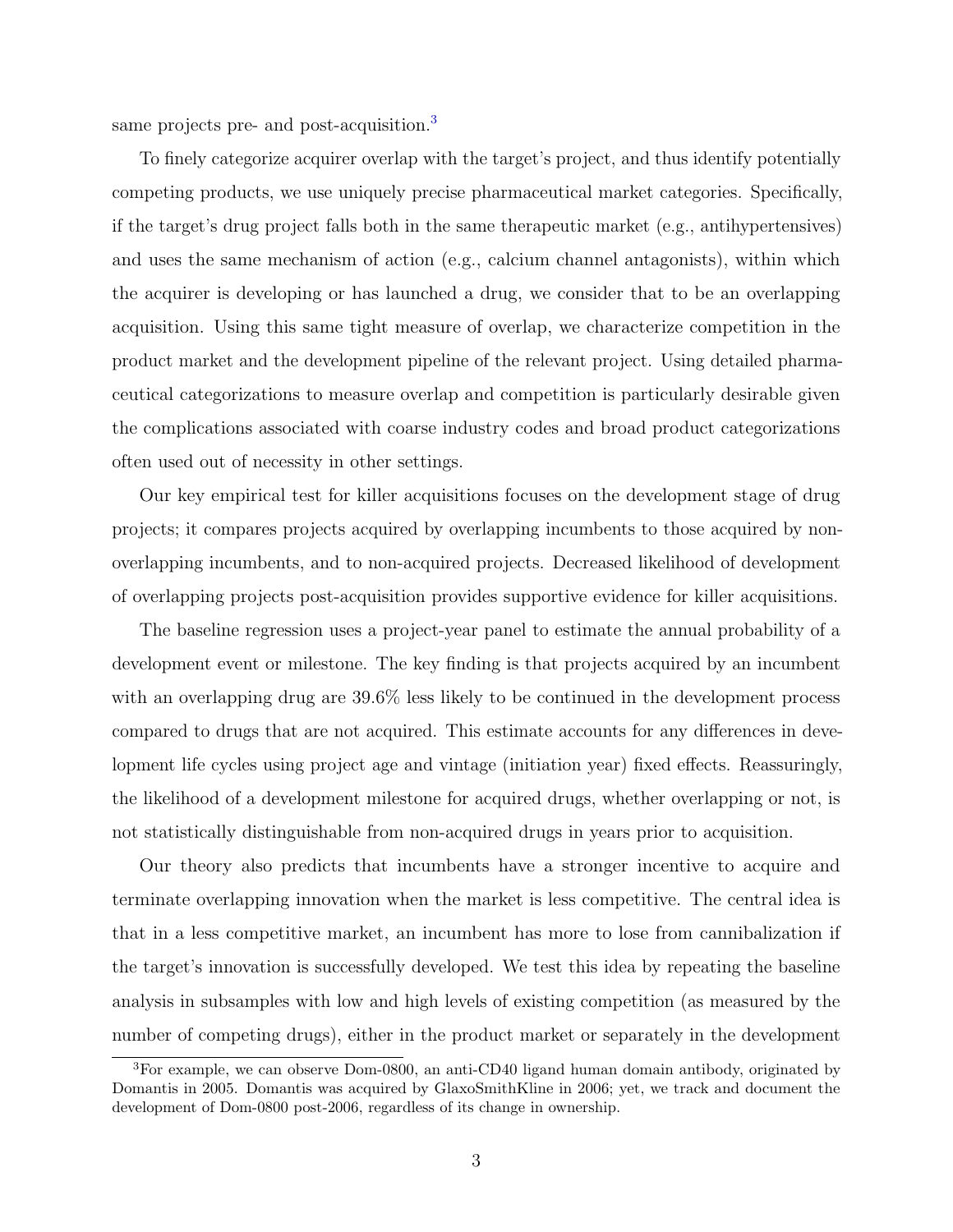same projects pre- and post-acquisition.[3]

To finely categorize acquirer overlap with the target's project, and thus identify potentially competing products, we use uniquely precise pharmaceutical market categories. Specifically, if the target's drug project falls both in the same therapeutic market (e.g., antihypertensives) and uses the same mechanism of action (e.g., calcium channel antagonists), within which the acquirer is developing or has launched a drug, we consider that to be an overlapping acquisition. Using this same tight measure of overlap, we characterize competition in the product market and the development pipeline of the relevant project. Using detailed pharmaceutical categorizations to measure overlap and competition is particularly desirable given the complications associated with coarse industry codes and broad product categorizations often used out of necessity in other settings.

Our key empirical test for killer acquisitions focuses on the development stage of drug projects; it compares projects acquired by overlapping incumbents to those acquired by non-overlapping incumbents, and to non-acquired projects. Decreased likelihood of development of overlapping projects post-acquisition provides supportive evidence for killer acquisitions.

The baseline regression uses a project-year panel to estimate the annual probability of a development event or milestone. The key finding is that projects acquired by an incumbent with an overlapping drug are 39.6% less likely to be continued in the development process compared to drugs that are not acquired. This estimate accounts for any differences in development life cycles using project age and vintage (initiation year) fixed effects. Reassuringly, the likelihood of a development milestone for acquired drugs, whether overlapping or not, is not statistically distinguishable from non-acquired drugs in years prior to acquisition.

Our theory also predicts that incumbents have a stronger incentive to acquire and terminate overlapping innovation when the market is less competitive. The central idea is that in a less competitive market, an incumbent has more to lose from cannibalization if the target's innovation is successfully developed. We test this idea by repeating the baseline analysis in subsamples with low and high levels of existing competition (as measured by the number of competing drugs), either in the product market or separately in the development

[3]For example, we can observe Dom-0800, an anti-CD40 ligand human domain antibody, originated by Domantis in 2005. Domantis was acquired by GlaxoSmithKline in 2006; yet, we track and document the development of Dom-0800 post-2006, regardless of its change in ownership.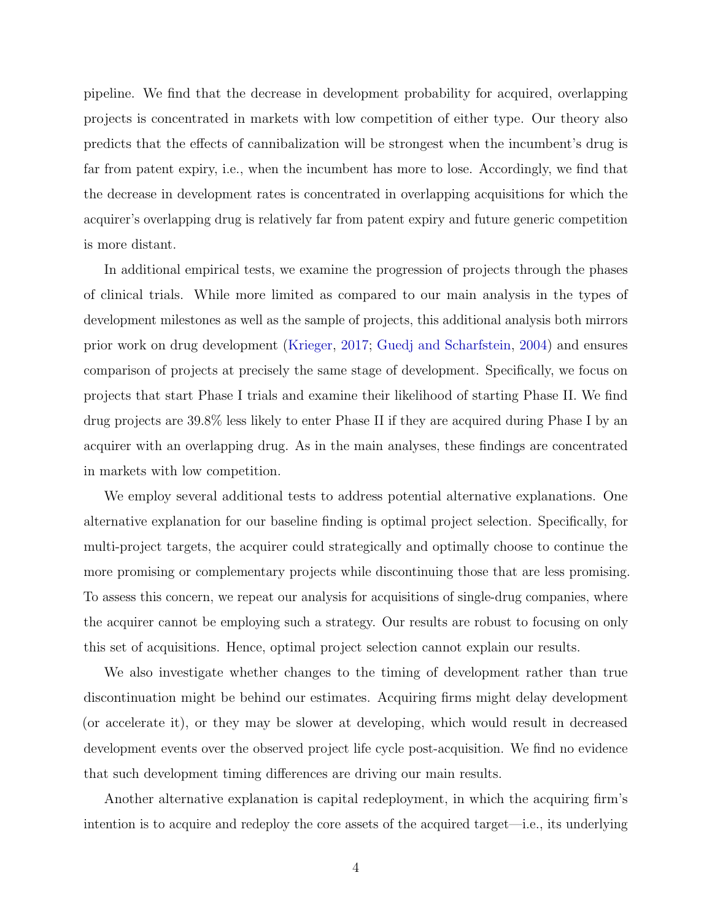pipeline. We find that the decrease in development probability for acquired, overlapping projects is concentrated in markets with low competition of either type. Our theory also predicts that the effects of cannibalization will be strongest when the incumbent's drug is far from patent expiry, i.e., when the incumbent has more to lose. Accordingly, we find that the decrease in development rates is concentrated in overlapping acquisitions for which the acquirer's overlapping drug is relatively far from patent expiry and future generic competition is more distant.

In additional empirical tests, we examine the progression of projects through the phases of clinical trials. While more limited as compared to our main analysis in the types of development milestones as well as the sample of projects, this additional analysis both mirrors prior work on drug development (Krieger, 2017; Guedj and Scharfstein, 2004) and ensures comparison of projects at precisely the same stage of development. Specifically, we focus on projects that start Phase I trials and examine their likelihood of starting Phase II. We find drug projects are 39.8% less likely to enter Phase II if they are acquired during Phase I by an acquirer with an overlapping drug. As in the main analyses, these findings are concentrated in markets with low competition.

We employ several additional tests to address potential alternative explanations. One alternative explanation for our baseline finding is optimal project selection. Specifically, for multi-project targets, the acquirer could strategically and optimally choose to continue the more promising or complementary projects while discontinuing those that are less promising. To assess this concern, we repeat our analysis for acquisitions of single-drug companies, where the acquirer cannot be employing such a strategy. Our results are robust to focusing on only this set of acquisitions. Hence, optimal project selection cannot explain our results.

We also investigate whether changes to the timing of development rather than true discontinuation might be behind our estimates. Acquiring firms might delay development (or accelerate it), or they may be slower at developing, which would result in decreased development events over the observed project life cycle post-acquisition. We find no evidence that such development timing differences are driving our main results.

Another alternative explanation is capital redeployment, in which the acquiring firm's intention is to acquire and redeploy the core assets of the acquired target—i.e., its underlying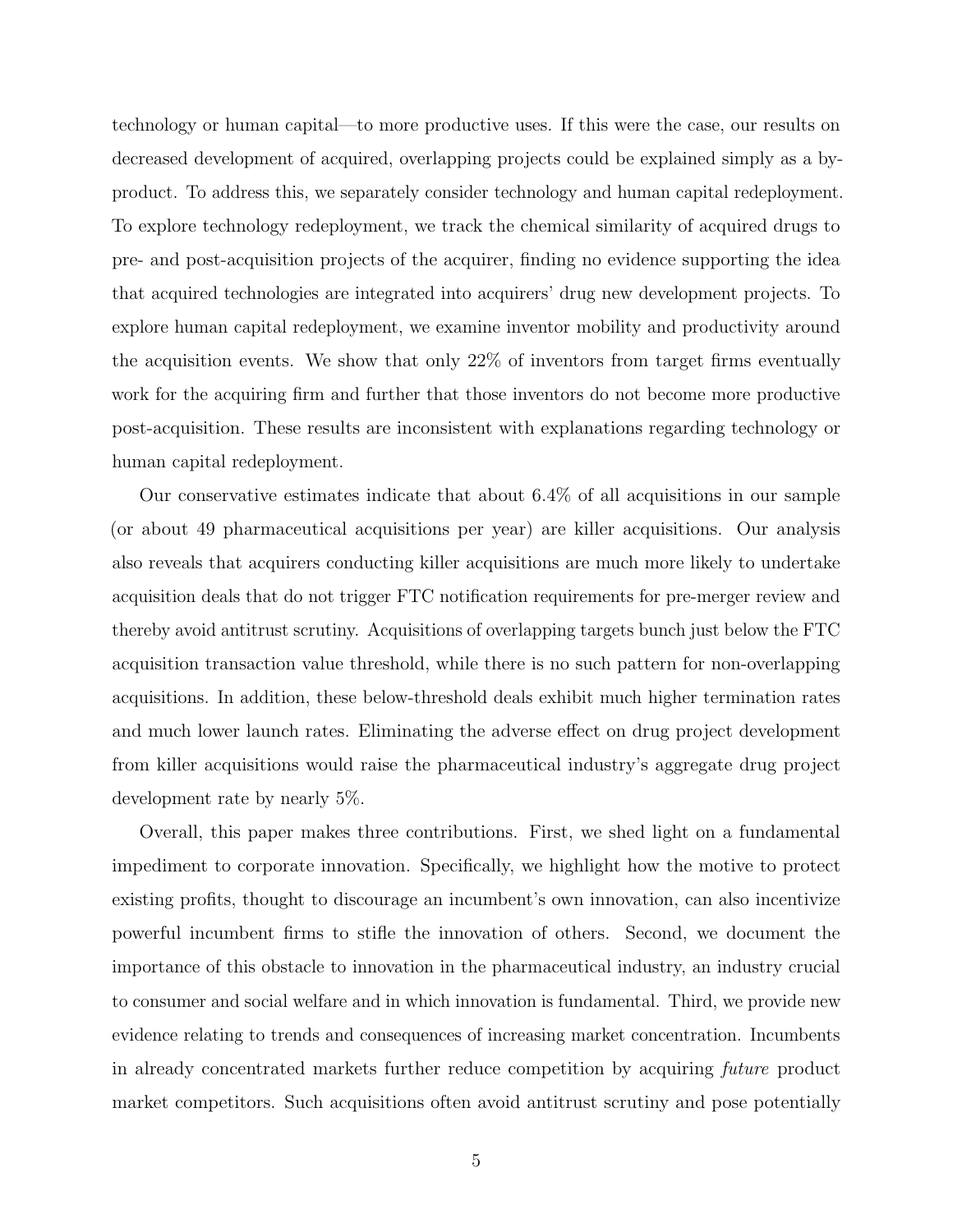technology or human capital—to more productive uses. If this were the case, our results on decreased development of acquired, overlapping projects could be explained simply as a by-product. To address this, we separately consider technology and human capital redeployment. To explore technology redeployment, we track the chemical similarity of acquired drugs to pre- and post-acquisition projects of the acquirer, finding no evidence supporting the idea that acquired technologies are integrated into acquirers' drug new development projects. To explore human capital redeployment, we examine inventor mobility and productivity around the acquisition events. We show that only 22% of inventors from target firms eventually work for the acquiring firm and further that those inventors do not become more productive post-acquisition. These results are inconsistent with explanations regarding technology or human capital redeployment.

Our conservative estimates indicate that about 6.4% of all acquisitions in our sample (or about 49 pharmaceutical acquisitions per year) are killer acquisitions. Our analysis also reveals that acquirers conducting killer acquisitions are much more likely to undertake acquisition deals that do not trigger FTC notification requirements for pre-merger review and thereby avoid antitrust scrutiny. Acquisitions of overlapping targets bunch just below the FTC acquisition transaction value threshold, while there is no such pattern for non-overlapping acquisitions. In addition, these below-threshold deals exhibit much higher termination rates and much lower launch rates. Eliminating the adverse effect on drug project development from killer acquisitions would raise the pharmaceutical industry's aggregate drug project development rate by nearly 5%.

Overall, this paper makes three contributions. First, we shed light on a fundamental impediment to corporate innovation. Specifically, we highlight how the motive to protect existing profits, thought to discourage an incumbent's own innovation, can also incentivize powerful incumbent firms to stifle the innovation of others. Second, we document the importance of this obstacle to innovation in the pharmaceutical industry, an industry crucial to consumer and social welfare and in which innovation is fundamental. Third, we provide new evidence relating to trends and consequences of increasing market concentration. Incumbents in already concentrated markets further reduce competition by acquiring *future* product market competitors. Such acquisitions often avoid antitrust scrutiny and pose potentially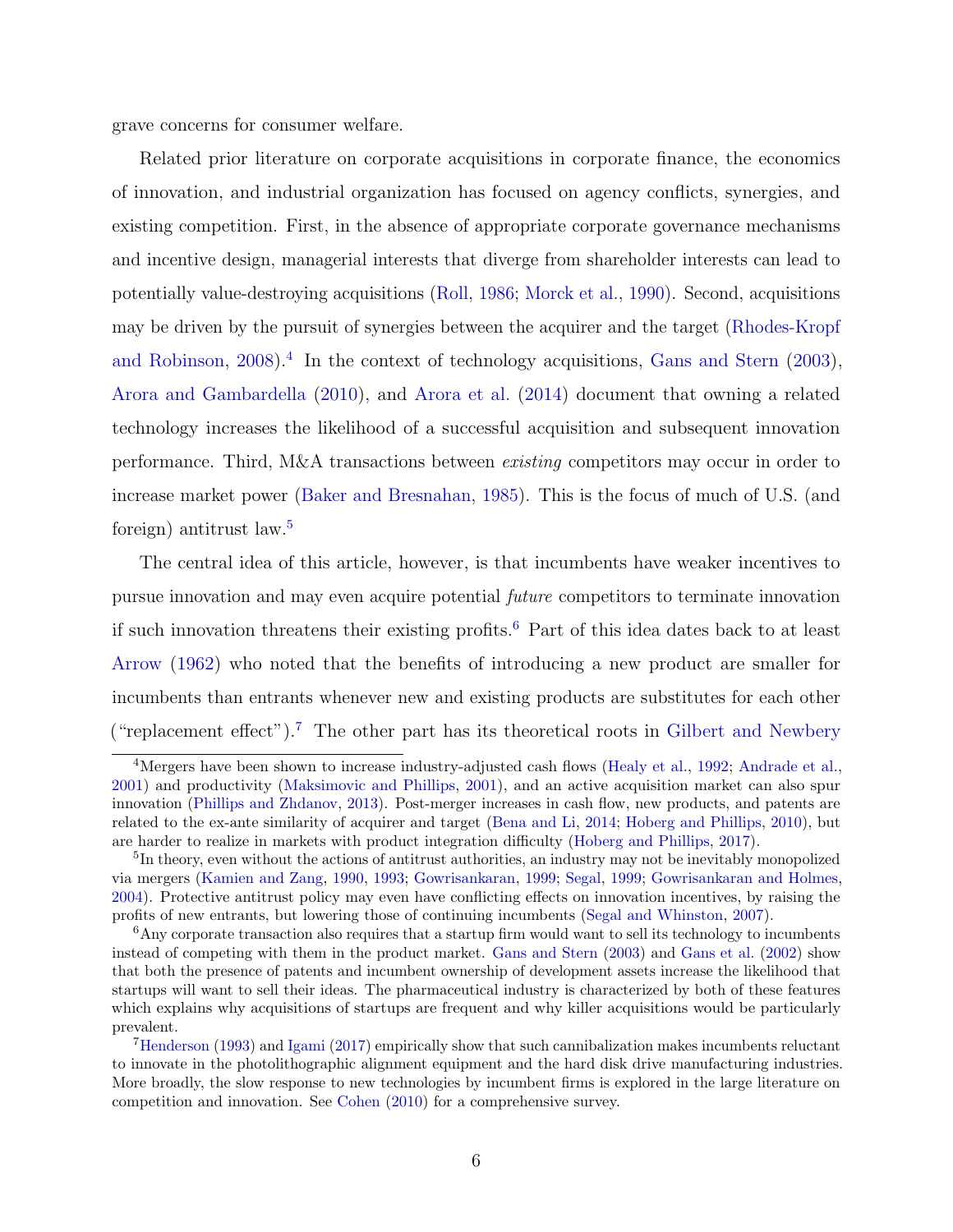grave concerns for consumer welfare.

Related prior literature on corporate acquisitions in corporate finance, the economics of innovation, and industrial organization has focused on agency conflicts, synergies, and existing competition. First, in the absence of appropriate corporate governance mechanisms and incentive design, managerial interests that diverge from shareholder interests can lead to potentially value-destroying acquisitions (Roll, 1986; Morck et al., 1990). Second, acquisitions may be driven by the pursuit of synergies between the acquirer and the target (Rhodes-Kropf and Robinson, 2008).[4] In the context of technology acquisitions, Gans and Stern (2003), Arora and Gambardella (2010), and Arora et al. (2014) document that owning a related technology increases the likelihood of a successful acquisition and subsequent innovation performance. Third, M&A transactions between *existing* competitors may occur in order to increase market power (Baker and Bresnahan, 1985). This is the focus of much of U.S. (and foreign) antitrust law.[5]

The central idea of this article, however, is that incumbents have weaker incentives to pursue innovation and may even acquire potential *future* competitors to terminate innovation if such innovation threatens their existing profits.[6] Part of this idea dates back to at least Arrow (1962) who noted that the benefits of introducing a new product are smaller for incumbents than entrants whenever new and existing products are substitutes for each other ("replacement effect").[7] The other part has its theoretical roots in Gilbert and Newbery

[4] Mergers have been shown to increase industry-adjusted cash flows (Healy et al., 1992; Andrade et al., 2001) and productivity (Maksimovic and Phillips, 2001), and an active acquisition market can also spur innovation (Phillips and Zhdanov, 2013). Post-merger increases in cash flow, new products, and patents are related to the ex-ante similarity of acquirer and target (Bena and Li, 2014; Hoberg and Phillips, 2010), but are harder to realize in markets with product integration difficulty (Hoberg and Phillips, 2017).

[5] In theory, even without the actions of antitrust authorities, an industry may not be inevitably monopolized via mergers (Kamien and Zang, 1990, 1993; Gowrisankaran, 1999; Segal, 1999; Gowrisankaran and Holmes, 2004). Protective antitrust policy may even have conflicting effects on innovation incentives, by raising the profits of new entrants, but lowering those of continuing incumbents (Segal and Whinston, 2007).

[6] Any corporate transaction also requires that a startup firm would want to sell its technology to incumbents instead of competing with them in the product market. Gans and Stern (2003) and Gans et al. (2002) show that both the presence of patents and incumbent ownership of development assets increase the likelihood that startups will want to sell their ideas. The pharmaceutical industry is characterized by both of these features which explains why acquisitions of startups are frequent and why killer acquisitions would be particularly prevalent.

[7] Henderson (1993) and Igami (2017) empirically show that such cannibalization makes incumbents reluctant to innovate in the photolithographic alignment equipment and the hard disk drive manufacturing industries. More broadly, the slow response to new technologies by incumbent firms is explored in the large literature on competition and innovation. See Cohen (2010) for a comprehensive survey.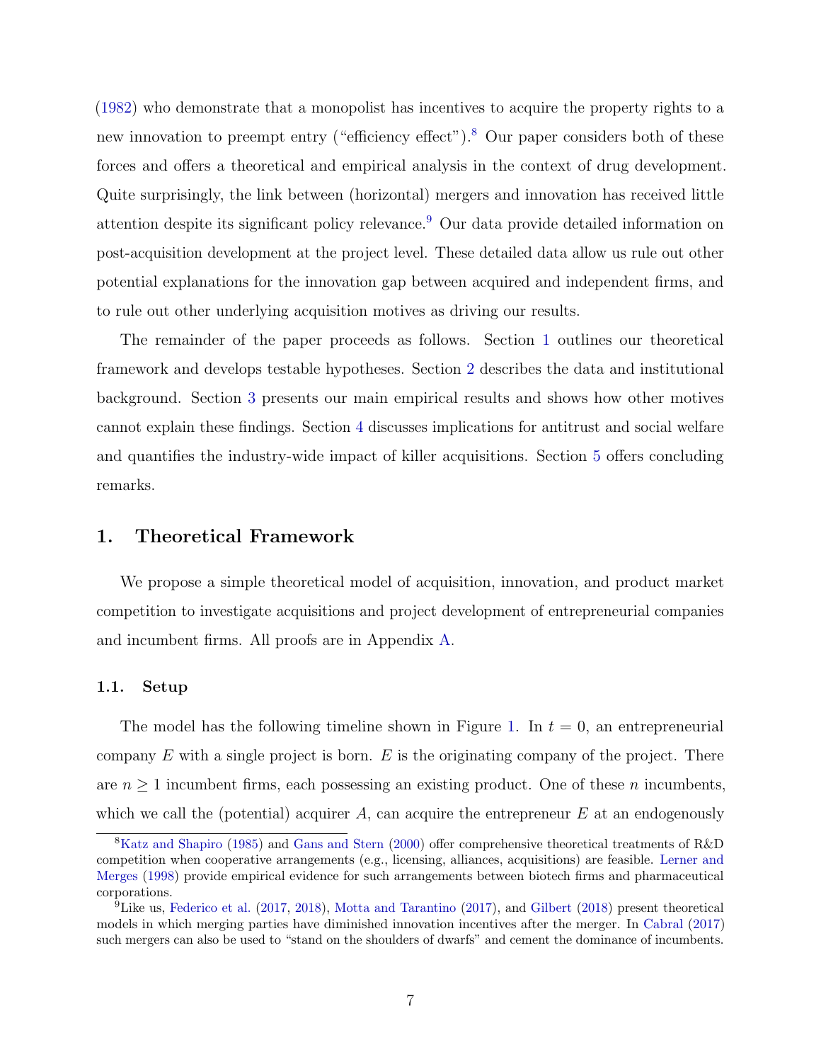(1982) who demonstrate that a monopolist has incentives to acquire the property rights to a new innovation to preempt entry ("efficiency effect").[8] Our paper considers both of these forces and offers a theoretical and empirical analysis in the context of drug development. Quite surprisingly, the link between (horizontal) mergers and innovation has received little attention despite its significant policy relevance.[9] Our data provide detailed information on post-acquisition development at the project level. These detailed data allow us rule out other potential explanations for the innovation gap between acquired and independent firms, and to rule out other underlying acquisition motives as driving our results.

The remainder of the paper proceeds as follows. Section 1 outlines our theoretical framework and develops testable hypotheses. Section 2 describes the data and institutional background. Section 3 presents our main empirical results and shows how other motives cannot explain these findings. Section 4 discusses implications for antitrust and social welfare and quantifies the industry-wide impact of killer acquisitions. Section 5 offers concluding remarks.

## 1. Theoretical Framework

We propose a simple theoretical model of acquisition, innovation, and product market competition to investigate acquisitions and project development of entrepreneurial companies and incumbent firms. All proofs are in Appendix A.

### 1.1. Setup

The model has the following timeline shown in Figure 1. In $t = 0$, an entrepreneurial company $E$ with a single project is born. $E$ is the originating company of the project. There are $n \geq 1$ incumbent firms, each possessing an existing product. One of these $n$ incumbents, which we call the (potential) acquirer $A$, can acquire the entrepreneur $E$ at an endogenously

[8] Katz and Shapiro (1985) and Gans and Stern (2000) offer comprehensive theoretical treatments of R&D competition when cooperative arrangements (e.g., licensing, alliances, acquisitions) are feasible. Lerner and Merges (1998) provide empirical evidence for such arrangements between biotech firms and pharmaceutical corporations.

[9] Like us, Federico et al. (2017, 2018), Motta and Tarantino (2017), and Gilbert (2018) present theoretical models in which merging parties have diminished innovation incentives after the merger. In Cabral (2017) such mergers can also be used to "stand on the shoulders of dwarfs" and cement the dominance of incumbents.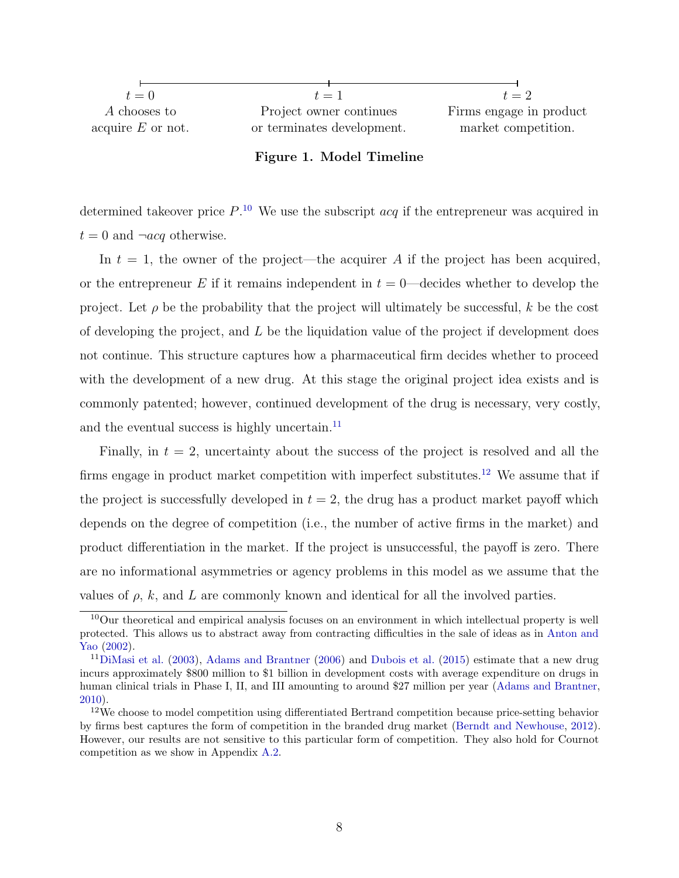| $t = 0$ | $t = 1$ | $t = 2$ |
|---|---|---|
| $A$ chooses to acquire $E$ or not. | Project owner continues or terminates development. | Firms engage in product market competition. |

**Figure 1. Model Timeline**

determined takeover price $P$.[10] We use the subscript *acq* if the entrepreneur was acquired in $t = 0$ and $\neg acq$ otherwise.

In $t = 1$, the owner of the project—the acquirer $A$ if the project has been acquired, or the entrepreneur $E$ if it remains independent in $t = 0$—decides whether to develop the project. Let $\rho$ be the probability that the project will ultimately be successful, $k$ be the cost of developing the project, and $L$ be the liquidation value of the project if development does not continue. This structure captures how a pharmaceutical firm decides whether to proceed with the development of a new drug. At this stage the original project idea exists and is commonly patented; however, continued development of the drug is necessary, very costly, and the eventual success is highly uncertain.[11]

Finally, in $t = 2$, uncertainty about the success of the project is resolved and all the firms engage in product market competition with imperfect substitutes.[12] We assume that if the project is successfully developed in $t = 2$, the drug has a product market payoff which depends on the degree of competition (i.e., the number of active firms in the market) and product differentiation in the market. If the project is unsuccessful, the payoff is zero. There are no informational asymmetries or agency problems in this model as we assume that the values of $\rho$, $k$, and $L$ are commonly known and identical for all the involved parties.

[10] Our theoretical and empirical analysis focuses on an environment in which intellectual property is well protected. This allows us to abstract away from contracting difficulties in the sale of ideas as in Anton and Yao (2002).

[11] DiMasi et al. (2003), Adams and Brantner (2006) and Dubois et al. (2015) estimate that a new drug incurs approximately $800 million to $1 billion in development costs with average expenditure on drugs in human clinical trials in Phase I, II, and III amounting to around $27 million per year (Adams and Brantner, 2010).

[12] We choose to model competition using differentiated Bertrand competition because price-setting behavior by firms best captures the form of competition in the branded drug market (Berndt and Newhouse, 2012). However, our results are not sensitive to this particular form of competition. They also hold for Cournot competition as we show in Appendix A.2.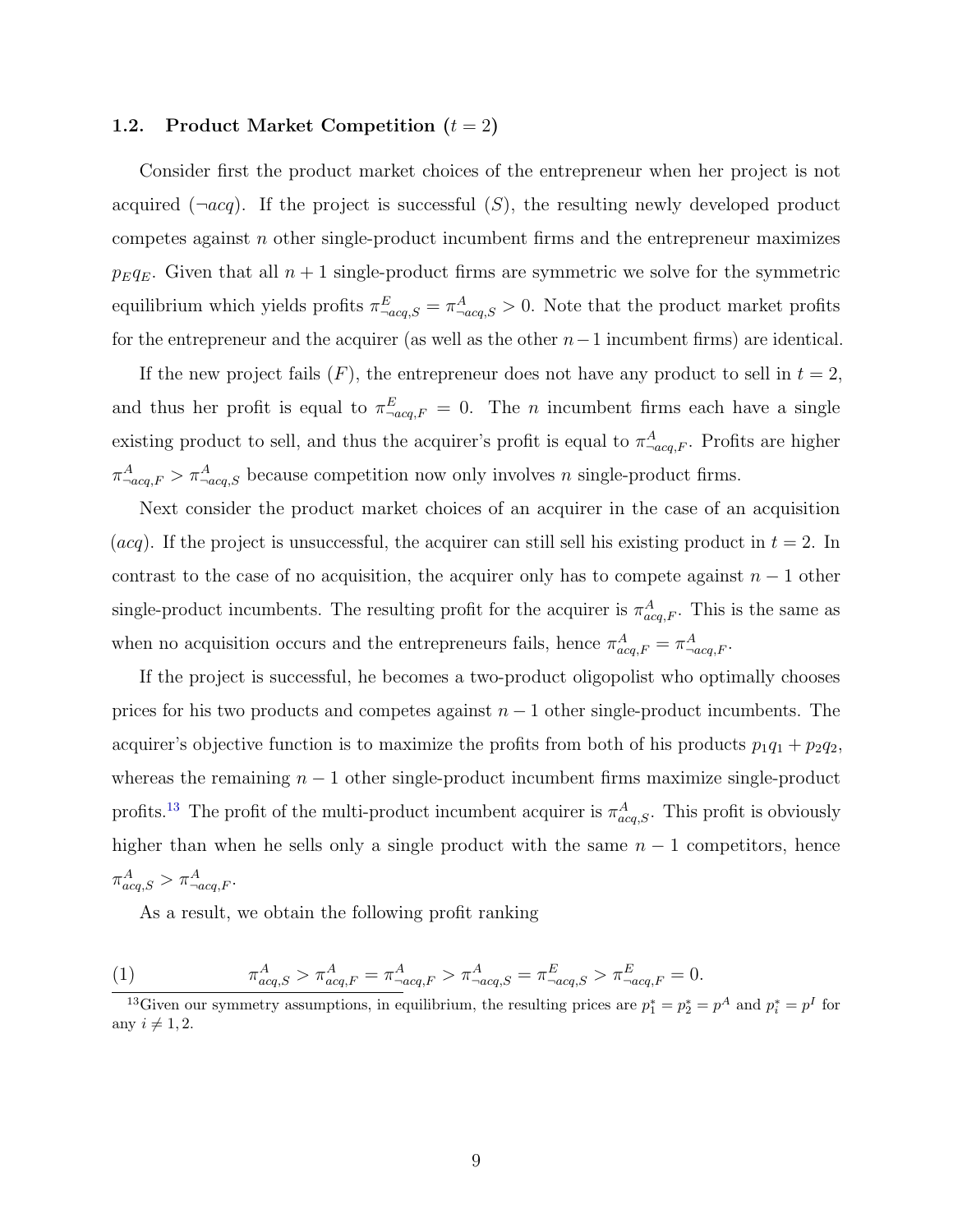### 1.2. Product Market Competition ($t = 2$)

Consider first the product market choices of the entrepreneur when her project is not acquired ($\neg acq$). If the project is successful ($S$), the resulting newly developed product competes against $n$ other single-product incumbent firms and the entrepreneur maximizes $p_E q_E$. Given that all $n+1$ single-product firms are symmetric we solve for the symmetric equilibrium which yields profits $\pi^E_{\neg acq,S} = \pi^A_{\neg acq,S} > 0$. Note that the product market profits for the entrepreneur and the acquirer (as well as the other $n-1$ incumbent firms) are identical.

If the new project fails ($F$), the entrepreneur does not have any product to sell in $t = 2$, and thus her profit is equal to $\pi^E_{\neg acq,F} = 0$. The $n$ incumbent firms each have a single existing product to sell, and thus the acquirer's profit is equal to $\pi^A_{\neg acq,F}$. Profits are higher $\pi^A_{\neg acq,F} > \pi^A_{\neg acq,S}$ because competition now only involves $n$ single-product firms.

Next consider the product market choices of an acquirer in the case of an acquisition ($acq$). If the project is unsuccessful, the acquirer can still sell his existing product in $t = 2$. In contrast to the case of no acquisition, the acquirer only has to compete against $n-1$ other single-product incumbents. The resulting profit for the acquirer is $\pi^A_{acq,F}$. This is the same as when no acquisition occurs and the entrepreneurs fails, hence $\pi^A_{acq,F} = \pi^A_{\neg acq,F}$.

If the project is successful, he becomes a two-product oligopolist who optimally chooses prices for his two products and competes against $n-1$ other single-product incumbents. The acquirer's objective function is to maximize the profits from both of his products $p_1 q_1 + p_2 q_2$, whereas the remaining $n-1$ other single-product incumbent firms maximize single-product profits.[13] The profit of the multi-product incumbent acquirer is $\pi^A_{acq,S}$. This profit is obviously higher than when he sells only a single product with the same $n-1$ competitors, hence $\pi^A_{acq,S} > \pi^A_{\neg acq,F}$.

As a result, we obtain the following profit ranking

$$\pi^A_{acq,S} > \pi^A_{acq,F} = \pi^A_{\neg acq,F} > \pi^A_{\neg acq,S} = \pi^E_{\neg acq,S} > \pi^E_{\neg acq,F} = 0. \tag{1}$$

[13] Given our symmetry assumptions, in equilibrium, the resulting prices are $p_1^* = p_2^* = p^A$ and $p_i^* = p^I$ for any $i \neq 1, 2$.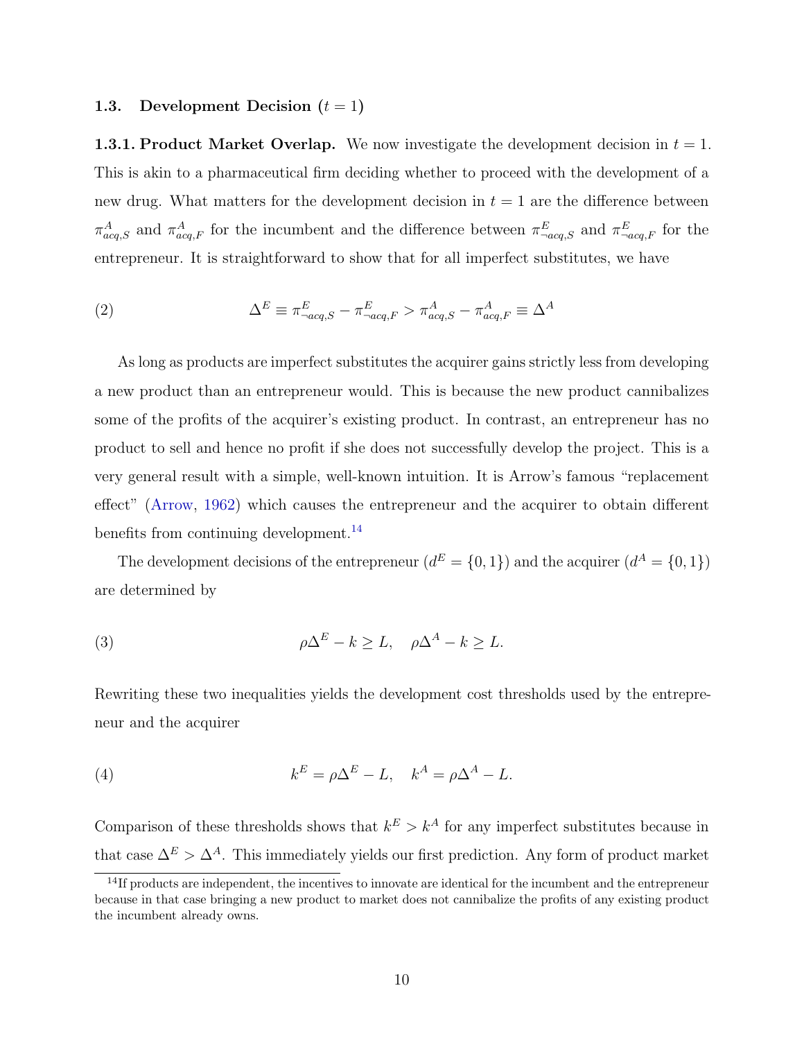### 1.3. Development Decision ($t = 1$)

**1.3.1. Product Market Overlap.** We now investigate the development decision in $t = 1$. This is akin to a pharmaceutical firm deciding whether to proceed with the development of a new drug. What matters for the development decision in $t = 1$ are the difference between $\pi^A_{acq,S}$ and $\pi^A_{acq,F}$ for the incumbent and the difference between $\pi^E_{\neg acq,S}$ and $\pi^E_{\neg acq,F}$ for the entrepreneur. It is straightforward to show that for all imperfect substitutes, we have

$$\Delta^E \equiv \pi^E_{\neg acq,S} - \pi^E_{\neg acq,F} > \pi^A_{acq,S} - \pi^A_{acq,F} \equiv \Delta^A \tag{2}$$

As long as products are imperfect substitutes the acquirer gains strictly less from developing a new product than an entrepreneur would. This is because the new product cannibalizes some of the profits of the acquirer's existing product. In contrast, an entrepreneur has no product to sell and hence no profit if she does not successfully develop the project. This is a very general result with a simple, well-known intuition. It is Arrow's famous "replacement effect" (Arrow, 1962) which causes the entrepreneur and the acquirer to obtain different benefits from continuing development.[14]

The development decisions of the entrepreneur ($d^E = \{0, 1\}$) and the acquirer ($d^A = \{0, 1\}$) are determined by

$$\rho\Delta^E - k \geq L, \quad \rho\Delta^A - k \geq L. \tag{3}$$

Rewriting these two inequalities yields the development cost thresholds used by the entrepreneur and the acquirer

$$k^E = \rho\Delta^E - L, \quad k^A = \rho\Delta^A - L. \tag{4}$$

Comparison of these thresholds shows that $k^E > k^A$ for any imperfect substitutes because in that case $\Delta^E > \Delta^A$. This immediately yields our first prediction. Any form of product market

[14] If products are independent, the incentives to innovate are identical for the incumbent and the entrepreneur because in that case bringing a new product to market does not cannibalize the profits of any existing product the incumbent already owns.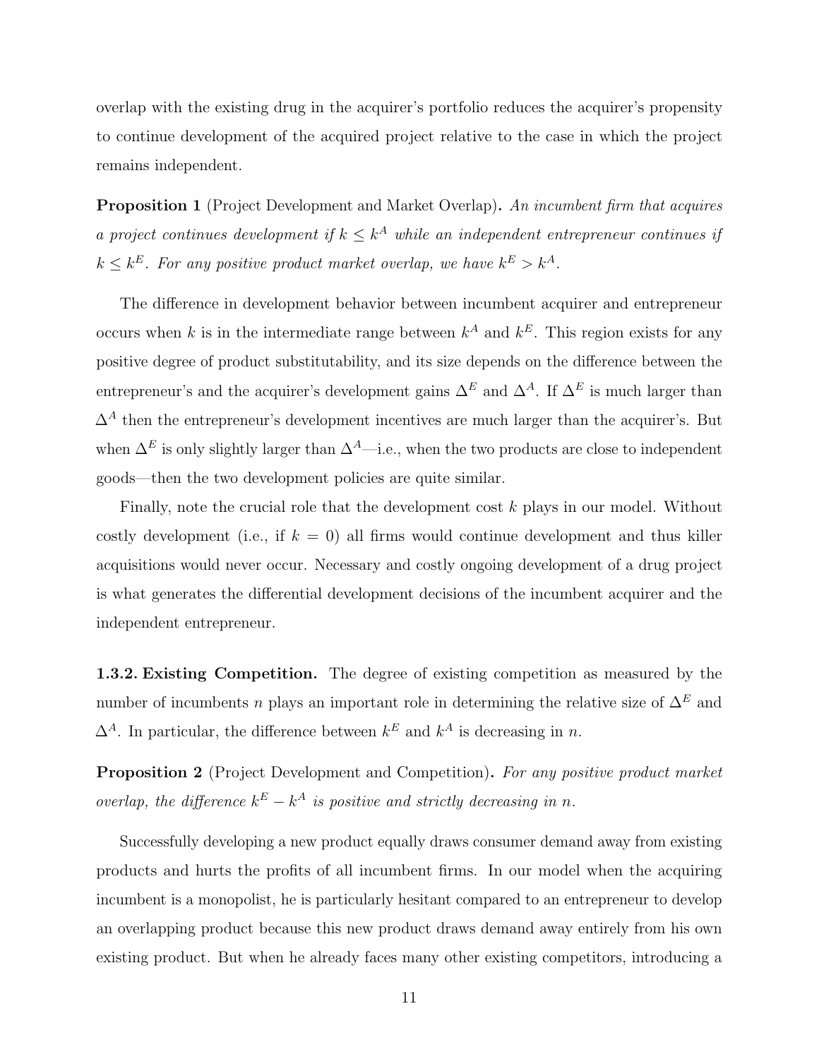overlap with the existing drug in the acquirer's portfolio reduces the acquirer's propensity to continue development of the acquired project relative to the case in which the project remains independent.

**Proposition 1** (Project Development and Market Overlap)**.** *An incumbent firm that acquires a project continues development if $k \leq k^A$ while an independent entrepreneur continues if $k \leq k^E$. For any positive product market overlap, we have $k^E > k^A$.*

The difference in development behavior between incumbent acquirer and entrepreneur occurs when $k$ is in the intermediate range between $k^A$ and $k^E$. This region exists for any positive degree of product substitutability, and its size depends on the difference between the entrepreneur's and the acquirer's development gains $\Delta^E$ and $\Delta^A$. If $\Delta^E$ is much larger than $\Delta^A$ then the entrepreneur's development incentives are much larger than the acquirer's. But when $\Delta^E$ is only slightly larger than $\Delta^A$—i.e., when the two products are close to independent goods—then the two development policies are quite similar.

Finally, note the crucial role that the development cost $k$ plays in our model. Without costly development (i.e., if $k = 0$) all firms would continue development and thus killer acquisitions would never occur. Necessary and costly ongoing development of a drug project is what generates the differential development decisions of the incumbent acquirer and the independent entrepreneur.

**1.3.2. Existing Competition.** The degree of existing competition as measured by the number of incumbents $n$ plays an important role in determining the relative size of $\Delta^E$ and $\Delta^A$. In particular, the difference between $k^E$ and $k^A$ is decreasing in $n$.

**Proposition 2** (Project Development and Competition)**.** *For any positive product market overlap, the difference $k^E - k^A$ is positive and strictly decreasing in $n$.*

Successfully developing a new product equally draws consumer demand away from existing products and hurts the profits of all incumbent firms. In our model when the acquiring incumbent is a monopolist, he is particularly hesitant compared to an entrepreneur to develop an overlapping product because this new product draws demand away entirely from his own existing product. But when he already faces many other existing competitors, introducing a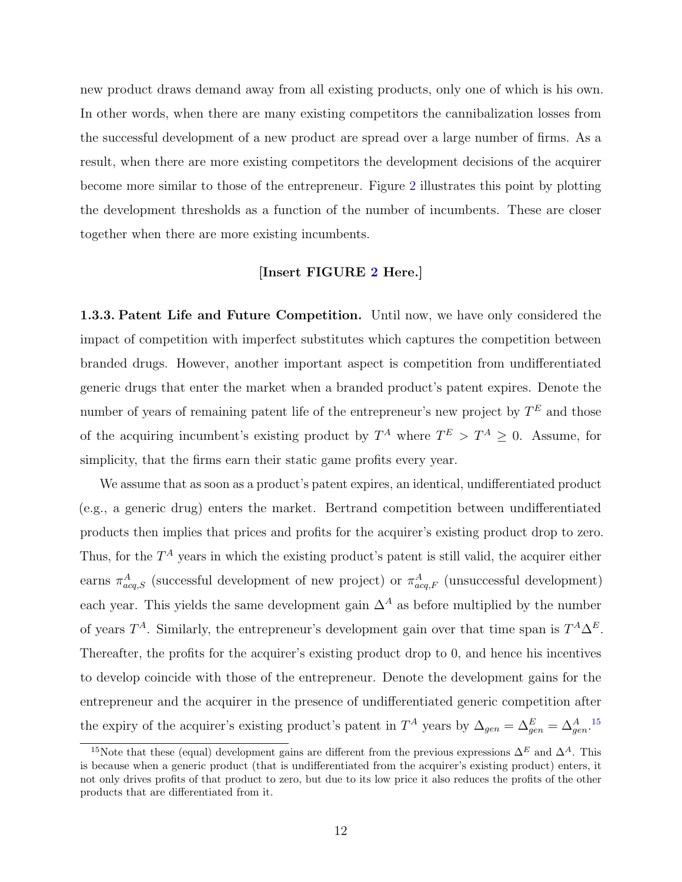new product draws demand away from all existing products, only one of which is his own. In other words, when there are many existing competitors the cannibalization losses from the successful development of a new product are spread over a large number of firms. As a result, when there are more existing competitors the development decisions of the acquirer become more similar to those of the entrepreneur. Figure 2 illustrates this point by plotting the development thresholds as a function of the number of incumbents. These are closer together when there are more existing incumbents.

**[Insert FIGURE 2 Here.]**

**1.3.3. Patent Life and Future Competition.** Until now, we have only considered the impact of competition with imperfect substitutes which captures the competition between branded drugs. However, another important aspect is competition from undifferentiated generic drugs that enter the market when a branded product's patent expires. Denote the number of years of remaining patent life of the entrepreneur's new project by $T^E$ and those of the acquiring incumbent's existing product by $T^A$ where $T^E > T^A \geq 0$. Assume, for simplicity, that the firms earn their static game profits every year.

We assume that as soon as a product's patent expires, an identical, undifferentiated product (e.g., a generic drug) enters the market. Bertrand competition between undifferentiated products then implies that prices and profits for the acquirer's existing product drop to zero. Thus, for the $T^A$ years in which the existing product's patent is still valid, the acquirer either earns $\pi^A_{acq,S}$ (successful development of new project) or $\pi^A_{acq,F}$ (unsuccessful development) each year. This yields the same development gain $\Delta^A$ as before multiplied by the number of years $T^A$. Similarly, the entrepreneur's development gain over that time span is $T^A \Delta^E$. Thereafter, the profits for the acquirer's existing product drop to 0, and hence his incentives to develop coincide with those of the entrepreneur. Denote the development gains for the entrepreneur and the acquirer in the presence of undifferentiated generic competition after the expiry of the acquirer's existing product's patent in $T^A$ years by $\Delta_{gen} = \Delta^E_{gen} = \Delta^A_{gen}$.[15]

[15] Note that these (equal) development gains are different from the previous expressions $\Delta^E$ and $\Delta^A$. This is because when a generic product (that is undifferentiated from the acquirer's existing product) enters, it not only drives profits of that product to zero, but due to its low price it also reduces the profits of the other products that are differentiated from it.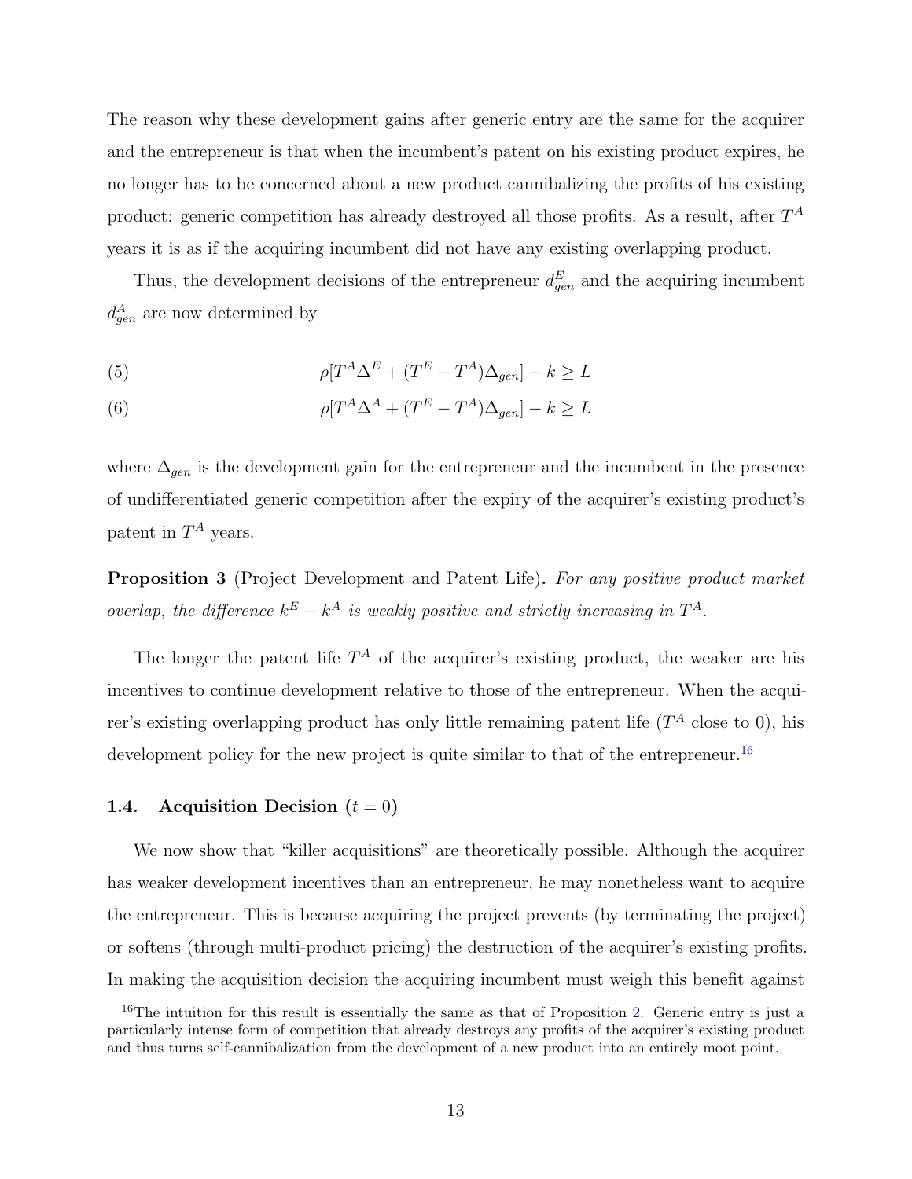The reason why these development gains after generic entry are the same for the acquirer and the entrepreneur is that when the incumbent's patent on his existing product expires, he no longer has to be concerned about a new product cannibalizing the profits of his existing product: generic competition has already destroyed all those profits. As a result, after $T^A$ years it is as if the acquiring incumbent did not have any existing overlapping product.

Thus, the development decisions of the entrepreneur $d^E_{gen}$ and the acquiring incumbent $d^A_{gen}$ are now determined by

$$\rho[T^A \Delta^E + (T^E - T^A)\Delta_{gen}] - k \geq L \tag{5}$$

$$\rho[T^A \Delta^A + (T^E - T^A)\Delta_{gen}] - k \geq L \tag{6}$$

where $\Delta_{gen}$ is the development gain for the entrepreneur and the incumbent in the presence of undifferentiated generic competition after the expiry of the acquirer's existing product's patent in $T^A$ years.

**Proposition 3** (Project Development and Patent Life)**.** *For any positive product market overlap, the difference $k^E - k^A$ is weakly positive and strictly increasing in $T^A$.*

The longer the patent life $T^A$ of the acquirer's existing product, the weaker are his incentives to continue development relative to those of the entrepreneur. When the acquirer's existing overlapping product has only little remaining patent life ($T^A$ close to 0), his development policy for the new project is quite similar to that of the entrepreneur.[16]

### 1.4. Acquisition Decision ($t = 0$)

We now show that "killer acquisitions" are theoretically possible. Although the acquirer has weaker development incentives than an entrepreneur, he may nonetheless want to acquire the entrepreneur. This is because acquiring the project prevents (by terminating the project) or softens (through multi-product pricing) the destruction of the acquirer's existing profits. In making the acquisition decision the acquiring incumbent must weigh this benefit against

[16] The intuition for this result is essentially the same as that of Proposition 2. Generic entry is just a particularly intense form of competition that already destroys any profits of the acquirer's existing product and thus turns self-cannibalization from the development of a new product into an entirely moot point.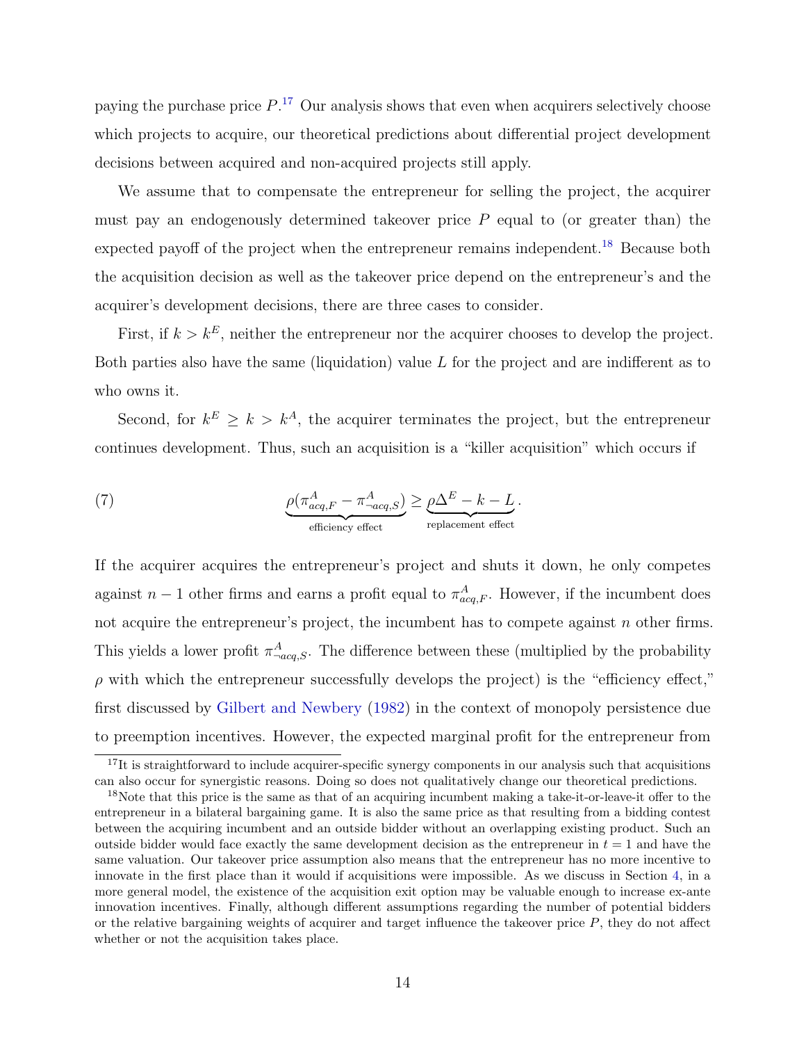paying the purchase price $P$.[17] Our analysis shows that even when acquirers selectively choose which projects to acquire, our theoretical predictions about differential project development decisions between acquired and non-acquired projects still apply.

We assume that to compensate the entrepreneur for selling the project, the acquirer must pay an endogenously determined takeover price $P$ equal to (or greater than) the expected payoff of the project when the entrepreneur remains independent.[18] Because both the acquisition decision as well as the takeover price depend on the entrepreneur's and the acquirer's development decisions, there are three cases to consider.

First, if $k > k^E$, neither the entrepreneur nor the acquirer chooses to develop the project. Both parties also have the same (liquidation) value $L$ for the project and are indifferent as to who owns it.

Second, for $k^E \geq k > k^A$, the acquirer terminates the project, but the entrepreneur continues development. Thus, such an acquisition is a "killer acquisition" which occurs if

$$\underbrace{\rho(\pi^A_{acq,F} - \pi^A_{\neg acq,S})}_{\text{efficiency effect}} \geq \underbrace{\rho\Delta^E - k - L}_{\text{replacement effect}}. \tag{7}$$

If the acquirer acquires the entrepreneur's project and shuts it down, he only competes against $n-1$ other firms and earns a profit equal to $\pi^A_{acq,F}$. However, if the incumbent does not acquire the entrepreneur's project, the incumbent has to compete against $n$ other firms. This yields a lower profit $\pi^A_{\neg acq,S}$. The difference between these (multiplied by the probability $\rho$ with which the entrepreneur successfully develops the project) is the "efficiency effect," first discussed by Gilbert and Newbery (1982) in the context of monopoly persistence due to preemption incentives. However, the expected marginal profit for the entrepreneur from

[17] It is straightforward to include acquirer-specific synergy components in our analysis such that acquisitions can also occur for synergistic reasons. Doing so does not qualitatively change our theoretical predictions.

[18] Note that this price is the same as that of an acquiring incumbent making a take-it-or-leave-it offer to the entrepreneur in a bilateral bargaining game. It is also the same price as that resulting from a bidding contest between the acquiring incumbent and an outside bidder without an overlapping existing product. Such an outside bidder would face exactly the same development decision as the entrepreneur in $t = 1$ and have the same valuation. Our takeover price assumption also means that the entrepreneur has no more incentive to innovate in the first place than it would if acquisitions were impossible. As we discuss in Section 4, in a more general model, the existence of the acquisition exit option may be valuable enough to increase ex-ante innovation incentives. Finally, although different assumptions regarding the number of potential bidders or the relative bargaining weights of acquirer and target influence the takeover price $P$, they do not affect whether or not the acquisition takes place.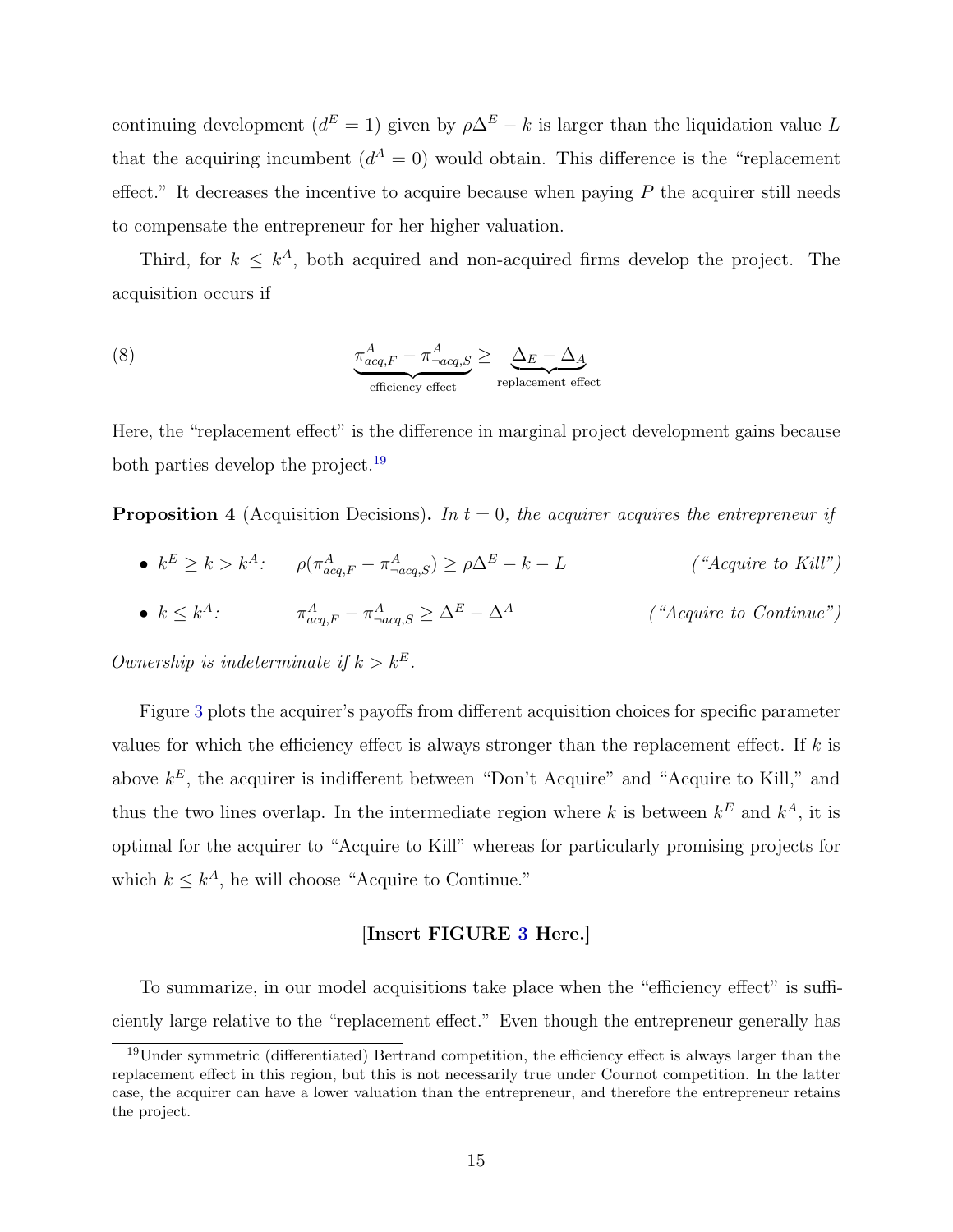continuing development ($d^E = 1$) given by $\rho\Delta^E - k$ is larger than the liquidation value $L$ that the acquiring incumbent ($d^A = 0$) would obtain. This difference is the "replacement effect." It decreases the incentive to acquire because when paying $P$ the acquirer still needs to compensate the entrepreneur for her higher valuation.

Third, for $k \leq k^A$, both acquired and non-acquired firms develop the project. The acquisition occurs if

$$\underbrace{\pi^A_{acq,F} - \pi^A_{\neg acq,S}}_{\text{efficiency effect}} \geq \underbrace{\Delta_E - \Delta_A}_{\text{replacement effect}} \tag{8}$$

Here, the "replacement effect" is the difference in marginal project development gains because both parties develop the project.[19]

**Proposition 4** (Acquisition Decisions)**.** *In $t = 0$, the acquirer acquires the entrepreneur if*

- $k^E \geq k > k^A$: $\quad \rho(\pi^A_{acq,F} - \pi^A_{\neg acq,S}) \geq \rho\Delta^E - k - L \qquad$ *("Acquire to Kill")*
- $k \leq k^A$: $\quad \pi^A_{acq,F} - \pi^A_{\neg acq,S} \geq \Delta^E - \Delta^A \qquad$ *("Acquire to Continue")*

*Ownership is indeterminate if $k > k^E$.*

Figure 3 plots the acquirer's payoffs from different acquisition choices for specific parameter values for which the efficiency effect is always stronger than the replacement effect. If $k$ is above $k^E$, the acquirer is indifferent between "Don't Acquire" and "Acquire to Kill," and thus the two lines overlap. In the intermediate region where $k$ is between $k^E$ and $k^A$, it is optimal for the acquirer to "Acquire to Kill" whereas for particularly promising projects for which $k \leq k^A$, he will choose "Acquire to Continue."

**[Insert FIGURE 3 Here.]**

To summarize, in our model acquisitions take place when the "efficiency effect" is sufficiently large relative to the "replacement effect." Even though the entrepreneur generally has

---

[19] Under symmetric (differentiated) Bertrand competition, the efficiency effect is always larger than the replacement effect in this region, but this is not necessarily true under Cournot competition. In the latter case, the acquirer can have a lower valuation than the entrepreneur, and therefore the entrepreneur retains the project.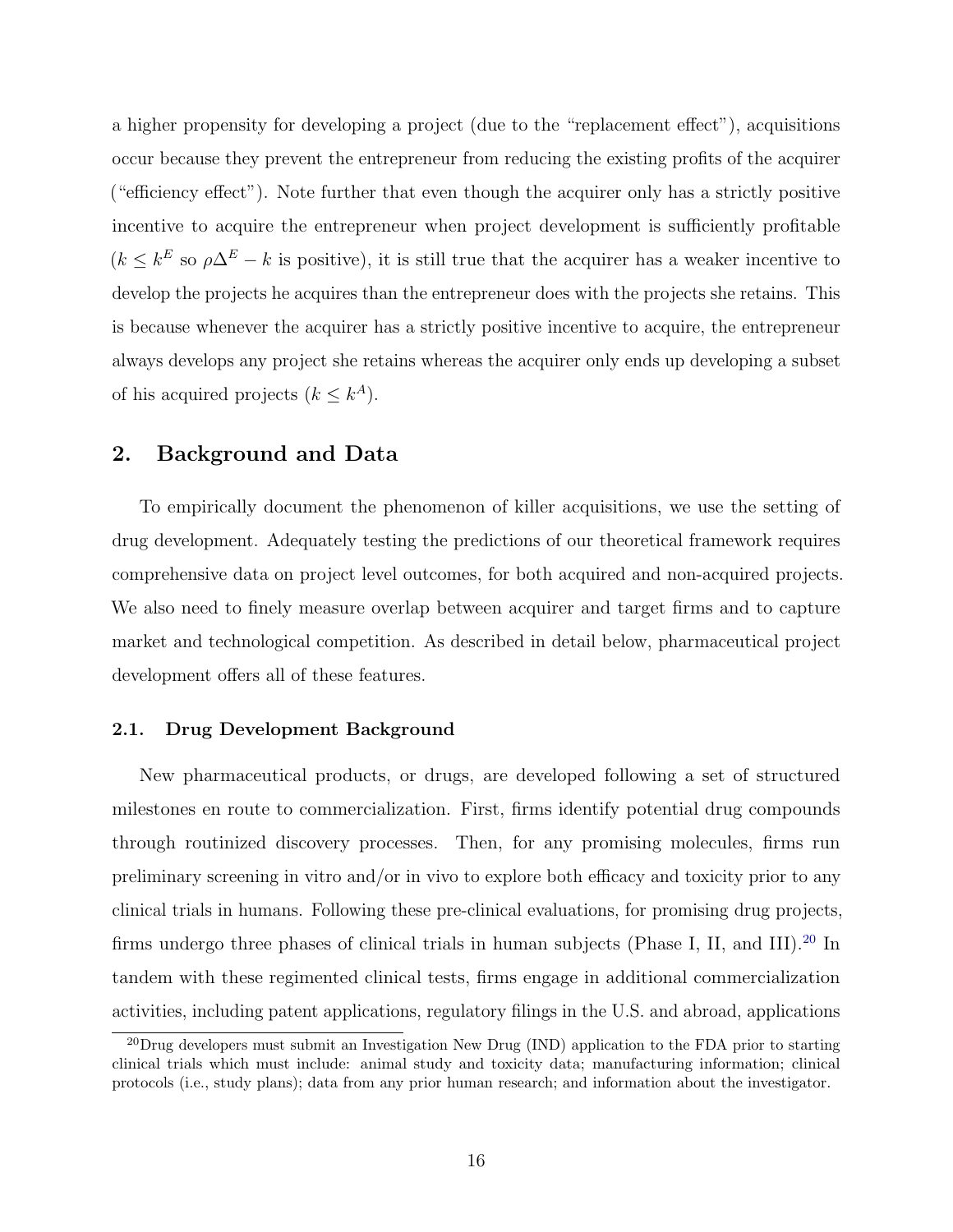a higher propensity for developing a project (due to the "replacement effect"), acquisitions occur because they prevent the entrepreneur from reducing the existing profits of the acquirer ("efficiency effect"). Note further that even though the acquirer only has a strictly positive incentive to acquire the entrepreneur when project development is sufficiently profitable ($k \leq k^E$ so $\rho\Delta^E - k$ is positive), it is still true that the acquirer has a weaker incentive to develop the projects he acquires than the entrepreneur does with the projects she retains. This is because whenever the acquirer has a strictly positive incentive to acquire, the entrepreneur always develops any project she retains whereas the acquirer only ends up developing a subset of his acquired projects ($k \leq k^A$).

## 2. Background and Data

To empirically document the phenomenon of killer acquisitions, we use the setting of drug development. Adequately testing the predictions of our theoretical framework requires comprehensive data on project level outcomes, for both acquired and non-acquired projects. We also need to finely measure overlap between acquirer and target firms and to capture market and technological competition. As described in detail below, pharmaceutical project development offers all of these features.

### 2.1. Drug Development Background

New pharmaceutical products, or drugs, are developed following a set of structured milestones en route to commercialization. First, firms identify potential drug compounds through routinized discovery processes. Then, for any promising molecules, firms run preliminary screening in vitro and/or in vivo to explore both efficacy and toxicity prior to any clinical trials in humans. Following these pre-clinical evaluations, for promising drug projects, firms undergo three phases of clinical trials in human subjects (Phase I, II, and III).[20] In tandem with these regimented clinical tests, firms engage in additional commercialization activities, including patent applications, regulatory filings in the U.S. and abroad, applications

[20] Drug developers must submit an Investigation New Drug (IND) application to the FDA prior to starting clinical trials which must include: animal study and toxicity data; manufacturing information; clinical protocols (i.e., study plans); data from any prior human research; and information about the investigator.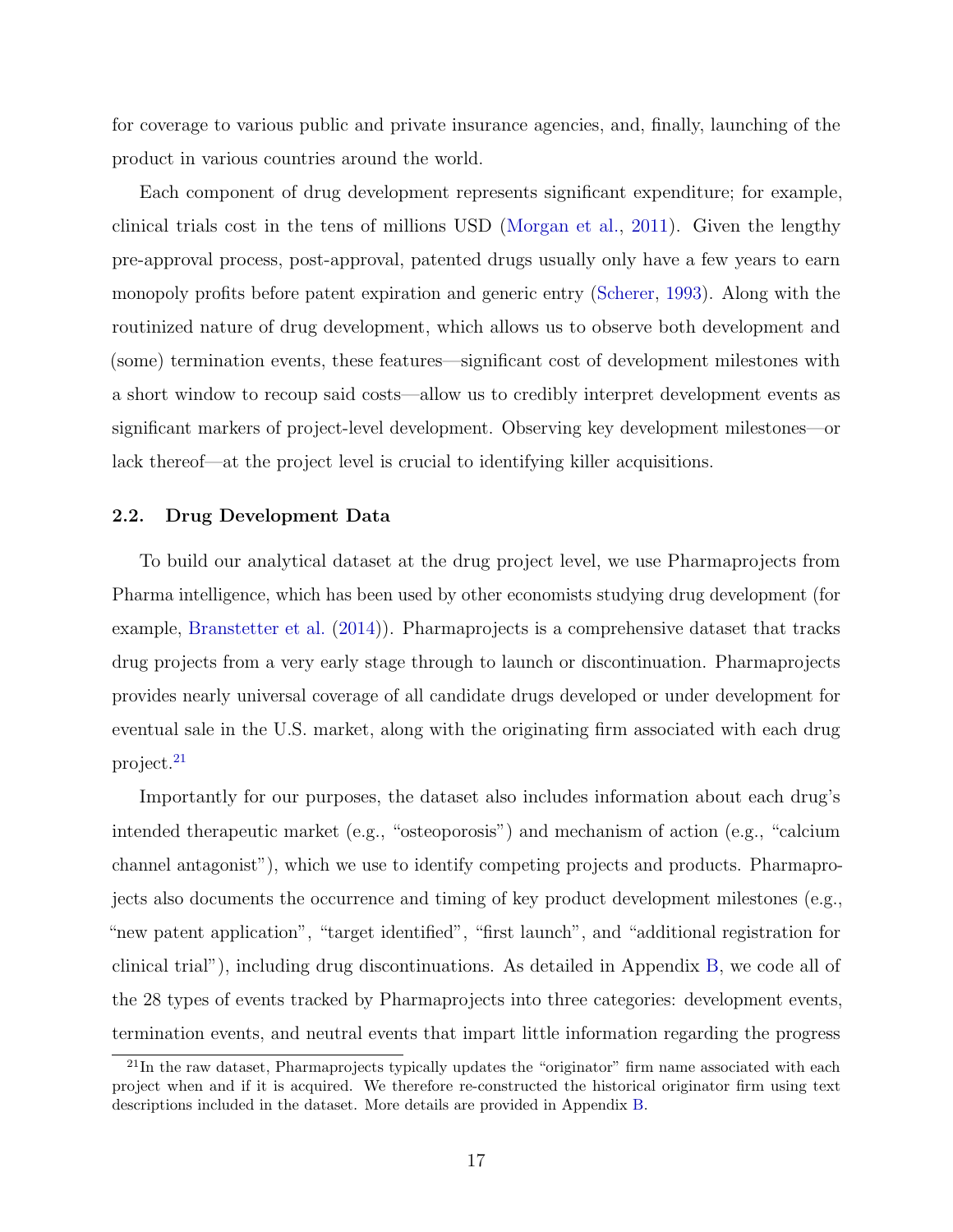for coverage to various public and private insurance agencies, and, finally, launching of the product in various countries around the world.

Each component of drug development represents significant expenditure; for example, clinical trials cost in the tens of millions USD (Morgan et al., 2011). Given the lengthy pre-approval process, post-approval, patented drugs usually only have a few years to earn monopoly profits before patent expiration and generic entry (Scherer, 1993). Along with the routinized nature of drug development, which allows us to observe both development and (some) termination events, these features—significant cost of development milestones with a short window to recoup said costs—allow us to credibly interpret development events as significant markers of project-level development. Observing key development milestones—or lack thereof—at the project level is crucial to identifying killer acquisitions.

### 2.2. Drug Development Data

To build our analytical dataset at the drug project level, we use Pharmaprojects from Pharma intelligence, which has been used by other economists studying drug development (for example, Branstetter et al. (2014)). Pharmaprojects is a comprehensive dataset that tracks drug projects from a very early stage through to launch or discontinuation. Pharmaprojects provides nearly universal coverage of all candidate drugs developed or under development for eventual sale in the U.S. market, along with the originating firm associated with each drug project.[21]

Importantly for our purposes, the dataset also includes information about each drug's intended therapeutic market (e.g., "osteoporosis") and mechanism of action (e.g., "calcium channel antagonist"), which we use to identify competing projects and products. Pharmaprojects also documents the occurrence and timing of key product development milestones (e.g., "new patent application", "target identified", "first launch", and "additional registration for clinical trial"), including drug discontinuations. As detailed in Appendix B, we code all of the 28 types of events tracked by Pharmaprojects into three categories: development events, termination events, and neutral events that impart little information regarding the progress

[21] In the raw dataset, Pharmaprojects typically updates the "originator" firm name associated with each project when and if it is acquired. We therefore re-constructed the historical originator firm using text descriptions included in the dataset. More details are provided in Appendix B.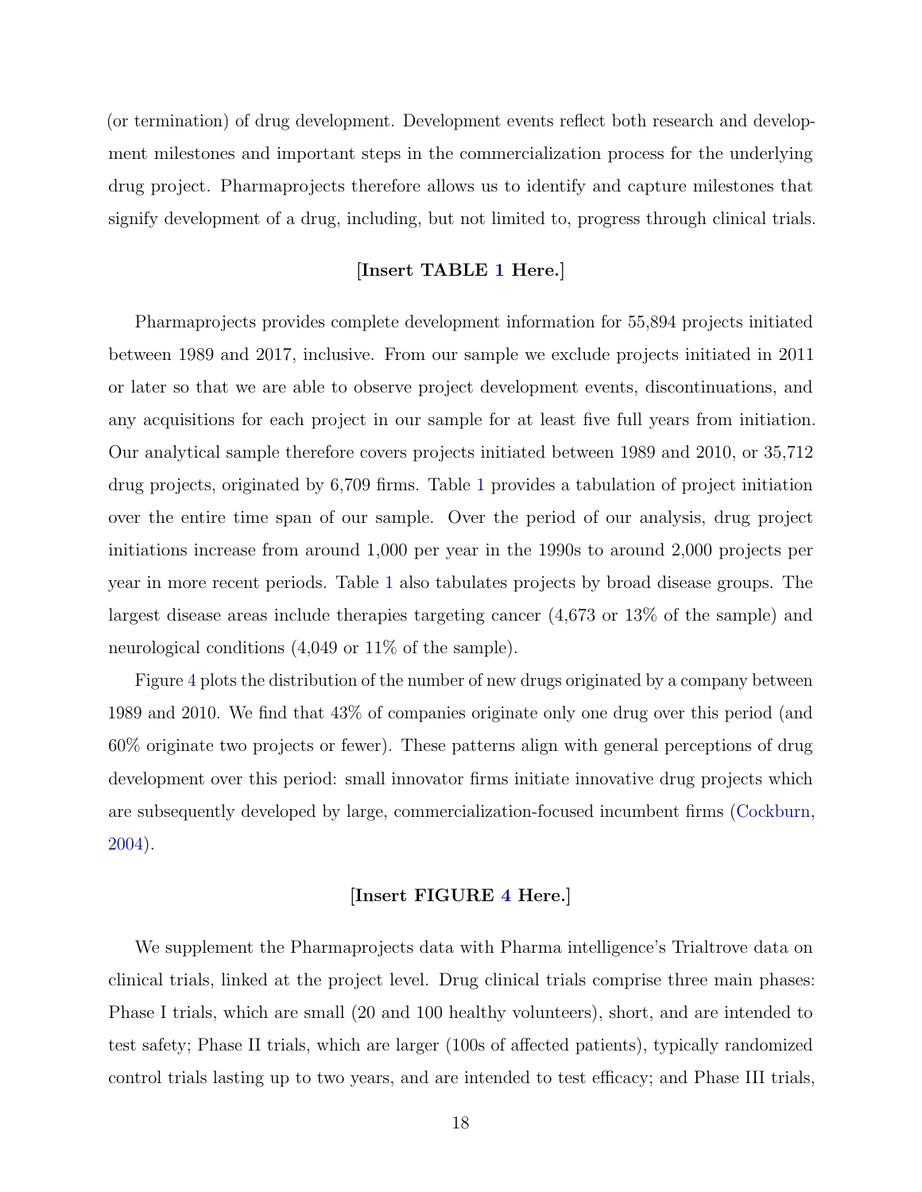(or termination) of drug development. Development events reflect both research and development milestones and important steps in the commercialization process for the underlying drug project. Pharmaprojects therefore allows us to identify and capture milestones that signify development of a drug, including, but not limited to, progress through clinical trials.

**[Insert TABLE 1 Here.]**

Pharmaprojects provides complete development information for 55,894 projects initiated between 1989 and 2017, inclusive. From our sample we exclude projects initiated in 2011 or later so that we are able to observe project development events, discontinuations, and any acquisitions for each project in our sample for at least five full years from initiation. Our analytical sample therefore covers projects initiated between 1989 and 2010, or 35,712 drug projects, originated by 6,709 firms. Table 1 provides a tabulation of project initiation over the entire time span of our sample. Over the period of our analysis, drug project initiations increase from around 1,000 per year in the 1990s to around 2,000 projects per year in more recent periods. Table 1 also tabulates projects by broad disease groups. The largest disease areas include therapies targeting cancer (4,673 or 13% of the sample) and neurological conditions (4,049 or 11% of the sample).

Figure 4 plots the distribution of the number of new drugs originated by a company between 1989 and 2010. We find that 43% of companies originate only one drug over this period (and 60% originate two projects or fewer). These patterns align with general perceptions of drug development over this period: small innovator firms initiate innovative drug projects which are subsequently developed by large, commercialization-focused incumbent firms (Cockburn, 2004).

**[Insert FIGURE 4 Here.]**

We supplement the Pharmaprojects data with Pharma intelligence's Trialtrove data on clinical trials, linked at the project level. Drug clinical trials comprise three main phases: Phase I trials, which are small (20 and 100 healthy volunteers), short, and are intended to test safety; Phase II trials, which are larger (100s of affected patients), typically randomized control trials lasting up to two years, and are intended to test efficacy; and Phase III trials,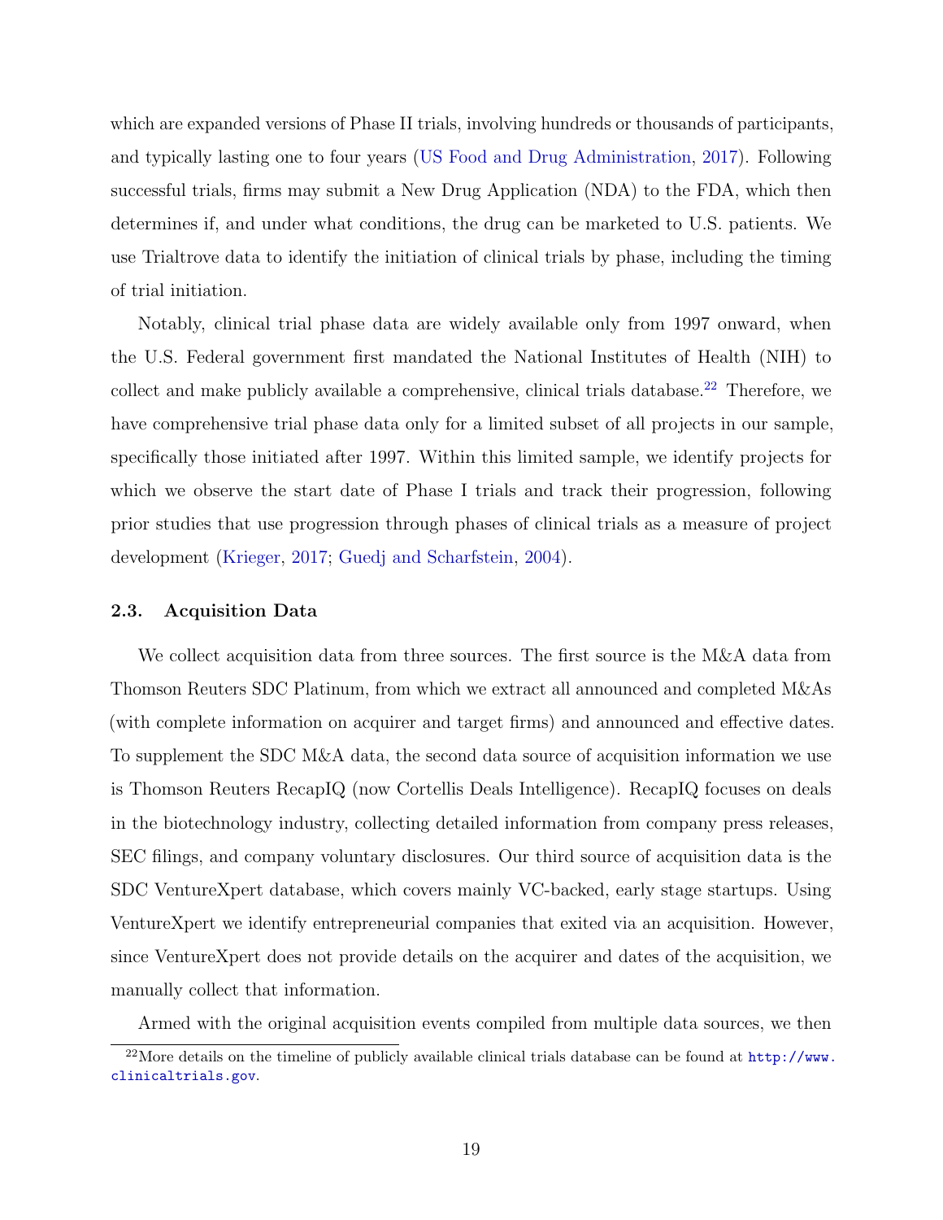which are expanded versions of Phase II trials, involving hundreds or thousands of participants, and typically lasting one to four years (US Food and Drug Administration, 2017). Following successful trials, firms may submit a New Drug Application (NDA) to the FDA, which then determines if, and under what conditions, the drug can be marketed to U.S. patients. We use Trialtrove data to identify the initiation of clinical trials by phase, including the timing of trial initiation.

Notably, clinical trial phase data are widely available only from 1997 onward, when the U.S. Federal government first mandated the National Institutes of Health (NIH) to collect and make publicly available a comprehensive, clinical trials database.[22] Therefore, we have comprehensive trial phase data only for a limited subset of all projects in our sample, specifically those initiated after 1997. Within this limited sample, we identify projects for which we observe the start date of Phase I trials and track their progression, following prior studies that use progression through phases of clinical trials as a measure of project development (Krieger, 2017; Guedj and Scharfstein, 2004).

### 2.3. Acquisition Data

We collect acquisition data from three sources. The first source is the M&A data from Thomson Reuters SDC Platinum, from which we extract all announced and completed M&As (with complete information on acquirer and target firms) and announced and effective dates. To supplement the SDC M&A data, the second data source of acquisition information we use is Thomson Reuters RecapIQ (now Cortellis Deals Intelligence). RecapIQ focuses on deals in the biotechnology industry, collecting detailed information from company press releases, SEC filings, and company voluntary disclosures. Our third source of acquisition data is the SDC VentureXpert database, which covers mainly VC-backed, early stage startups. Using VentureXpert we identify entrepreneurial companies that exited via an acquisition. However, since VentureXpert does not provide details on the acquirer and dates of the acquisition, we manually collect that information.

Armed with the original acquisition events compiled from multiple data sources, we then

[22] More details on the timeline of publicly available clinical trials database can be found at http://www.clinicaltrials.gov.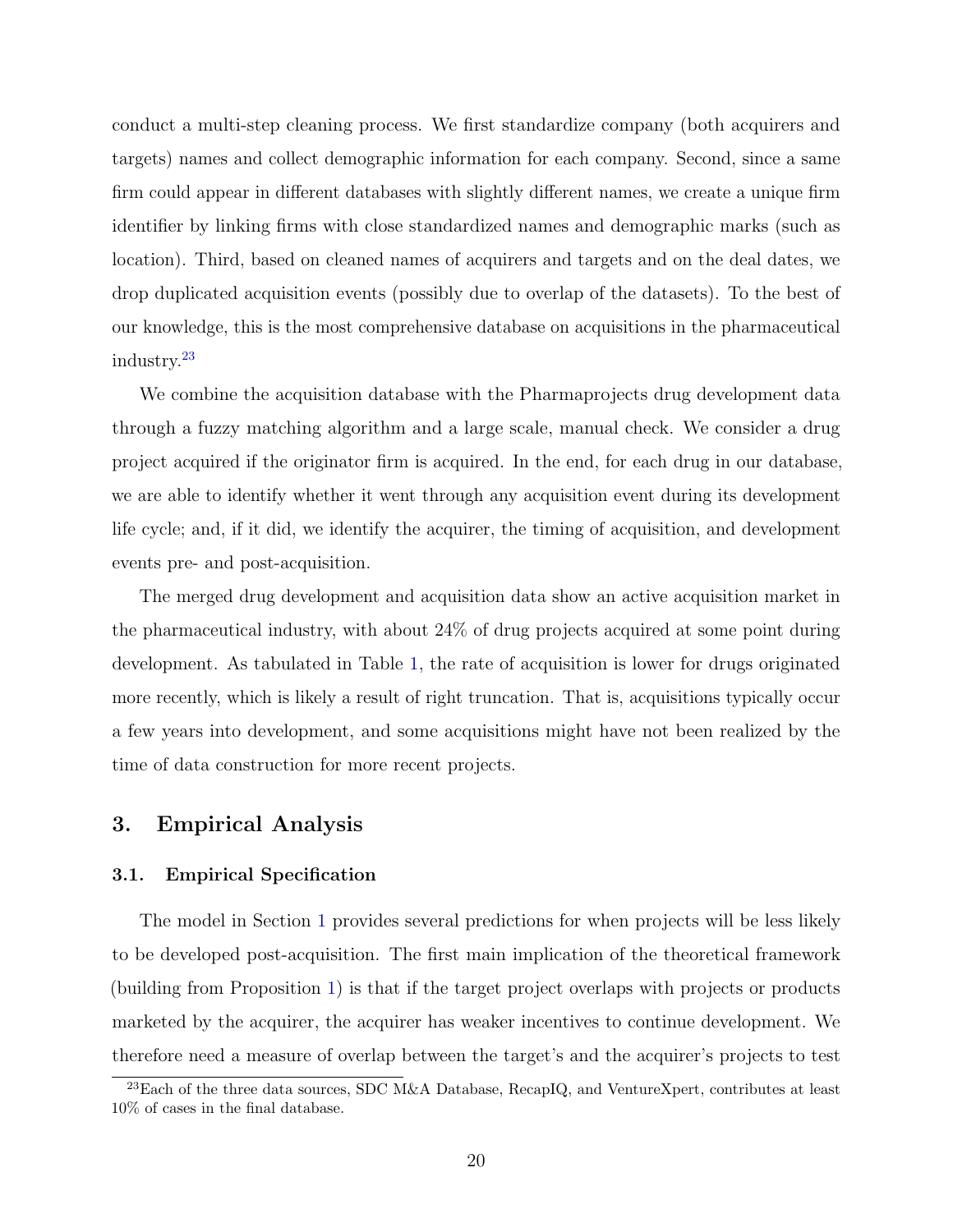conduct a multi-step cleaning process. We first standardize company (both acquirers and targets) names and collect demographic information for each company. Second, since a same firm could appear in different databases with slightly different names, we create a unique firm identifier by linking firms with close standardized names and demographic marks (such as location). Third, based on cleaned names of acquirers and targets and on the deal dates, we drop duplicated acquisition events (possibly due to overlap of the datasets). To the best of our knowledge, this is the most comprehensive database on acquisitions in the pharmaceutical industry.[23]

We combine the acquisition database with the Pharmaprojects drug development data through a fuzzy matching algorithm and a large scale, manual check. We consider a drug project acquired if the originator firm is acquired. In the end, for each drug in our database, we are able to identify whether it went through any acquisition event during its development life cycle; and, if it did, we identify the acquirer, the timing of acquisition, and development events pre- and post-acquisition.

The merged drug development and acquisition data show an active acquisition market in the pharmaceutical industry, with about 24% of drug projects acquired at some point during development. As tabulated in Table 1, the rate of acquisition is lower for drugs originated more recently, which is likely a result of right truncation. That is, acquisitions typically occur a few years into development, and some acquisitions might have not been realized by the time of data construction for more recent projects.

## 3. Empirical Analysis

### 3.1. Empirical Specification

The model in Section 1 provides several predictions for when projects will be less likely to be developed post-acquisition. The first main implication of the theoretical framework (building from Proposition 1) is that if the target project overlaps with projects or products marketed by the acquirer, the acquirer has weaker incentives to continue development. We therefore need a measure of overlap between the target's and the acquirer's projects to test

[23] Each of the three data sources, SDC M&A Database, RecapIQ, and VentureXpert, contributes at least 10% of cases in the final database.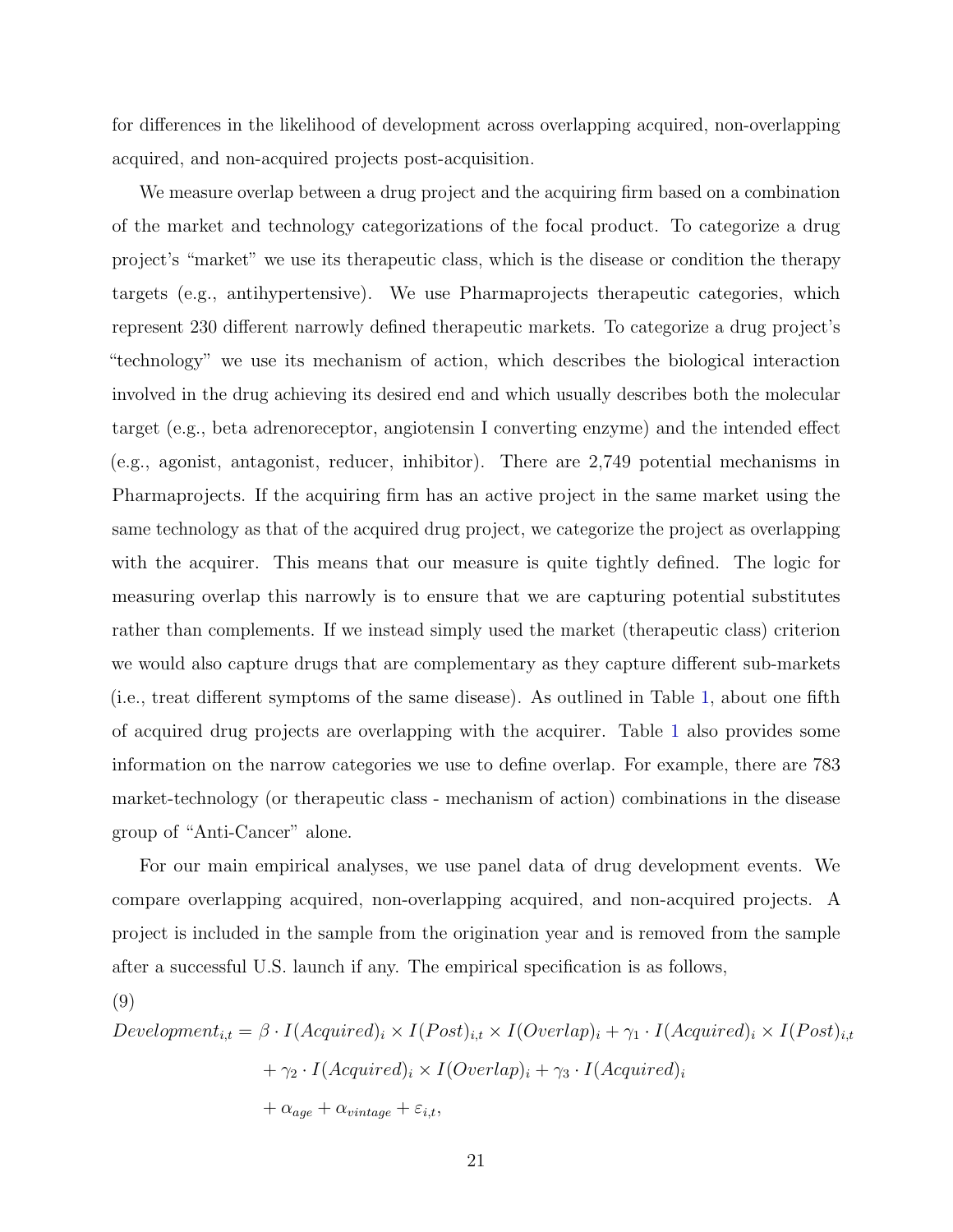for differences in the likelihood of development across overlapping acquired, non-overlapping acquired, and non-acquired projects post-acquisition.

We measure overlap between a drug project and the acquiring firm based on a combination of the market and technology categorizations of the focal product. To categorize a drug project's "market" we use its therapeutic class, which is the disease or condition the therapy targets (e.g., antihypertensive). We use Pharmaprojects therapeutic categories, which represent 230 different narrowly defined therapeutic markets. To categorize a drug project's "technology" we use its mechanism of action, which describes the biological interaction involved in the drug achieving its desired end and which usually describes both the molecular target (e.g., beta adrenoreceptor, angiotensin I converting enzyme) and the intended effect (e.g., agonist, antagonist, reducer, inhibitor). There are 2,749 potential mechanisms in Pharmaprojects. If the acquiring firm has an active project in the same market using the same technology as that of the acquired drug project, we categorize the project as overlapping with the acquirer. This means that our measure is quite tightly defined. The logic for measuring overlap this narrowly is to ensure that we are capturing potential substitutes rather than complements. If we instead simply used the market (therapeutic class) criterion we would also capture drugs that are complementary as they capture different sub-markets (i.e., treat different symptoms of the same disease). As outlined in Table 1, about one fifth of acquired drug projects are overlapping with the acquirer. Table 1 also provides some information on the narrow categories we use to define overlap. For example, there are 783 market-technology (or therapeutic class - mechanism of action) combinations in the disease group of "Anti-Cancer" alone.

For our main empirical analyses, we use panel data of drug development events. We compare overlapping acquired, non-overlapping acquired, and non-acquired projects. A project is included in the sample from the origination year and is removed from the sample after a successful U.S. launch if any. The empirical specification is as follows,

(9)

$$
\begin{aligned}
Development_{i,t} = \; & \beta \cdot I(Acquired)_i \times I(Post)_{i,t} \times I(Overlap)_i + \gamma_1 \cdot I(Acquired)_i \times I(Post)_{i,t} \\
& + \gamma_2 \cdot I(Acquired)_i \times I(Overlap)_i + \gamma_3 \cdot I(Acquired)_i \\
& + \alpha_{age} + \alpha_{vintage} + \varepsilon_{i,t},
\end{aligned}
$$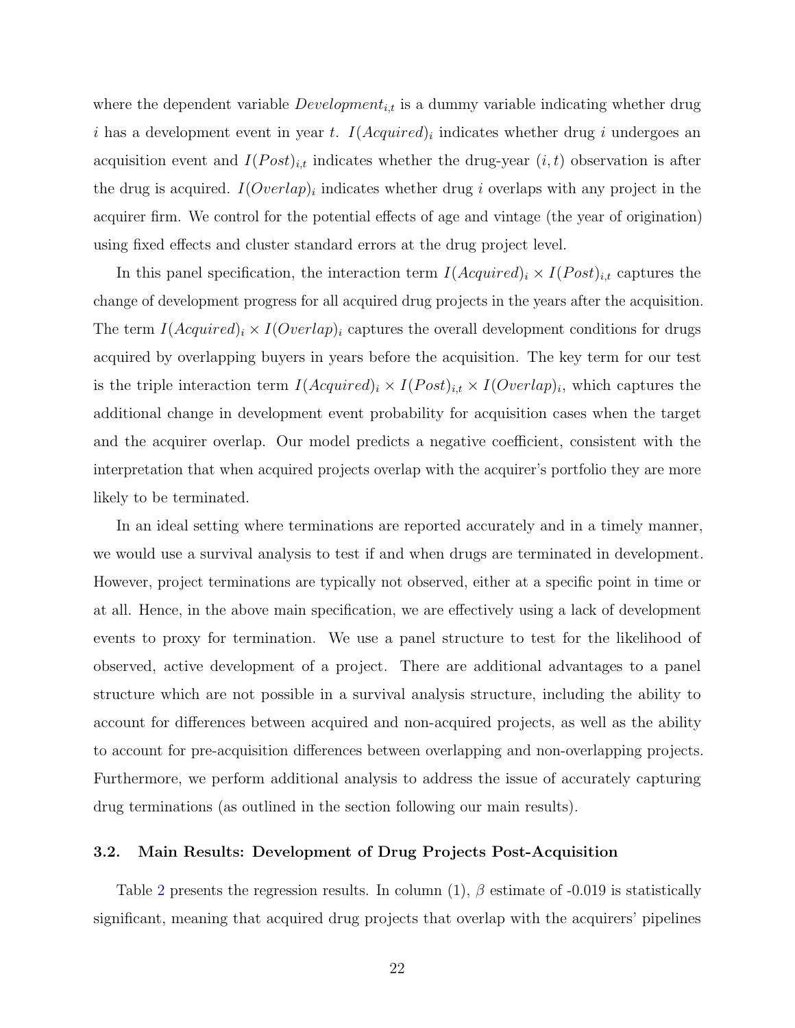where the dependent variable $Development_{i,t}$ is a dummy variable indicating whether drug $i$ has a development event in year $t$. $I(Acquired)_i$ indicates whether drug $i$ undergoes an acquisition event and $I(Post)_{i,t}$ indicates whether the drug-year $(i, t)$ observation is after the drug is acquired. $I(Overlap)_i$ indicates whether drug $i$ overlaps with any project in the acquirer firm. We control for the potential effects of age and vintage (the year of origination) using fixed effects and cluster standard errors at the drug project level.

In this panel specification, the interaction term $I(Acquired)_i \times I(Post)_{i,t}$ captures the change of development progress for all acquired drug projects in the years after the acquisition. The term $I(Acquired)_i \times I(Overlap)_i$ captures the overall development conditions for drugs acquired by overlapping buyers in years before the acquisition. The key term for our test is the triple interaction term $I(Acquired)_i \times I(Post)_{i,t} \times I(Overlap)_i$, which captures the additional change in development event probability for acquisition cases when the target and the acquirer overlap. Our model predicts a negative coefficient, consistent with the interpretation that when acquired projects overlap with the acquirer's portfolio they are more likely to be terminated.

In an ideal setting where terminations are reported accurately and in a timely manner, we would use a survival analysis to test if and when drugs are terminated in development. However, project terminations are typically not observed, either at a specific point in time or at all. Hence, in the above main specification, we are effectively using a lack of development events to proxy for termination. We use a panel structure to test for the likelihood of observed, active development of a project. There are additional advantages to a panel structure which are not possible in a survival analysis structure, including the ability to account for differences between acquired and non-acquired projects, as well as the ability to account for pre-acquisition differences between overlapping and non-overlapping projects. Furthermore, we perform additional analysis to address the issue of accurately capturing drug terminations (as outlined in the section following our main results).

### 3.2. Main Results: Development of Drug Projects Post-Acquisition

Table 2 presents the regression results. In column (1), $\beta$ estimate of -0.019 is statistically significant, meaning that acquired drug projects that overlap with the acquirers' pipelines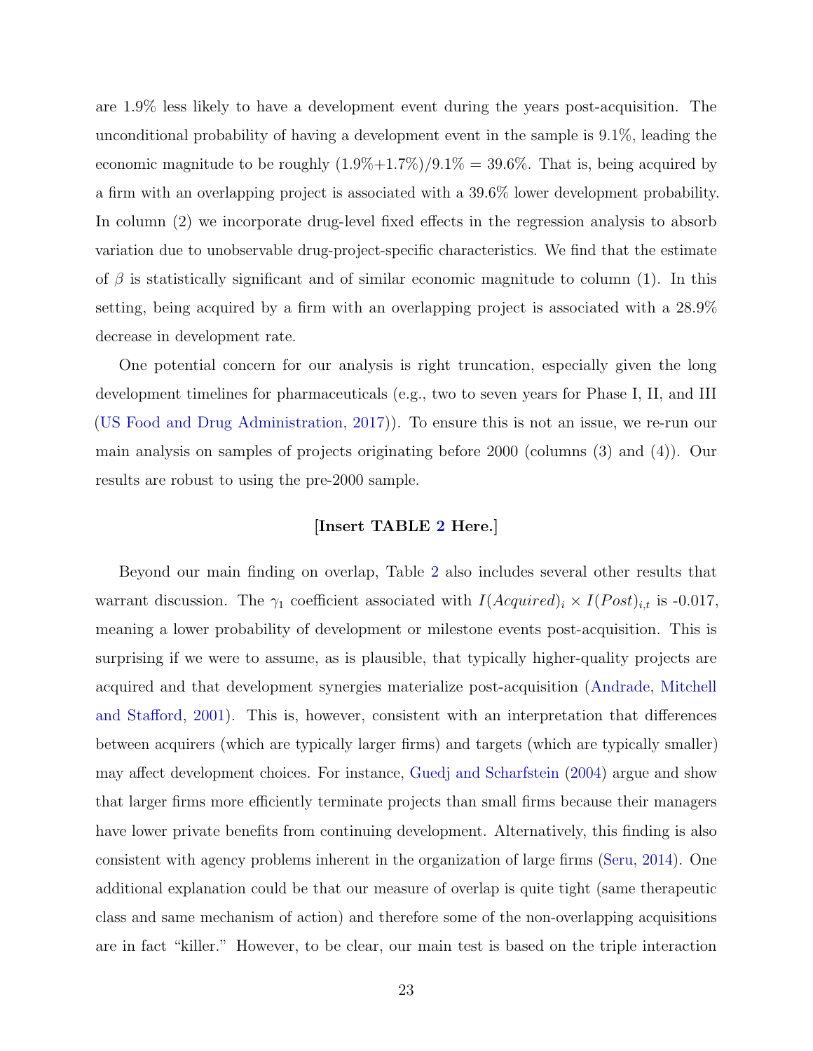are 1.9% less likely to have a development event during the years post-acquisition. The unconditional probability of having a development event in the sample is 9.1%, leading the economic magnitude to be roughly (1.9%+1.7%)/9.1% = 39.6%. That is, being acquired by a firm with an overlapping project is associated with a 39.6% lower development probability. In column (2) we incorporate drug-level fixed effects in the regression analysis to absorb variation due to unobservable drug-project-specific characteristics. We find that the estimate of $\beta$ is statistically significant and of similar economic magnitude to column (1). In this setting, being acquired by a firm with an overlapping project is associated with a 28.9% decrease in development rate.

One potential concern for our analysis is right truncation, especially given the long development timelines for pharmaceuticals (e.g., two to seven years for Phase I, II, and III (US Food and Drug Administration, 2017)). To ensure this is not an issue, we re-run our main analysis on samples of projects originating before 2000 (columns (3) and (4)). Our results are robust to using the pre-2000 sample.

**[Insert TABLE 2 Here.]**

Beyond our main finding on overlap, Table 2 also includes several other results that warrant discussion. The $\gamma_1$ coefficient associated with $I(Acquired)_i \times I(Post)_{i,t}$ is -0.017, meaning a lower probability of development or milestone events post-acquisition. This is surprising if we were to assume, as is plausible, that typically higher-quality projects are acquired and that development synergies materialize post-acquisition (Andrade, Mitchell and Stafford, 2001). This is, however, consistent with an interpretation that differences between acquirers (which are typically larger firms) and targets (which are typically smaller) may affect development choices. For instance, Guedj and Scharfstein (2004) argue and show that larger firms more efficiently terminate projects than small firms because their managers have lower private benefits from continuing development. Alternatively, this finding is also consistent with agency problems inherent in the organization of large firms (Seru, 2014). One additional explanation could be that our measure of overlap is quite tight (same therapeutic class and same mechanism of action) and therefore some of the non-overlapping acquisitions are in fact "killer." However, to be clear, our main test is based on the triple interaction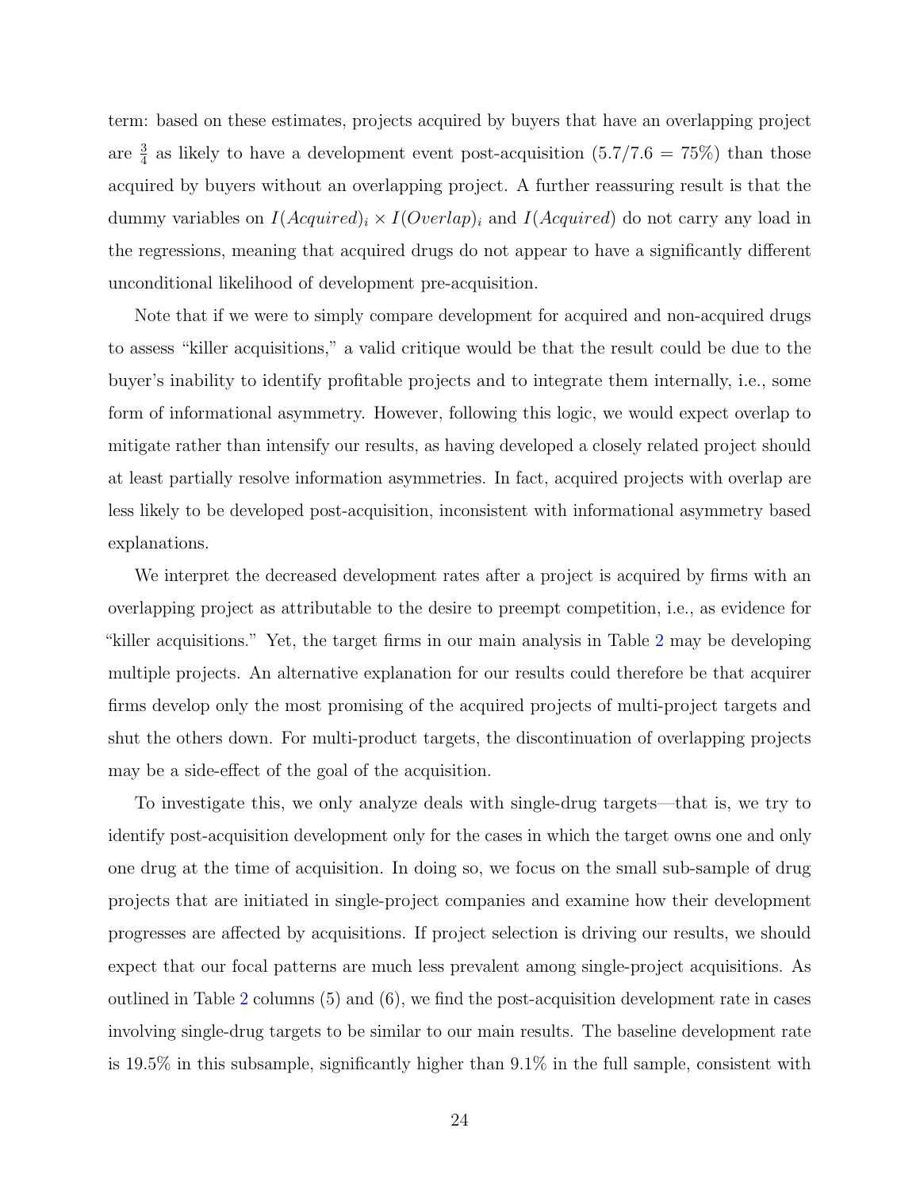term: based on these estimates, projects acquired by buyers that have an overlapping project are $\frac{3}{4}$ as likely to have a development event post-acquisition ($5.7/7.6 = 75\%$) than those acquired by buyers without an overlapping project. A further reassuring result is that the dummy variables on $I(Acquired)_i \times I(Overlap)_i$ and $I(Acquired)$ do not carry any load in the regressions, meaning that acquired drugs do not appear to have a significantly different unconditional likelihood of development pre-acquisition.

Note that if we were to simply compare development for acquired and non-acquired drugs to assess "killer acquisitions," a valid critique would be that the result could be due to the buyer's inability to identify profitable projects and to integrate them internally, i.e., some form of informational asymmetry. However, following this logic, we would expect overlap to mitigate rather than intensify our results, as having developed a closely related project should at least partially resolve information asymmetries. In fact, acquired projects with overlap are less likely to be developed post-acquisition, inconsistent with informational asymmetry based explanations.

We interpret the decreased development rates after a project is acquired by firms with an overlapping project as attributable to the desire to preempt competition, i.e., as evidence for "killer acquisitions." Yet, the target firms in our main analysis in Table 2 may be developing multiple projects. An alternative explanation for our results could therefore be that acquirer firms develop only the most promising of the acquired projects of multi-project targets and shut the others down. For multi-product targets, the discontinuation of overlapping projects may be a side-effect of the goal of the acquisition.

To investigate this, we only analyze deals with single-drug targets—that is, we try to identify post-acquisition development only for the cases in which the target owns one and only one drug at the time of acquisition. In doing so, we focus on the small sub-sample of drug projects that are initiated in single-project companies and examine how their development progresses are affected by acquisitions. If project selection is driving our results, we should expect that our focal patterns are much less prevalent among single-project acquisitions. As outlined in Table 2 columns (5) and (6), we find the post-acquisition development rate in cases involving single-drug targets to be similar to our main results. The baseline development rate is 19.5% in this subsample, significantly higher than 9.1% in the full sample, consistent with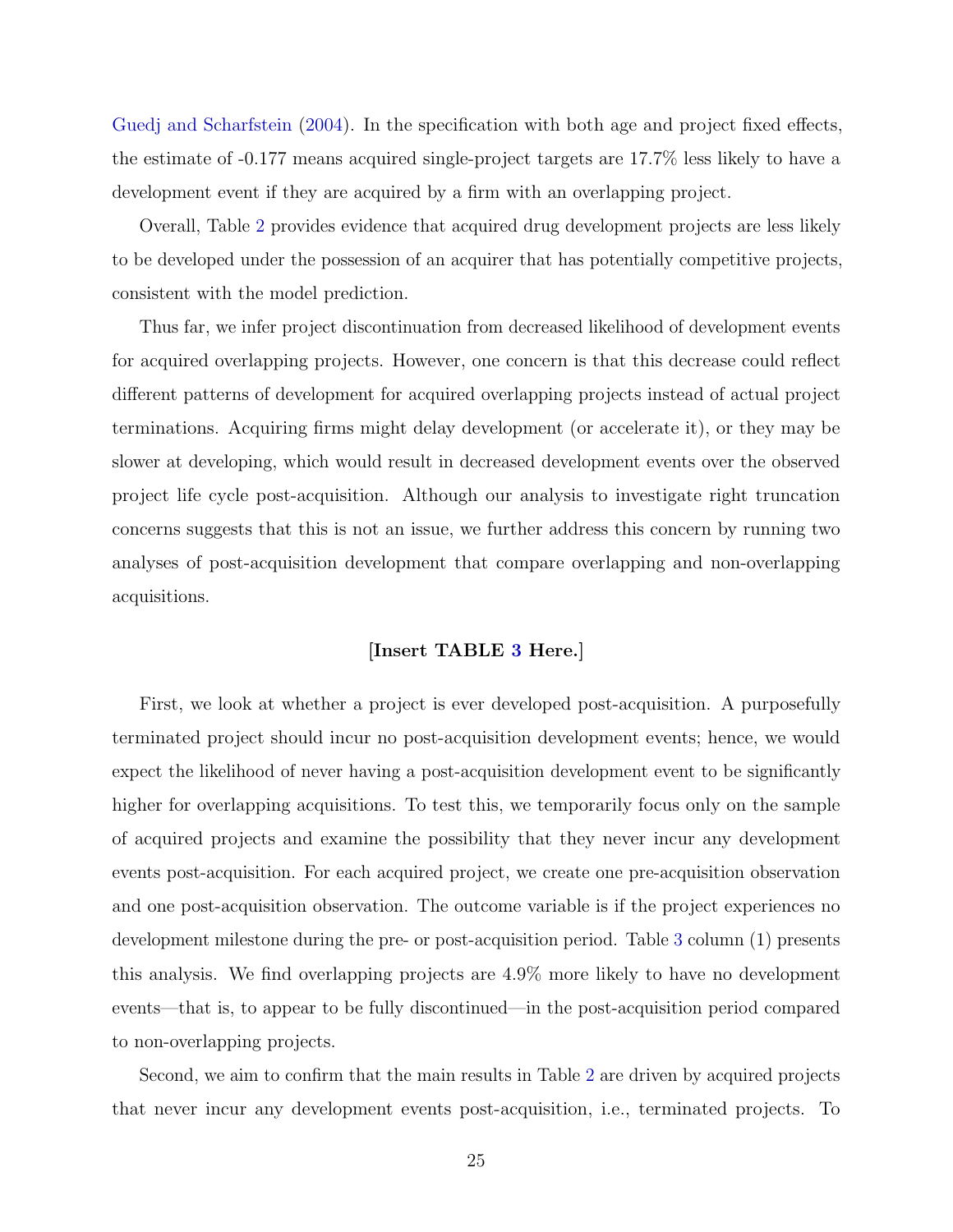Guedj and Scharfstein (2004). In the specification with both age and project fixed effects, the estimate of -0.177 means acquired single-project targets are 17.7% less likely to have a development event if they are acquired by a firm with an overlapping project.

Overall, Table 2 provides evidence that acquired drug development projects are less likely to be developed under the possession of an acquirer that has potentially competitive projects, consistent with the model prediction.

Thus far, we infer project discontinuation from decreased likelihood of development events for acquired overlapping projects. However, one concern is that this decrease could reflect different patterns of development for acquired overlapping projects instead of actual project terminations. Acquiring firms might delay development (or accelerate it), or they may be slower at developing, which would result in decreased development events over the observed project life cycle post-acquisition. Although our analysis to investigate right truncation concerns suggests that this is not an issue, we further address this concern by running two analyses of post-acquisition development that compare overlapping and non-overlapping acquisitions.

**[Insert TABLE 3 Here.]**

First, we look at whether a project is ever developed post-acquisition. A purposefully terminated project should incur no post-acquisition development events; hence, we would expect the likelihood of never having a post-acquisition development event to be significantly higher for overlapping acquisitions. To test this, we temporarily focus only on the sample of acquired projects and examine the possibility that they never incur any development events post-acquisition. For each acquired project, we create one pre-acquisition observation and one post-acquisition observation. The outcome variable is if the project experiences no development milestone during the pre- or post-acquisition period. Table 3 column (1) presents this analysis. We find overlapping projects are 4.9% more likely to have no development events—that is, to appear to be fully discontinued—in the post-acquisition period compared to non-overlapping projects.

Second, we aim to confirm that the main results in Table 2 are driven by acquired projects that never incur any development events post-acquisition, i.e., terminated projects. To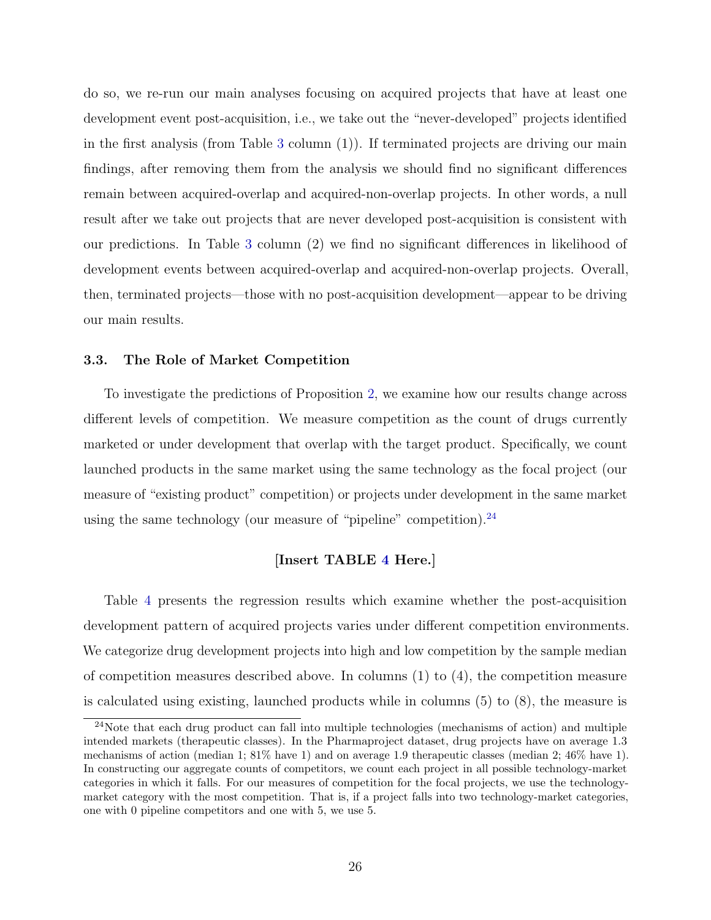do so, we re-run our main analyses focusing on acquired projects that have at least one development event post-acquisition, i.e., we take out the "never-developed" projects identified in the first analysis (from Table 3 column (1)). If terminated projects are driving our main findings, after removing them from the analysis we should find no significant differences remain between acquired-overlap and acquired-non-overlap projects. In other words, a null result after we take out projects that are never developed post-acquisition is consistent with our predictions. In Table 3 column (2) we find no significant differences in likelihood of development events between acquired-overlap and acquired-non-overlap projects. Overall, then, terminated projects—those with no post-acquisition development—appear to be driving our main results.

### 3.3. The Role of Market Competition

To investigate the predictions of Proposition 2, we examine how our results change across different levels of competition. We measure competition as the count of drugs currently marketed or under development that overlap with the target product. Specifically, we count launched products in the same market using the same technology as the focal project (our measure of "existing product" competition) or projects under development in the same market using the same technology (our measure of "pipeline" competition).[24]

**[Insert TABLE 4 Here.]**

Table 4 presents the regression results which examine whether the post-acquisition development pattern of acquired projects varies under different competition environments. We categorize drug development projects into high and low competition by the sample median of competition measures described above. In columns (1) to (4), the competition measure is calculated using existing, launched products while in columns (5) to (8), the measure is

[24] Note that each drug product can fall into multiple technologies (mechanisms of action) and multiple intended markets (therapeutic classes). In the Pharmaproject dataset, drug projects have on average 1.3 mechanisms of action (median 1; 81% have 1) and on average 1.9 therapeutic classes (median 2; 46% have 1). In constructing our aggregate counts of competitors, we count each project in all possible technology-market categories in which it falls. For our measures of competition for the focal projects, we use the technology-market category with the most competition. That is, if a project falls into two technology-market categories, one with 0 pipeline competitors and one with 5, we use 5.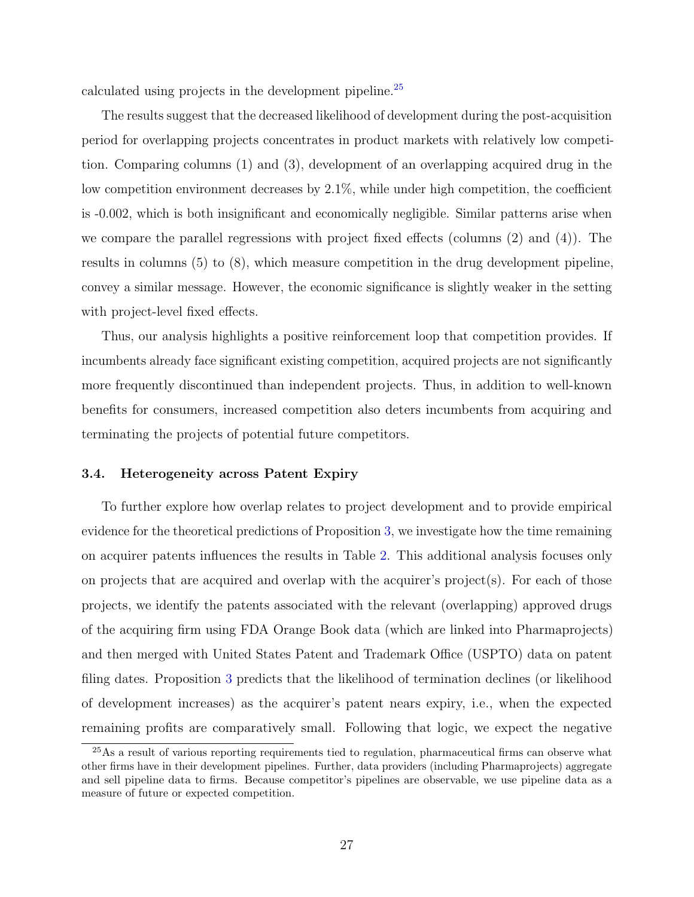calculated using projects in the development pipeline.[25]

The results suggest that the decreased likelihood of development during the post-acquisition period for overlapping projects concentrates in product markets with relatively low competition. Comparing columns (1) and (3), development of an overlapping acquired drug in the low competition environment decreases by 2.1%, while under high competition, the coefficient is -0.002, which is both insignificant and economically negligible. Similar patterns arise when we compare the parallel regressions with project fixed effects (columns (2) and (4)). The results in columns (5) to (8), which measure competition in the drug development pipeline, convey a similar message. However, the economic significance is slightly weaker in the setting with project-level fixed effects.

Thus, our analysis highlights a positive reinforcement loop that competition provides. If incumbents already face significant existing competition, acquired projects are not significantly more frequently discontinued than independent projects. Thus, in addition to well-known benefits for consumers, increased competition also deters incumbents from acquiring and terminating the projects of potential future competitors.

### 3.4. Heterogeneity across Patent Expiry

To further explore how overlap relates to project development and to provide empirical evidence for the theoretical predictions of Proposition 3, we investigate how the time remaining on acquirer patents influences the results in Table 2. This additional analysis focuses only on projects that are acquired and overlap with the acquirer's project(s). For each of those projects, we identify the patents associated with the relevant (overlapping) approved drugs of the acquiring firm using FDA Orange Book data (which are linked into Pharmaprojects) and then merged with United States Patent and Trademark Office (USPTO) data on patent filing dates. Proposition 3 predicts that the likelihood of termination declines (or likelihood of development increases) as the acquirer's patent nears expiry, i.e., when the expected remaining profits are comparatively small. Following that logic, we expect the negative

[25] As a result of various reporting requirements tied to regulation, pharmaceutical firms can observe what other firms have in their development pipelines. Further, data providers (including Pharmaprojects) aggregate and sell pipeline data to firms. Because competitor's pipelines are observable, we use pipeline data as a measure of future or expected competition.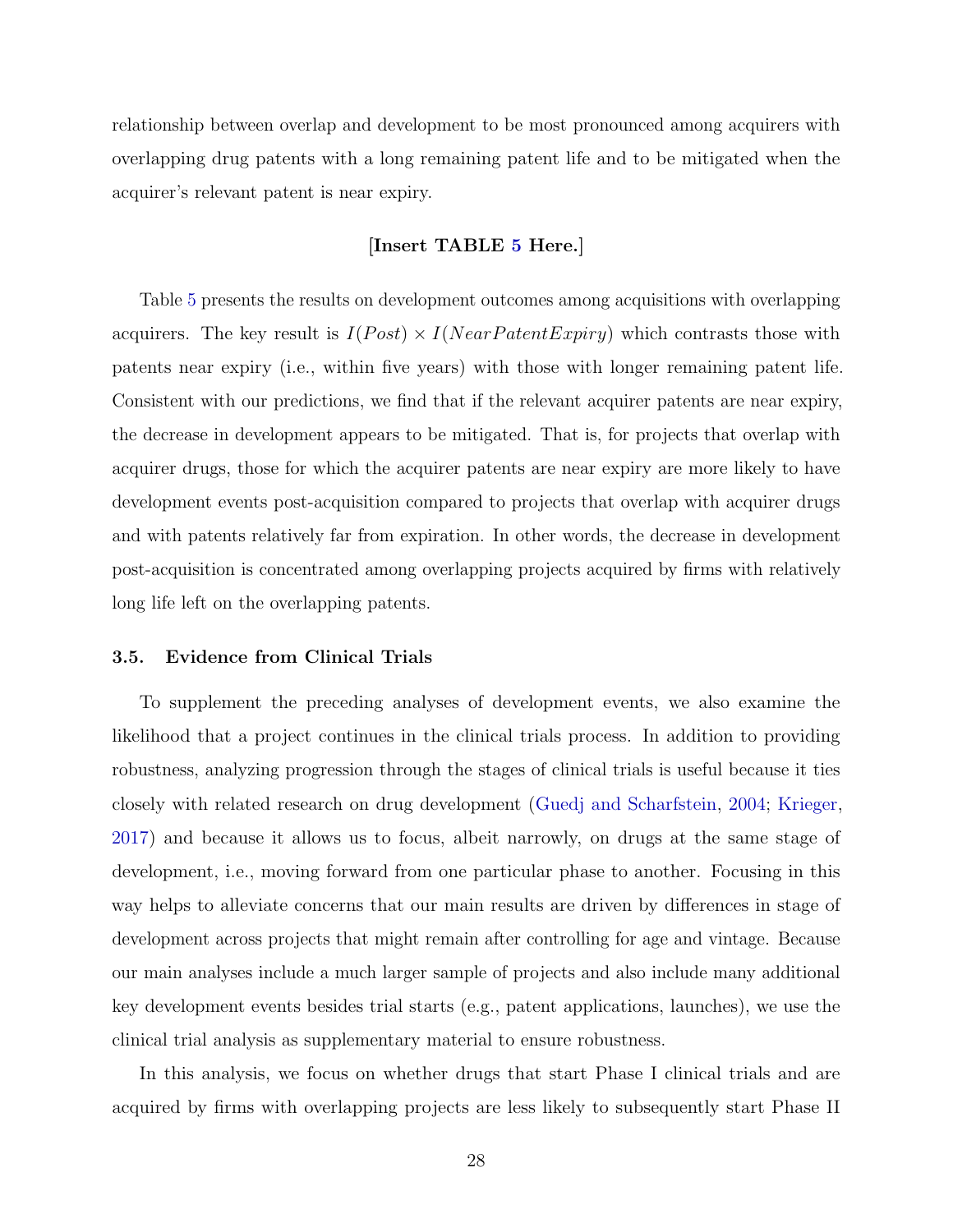relationship between overlap and development to be most pronounced among acquirers with overlapping drug patents with a long remaining patent life and to be mitigated when the acquirer's relevant patent is near expiry.

**[Insert TABLE 5 Here.]**

Table 5 presents the results on development outcomes among acquisitions with overlapping acquirers. The key result is $I(Post) \times I(NearPatentExpiry)$ which contrasts those with patents near expiry (i.e., within five years) with those with longer remaining patent life. Consistent with our predictions, we find that if the relevant acquirer patents are near expiry, the decrease in development appears to be mitigated. That is, for projects that overlap with acquirer drugs, those for which the acquirer patents are near expiry are more likely to have development events post-acquisition compared to projects that overlap with acquirer drugs and with patents relatively far from expiration. In other words, the decrease in development post-acquisition is concentrated among overlapping projects acquired by firms with relatively long life left on the overlapping patents.

### 3.5. Evidence from Clinical Trials

To supplement the preceding analyses of development events, we also examine the likelihood that a project continues in the clinical trials process. In addition to providing robustness, analyzing progression through the stages of clinical trials is useful because it ties closely with related research on drug development (Guedj and Scharfstein, 2004; Krieger, 2017) and because it allows us to focus, albeit narrowly, on drugs at the same stage of development, i.e., moving forward from one particular phase to another. Focusing in this way helps to alleviate concerns that our main results are driven by differences in stage of development across projects that might remain after controlling for age and vintage. Because our main analyses include a much larger sample of projects and also include many additional key development events besides trial starts (e.g., patent applications, launches), we use the clinical trial analysis as supplementary material to ensure robustness.

In this analysis, we focus on whether drugs that start Phase I clinical trials and are acquired by firms with overlapping projects are less likely to subsequently start Phase II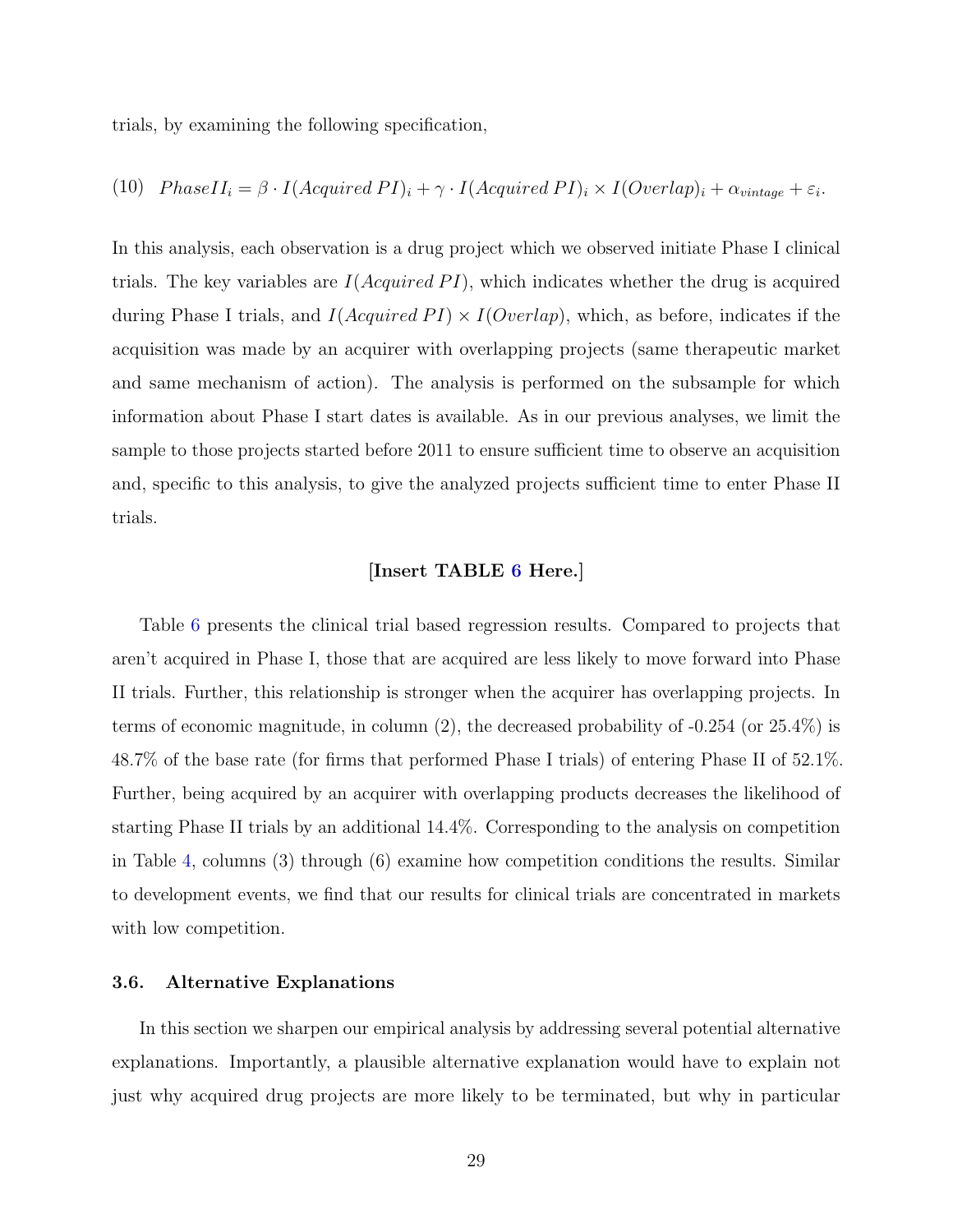trials, by examining the following specification,

$$(10) \quad PhaseII_i = \beta \cdot I(Acquired\,PI)_i + \gamma \cdot I(Acquired\,PI)_i \times I(Overlap)_i + \alpha_{vintage} + \varepsilon_i.$$

In this analysis, each observation is a drug project which we observed initiate Phase I clinical trials. The key variables are $I(Acquired\,PI)$, which indicates whether the drug is acquired during Phase I trials, and $I(Acquired\,PI) \times I(Overlap)$, which, as before, indicates if the acquisition was made by an acquirer with overlapping projects (same therapeutic market and same mechanism of action). The analysis is performed on the subsample for which information about Phase I start dates is available. As in our previous analyses, we limit the sample to those projects started before 2011 to ensure sufficient time to observe an acquisition and, specific to this analysis, to give the analyzed projects sufficient time to enter Phase II trials.

**[Insert TABLE 6 Here.]**

Table 6 presents the clinical trial based regression results. Compared to projects that aren't acquired in Phase I, those that are acquired are less likely to move forward into Phase II trials. Further, this relationship is stronger when the acquirer has overlapping projects. In terms of economic magnitude, in column (2), the decreased probability of -0.254 (or 25.4%) is 48.7% of the base rate (for firms that performed Phase I trials) of entering Phase II of 52.1%. Further, being acquired by an acquirer with overlapping products decreases the likelihood of starting Phase II trials by an additional 14.4%. Corresponding to the analysis on competition in Table 4, columns (3) through (6) examine how competition conditions the results. Similar to development events, we find that our results for clinical trials are concentrated in markets with low competition.

### 3.6. Alternative Explanations

In this section we sharpen our empirical analysis by addressing several potential alternative explanations. Importantly, a plausible alternative explanation would have to explain not just why acquired drug projects are more likely to be terminated, but why in particular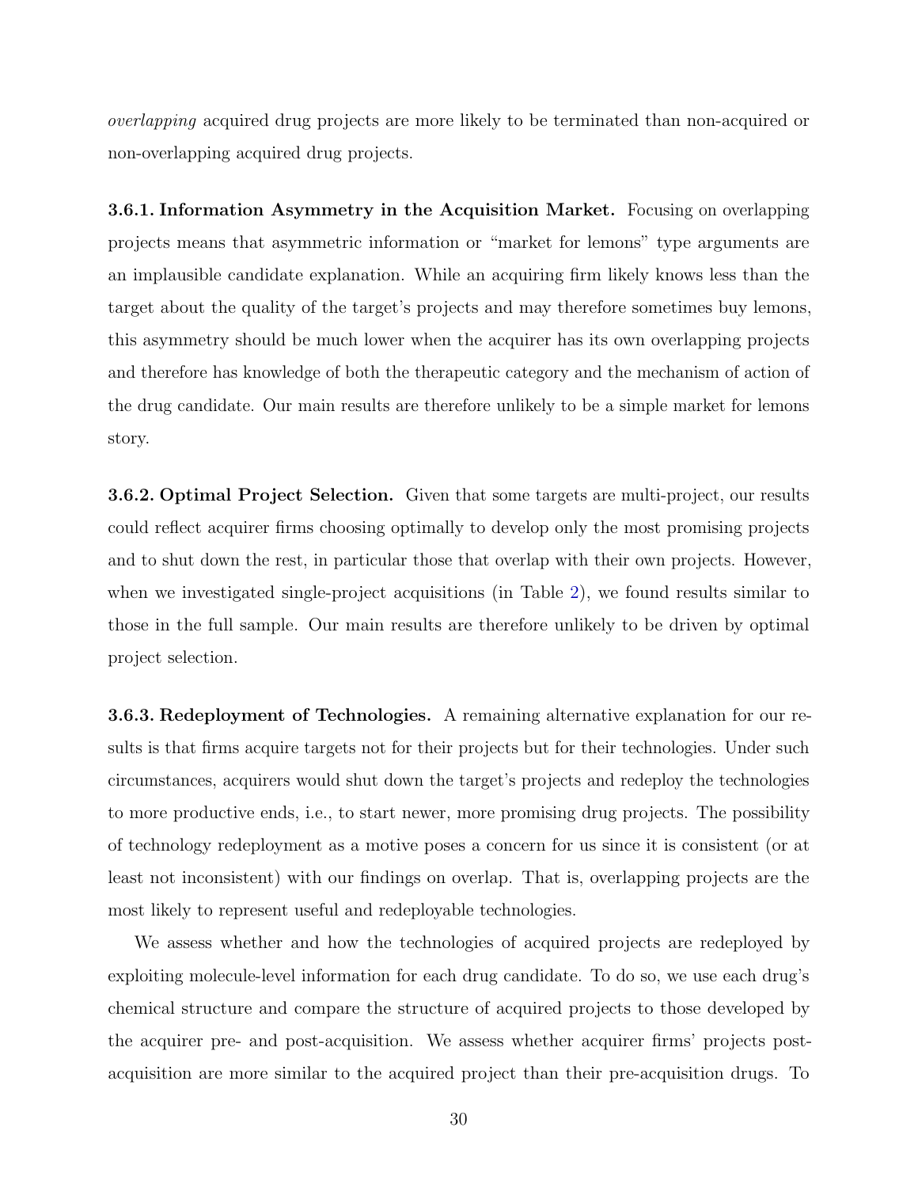*overlapping* acquired drug projects are more likely to be terminated than non-acquired or non-overlapping acquired drug projects.

**3.6.1. Information Asymmetry in the Acquisition Market.** Focusing on overlapping projects means that asymmetric information or "market for lemons" type arguments are an implausible candidate explanation. While an acquiring firm likely knows less than the target about the quality of the target's projects and may therefore sometimes buy lemons, this asymmetry should be much lower when the acquirer has its own overlapping projects and therefore has knowledge of both the therapeutic category and the mechanism of action of the drug candidate. Our main results are therefore unlikely to be a simple market for lemons story.

**3.6.2. Optimal Project Selection.** Given that some targets are multi-project, our results could reflect acquirer firms choosing optimally to develop only the most promising projects and to shut down the rest, in particular those that overlap with their own projects. However, when we investigated single-project acquisitions (in Table 2), we found results similar to those in the full sample. Our main results are therefore unlikely to be driven by optimal project selection.

**3.6.3. Redeployment of Technologies.** A remaining alternative explanation for our results is that firms acquire targets not for their projects but for their technologies. Under such circumstances, acquirers would shut down the target's projects and redeploy the technologies to more productive ends, i.e., to start newer, more promising drug projects. The possibility of technology redeployment as a motive poses a concern for us since it is consistent (or at least not inconsistent) with our findings on overlap. That is, overlapping projects are the most likely to represent useful and redeployable technologies.

We assess whether and how the technologies of acquired projects are redeployed by exploiting molecule-level information for each drug candidate. To do so, we use each drug's chemical structure and compare the structure of acquired projects to those developed by the acquirer pre- and post-acquisition. We assess whether acquirer firms' projects post-acquisition are more similar to the acquired project than their pre-acquisition drugs. To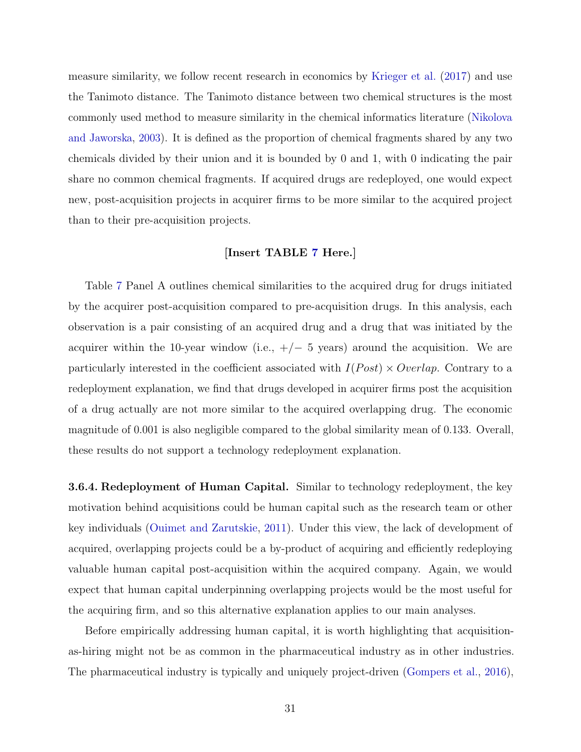measure similarity, we follow recent research in economics by Krieger et al. (2017) and use the Tanimoto distance. The Tanimoto distance between two chemical structures is the most commonly used method to measure similarity in the chemical informatics literature (Nikolova and Jaworska, 2003). It is defined as the proportion of chemical fragments shared by any two chemicals divided by their union and it is bounded by 0 and 1, with 0 indicating the pair share no common chemical fragments. If acquired drugs are redeployed, one would expect new, post-acquisition projects in acquirer firms to be more similar to the acquired project than to their pre-acquisition projects.

**[Insert TABLE 7 Here.]**

Table 7 Panel A outlines chemical similarities to the acquired drug for drugs initiated by the acquirer post-acquisition compared to pre-acquisition drugs. In this analysis, each observation is a pair consisting of an acquired drug and a drug that was initiated by the acquirer within the 10-year window (i.e., +/− 5 years) around the acquisition. We are particularly interested in the coefficient associated with $I(Post) \times Overlap$. Contrary to a redeployment explanation, we find that drugs developed in acquirer firms post the acquisition of a drug actually are not more similar to the acquired overlapping drug. The economic magnitude of 0.001 is also negligible compared to the global similarity mean of 0.133. Overall, these results do not support a technology redeployment explanation.

**3.6.4. Redeployment of Human Capital.** Similar to technology redeployment, the key motivation behind acquisitions could be human capital such as the research team or other key individuals (Ouimet and Zarutskie, 2011). Under this view, the lack of development of acquired, overlapping projects could be a by-product of acquiring and efficiently redeploying valuable human capital post-acquisition within the acquired company. Again, we would expect that human capital underpinning overlapping projects would be the most useful for the acquiring firm, and so this alternative explanation applies to our main analyses.

Before empirically addressing human capital, it is worth highlighting that acquisition-as-hiring might not be as common in the pharmaceutical industry as in other industries. The pharmaceutical industry is typically and uniquely project-driven (Gompers et al., 2016),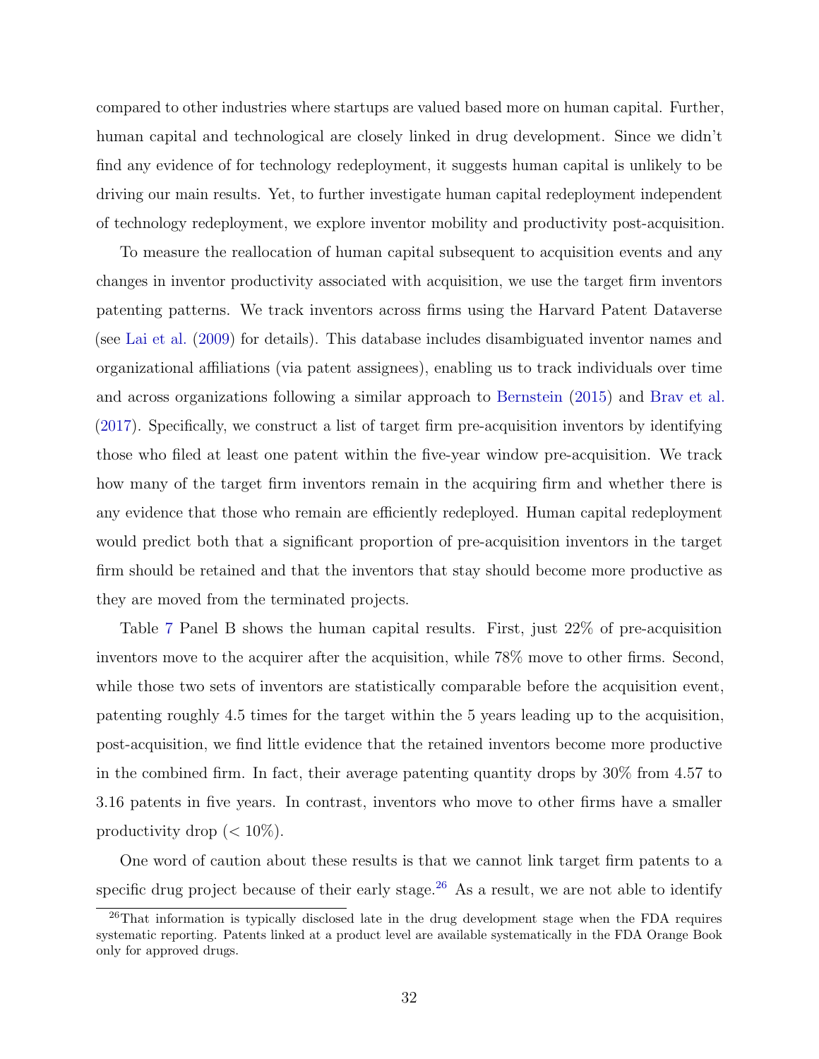compared to other industries where startups are valued based more on human capital. Further, human capital and technological are closely linked in drug development. Since we didn't find any evidence of for technology redeployment, it suggests human capital is unlikely to be driving our main results. Yet, to further investigate human capital redeployment independent of technology redeployment, we explore inventor mobility and productivity post-acquisition.

To measure the reallocation of human capital subsequent to acquisition events and any changes in inventor productivity associated with acquisition, we use the target firm inventors patenting patterns. We track inventors across firms using the Harvard Patent Dataverse (see Lai et al. (2009) for details). This database includes disambiguated inventor names and organizational affiliations (via patent assignees), enabling us to track individuals over time and across organizations following a similar approach to Bernstein (2015) and Brav et al. (2017). Specifically, we construct a list of target firm pre-acquisition inventors by identifying those who filed at least one patent within the five-year window pre-acquisition. We track how many of the target firm inventors remain in the acquiring firm and whether there is any evidence that those who remain are efficiently redeployed. Human capital redeployment would predict both that a significant proportion of pre-acquisition inventors in the target firm should be retained and that the inventors that stay should become more productive as they are moved from the terminated projects.

Table 7 Panel B shows the human capital results. First, just 22% of pre-acquisition inventors move to the acquirer after the acquisition, while 78% move to other firms. Second, while those two sets of inventors are statistically comparable before the acquisition event, patenting roughly 4.5 times for the target within the 5 years leading up to the acquisition, post-acquisition, we find little evidence that the retained inventors become more productive in the combined firm. In fact, their average patenting quantity drops by 30% from 4.57 to 3.16 patents in five years. In contrast, inventors who move to other firms have a smaller productivity drop (< 10%).

One word of caution about these results is that we cannot link target firm patents to a specific drug project because of their early stage.[26] As a result, we are not able to identify

[26] That information is typically disclosed late in the drug development stage when the FDA requires systematic reporting. Patents linked at a product level are available systematically in the FDA Orange Book only for approved drugs.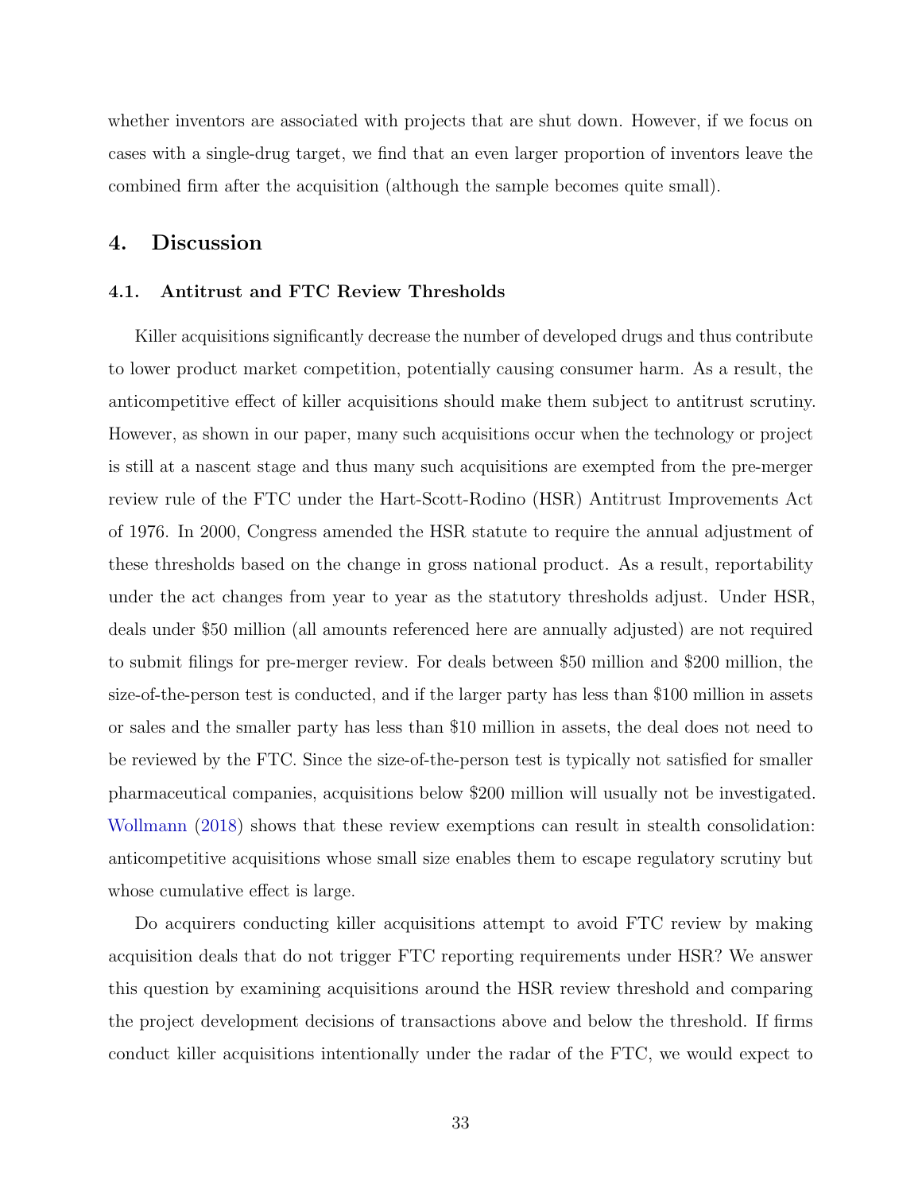whether inventors are associated with projects that are shut down. However, if we focus on cases with a single-drug target, we find that an even larger proportion of inventors leave the combined firm after the acquisition (although the sample becomes quite small).

## 4. Discussion

### 4.1. Antitrust and FTC Review Thresholds

Killer acquisitions significantly decrease the number of developed drugs and thus contribute to lower product market competition, potentially causing consumer harm. As a result, the anticompetitive effect of killer acquisitions should make them subject to antitrust scrutiny. However, as shown in our paper, many such acquisitions occur when the technology or project is still at a nascent stage and thus many such acquisitions are exempted from the pre-merger review rule of the FTC under the Hart-Scott-Rodino (HSR) Antitrust Improvements Act of 1976. In 2000, Congress amended the HSR statute to require the annual adjustment of these thresholds based on the change in gross national product. As a result, reportability under the act changes from year to year as the statutory thresholds adjust. Under HSR, deals under $50 million (all amounts referenced here are annually adjusted) are not required to submit filings for pre-merger review. For deals between $50 million and $200 million, the size-of-the-person test is conducted, and if the larger party has less than $100 million in assets or sales and the smaller party has less than $10 million in assets, the deal does not need to be reviewed by the FTC. Since the size-of-the-person test is typically not satisfied for smaller pharmaceutical companies, acquisitions below $200 million will usually not be investigated. Wollmann (2018) shows that these review exemptions can result in stealth consolidation: anticompetitive acquisitions whose small size enables them to escape regulatory scrutiny but whose cumulative effect is large.

Do acquirers conducting killer acquisitions attempt to avoid FTC review by making acquisition deals that do not trigger FTC reporting requirements under HSR? We answer this question by examining acquisitions around the HSR review threshold and comparing the project development decisions of transactions above and below the threshold. If firms conduct killer acquisitions intentionally under the radar of the FTC, we would expect to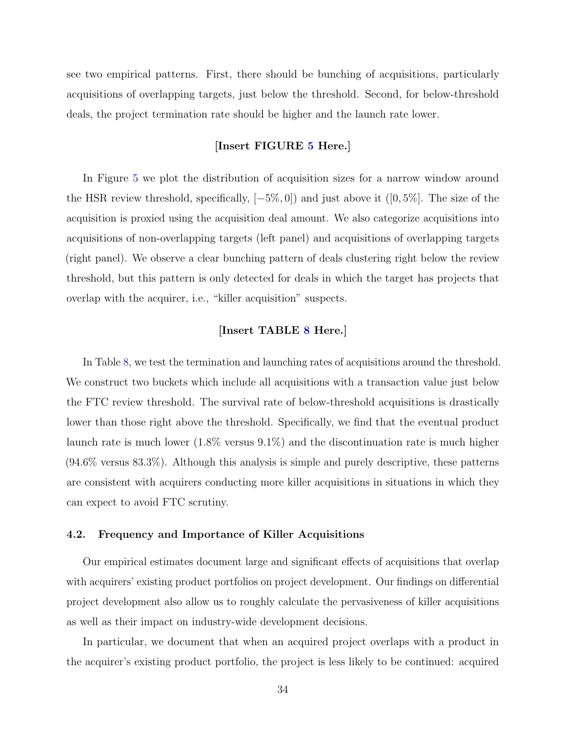see two empirical patterns. First, there should be bunching of acquisitions, particularly acquisitions of overlapping targets, just below the threshold. Second, for below-threshold deals, the project termination rate should be higher and the launch rate lower.

**[Insert FIGURE 5 Here.]**

In Figure 5 we plot the distribution of acquisition sizes for a narrow window around the HSR review threshold, specifically, $[-5\%, 0]$) and just above it ($[0, 5\%]$. The size of the acquisition is proxied using the acquisition deal amount. We also categorize acquisitions into acquisitions of non-overlapping targets (left panel) and acquisitions of overlapping targets (right panel). We observe a clear bunching pattern of deals clustering right below the review threshold, but this pattern is only detected for deals in which the target has projects that overlap with the acquirer, i.e., "killer acquisition" suspects.

**[Insert TABLE 8 Here.]**

In Table 8, we test the termination and launching rates of acquisitions around the threshold. We construct two buckets which include all acquisitions with a transaction value just below the FTC review threshold. The survival rate of below-threshold acquisitions is drastically lower than those right above the threshold. Specifically, we find that the eventual product launch rate is much lower (1.8% versus 9.1%) and the discontinuation rate is much higher (94.6% versus 83.3%). Although this analysis is simple and purely descriptive, these patterns are consistent with acquirers conducting more killer acquisitions in situations in which they can expect to avoid FTC scrutiny.

### 4.2. Frequency and Importance of Killer Acquisitions

Our empirical estimates document large and significant effects of acquisitions that overlap with acquirers' existing product portfolios on project development. Our findings on differential project development also allow us to roughly calculate the pervasiveness of killer acquisitions as well as their impact on industry-wide development decisions.

In particular, we document that when an acquired project overlaps with a product in the acquirer's existing product portfolio, the project is less likely to be continued: acquired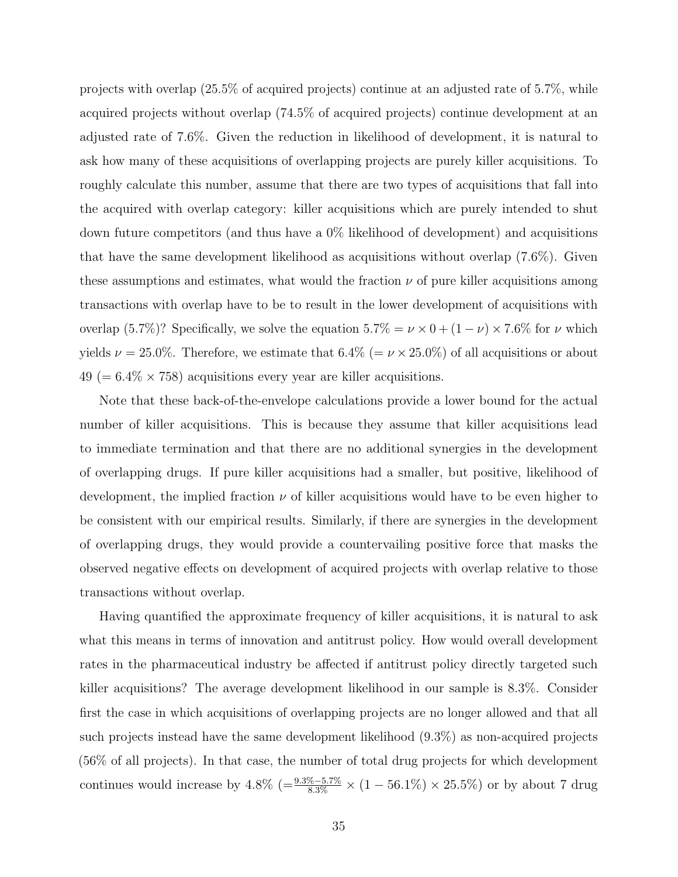projects with overlap (25.5% of acquired projects) continue at an adjusted rate of 5.7%, while acquired projects without overlap (74.5% of acquired projects) continue development at an adjusted rate of 7.6%. Given the reduction in likelihood of development, it is natural to ask how many of these acquisitions of overlapping projects are purely killer acquisitions. To roughly calculate this number, assume that there are two types of acquisitions that fall into the acquired with overlap category: killer acquisitions which are purely intended to shut down future competitors (and thus have a 0% likelihood of development) and acquisitions that have the same development likelihood as acquisitions without overlap (7.6%). Given these assumptions and estimates, what would the fraction $\nu$ of pure killer acquisitions among transactions with overlap have to be to result in the lower development of acquisitions with overlap (5.7%)? Specifically, we solve the equation $5.7\% = \nu \times 0 + (1 - \nu) \times 7.6\%$ for $\nu$ which yields $\nu = 25.0\%$. Therefore, we estimate that 6.4% ($= \nu \times 25.0\%$) of all acquisitions or about 49 ($= 6.4\% \times 758$) acquisitions every year are killer acquisitions.

Note that these back-of-the-envelope calculations provide a lower bound for the actual number of killer acquisitions. This is because they assume that killer acquisitions lead to immediate termination and that there are no additional synergies in the development of overlapping drugs. If pure killer acquisitions had a smaller, but positive, likelihood of development, the implied fraction $\nu$ of killer acquisitions would have to be even higher to be consistent with our empirical results. Similarly, if there are synergies in the development of overlapping drugs, they would provide a countervailing positive force that masks the observed negative effects on development of acquired projects with overlap relative to those transactions without overlap.

Having quantified the approximate frequency of killer acquisitions, it is natural to ask what this means in terms of innovation and antitrust policy. How would overall development rates in the pharmaceutical industry be affected if antitrust policy directly targeted such killer acquisitions? The average development likelihood in our sample is 8.3%. Consider first the case in which acquisitions of overlapping projects are no longer allowed and that all such projects instead have the same development likelihood (9.3%) as non-acquired projects (56% of all projects). In that case, the number of total drug projects for which development continues would increase by 4.8% ($= \frac{9.3\% - 5.7\%}{8.3\%} \times (1 - 56.1\%) \times 25.5\%$) or by about 7 drug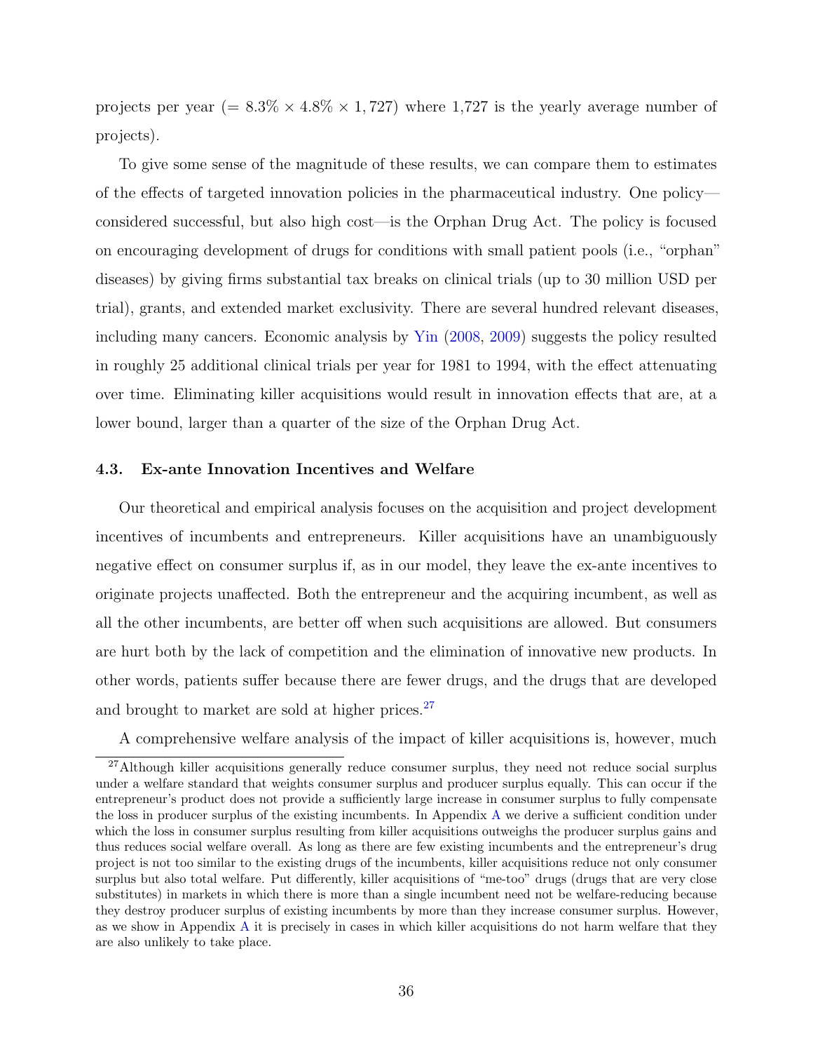projects per year ($= 8.3\% \times 4.8\% \times 1,727$) where 1,727 is the yearly average number of projects).

To give some sense of the magnitude of these results, we can compare them to estimates of the effects of targeted innovation policies in the pharmaceutical industry. One policy—considered successful, but also high cost—is the Orphan Drug Act. The policy is focused on encouraging development of drugs for conditions with small patient pools (i.e., "orphan" diseases) by giving firms substantial tax breaks on clinical trials (up to 30 million USD per trial), grants, and extended market exclusivity. There are several hundred relevant diseases, including many cancers. Economic analysis by Yin (2008, 2009) suggests the policy resulted in roughly 25 additional clinical trials per year for 1981 to 1994, with the effect attenuating over time. Eliminating killer acquisitions would result in innovation effects that are, at a lower bound, larger than a quarter of the size of the Orphan Drug Act.

### 4.3. Ex-ante Innovation Incentives and Welfare

Our theoretical and empirical analysis focuses on the acquisition and project development incentives of incumbents and entrepreneurs. Killer acquisitions have an unambiguously negative effect on consumer surplus if, as in our model, they leave the ex-ante incentives to originate projects unaffected. Both the entrepreneur and the acquiring incumbent, as well as all the other incumbents, are better off when such acquisitions are allowed. But consumers are hurt both by the lack of competition and the elimination of innovative new products. In other words, patients suffer because there are fewer drugs, and the drugs that are developed and brought to market are sold at higher prices.[27]

A comprehensive welfare analysis of the impact of killer acquisitions is, however, much

[27] Although killer acquisitions generally reduce consumer surplus, they need not reduce social surplus under a welfare standard that weights consumer surplus and producer surplus equally. This can occur if the entrepreneur's product does not provide a sufficiently large increase in consumer surplus to fully compensate the loss in producer surplus of the existing incumbents. In Appendix A we derive a sufficient condition under which the loss in consumer surplus resulting from killer acquisitions outweighs the producer surplus gains and thus reduces social welfare overall. As long as there are few existing incumbents and the entrepreneur's drug project is not too similar to the existing drugs of the incumbents, killer acquisitions reduce not only consumer surplus but also total welfare. Put differently, killer acquisitions of "me-too" drugs (drugs that are very close substitutes) in markets in which there is more than a single incumbent need not be welfare-reducing because they destroy producer surplus of existing incumbents by more than they increase consumer surplus. However, as we show in Appendix A it is precisely in cases in which killer acquisitions do not harm welfare that they are also unlikely to take place.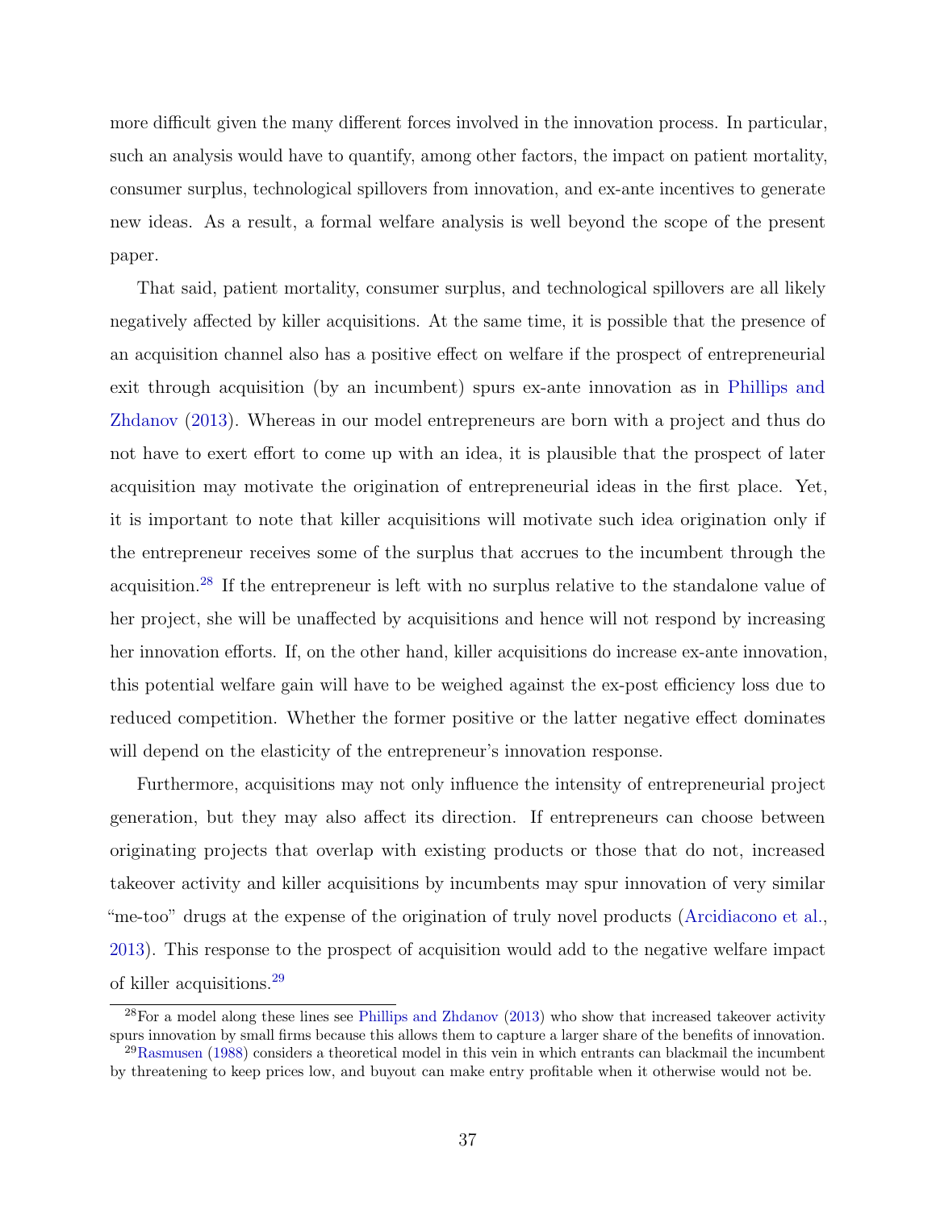more difficult given the many different forces involved in the innovation process. In particular, such an analysis would have to quantify, among other factors, the impact on patient mortality, consumer surplus, technological spillovers from innovation, and ex-ante incentives to generate new ideas. As a result, a formal welfare analysis is well beyond the scope of the present paper.

That said, patient mortality, consumer surplus, and technological spillovers are all likely negatively affected by killer acquisitions. At the same time, it is possible that the presence of an acquisition channel also has a positive effect on welfare if the prospect of entrepreneurial exit through acquisition (by an incumbent) spurs ex-ante innovation as in Phillips and Zhdanov (2013). Whereas in our model entrepreneurs are born with a project and thus do not have to exert effort to come up with an idea, it is plausible that the prospect of later acquisition may motivate the origination of entrepreneurial ideas in the first place. Yet, it is important to note that killer acquisitions will motivate such idea origination only if the entrepreneur receives some of the surplus that accrues to the incumbent through the acquisition.[28] If the entrepreneur is left with no surplus relative to the standalone value of her project, she will be unaffected by acquisitions and hence will not respond by increasing her innovation efforts. If, on the other hand, killer acquisitions do increase ex-ante innovation, this potential welfare gain will have to be weighed against the ex-post efficiency loss due to reduced competition. Whether the former positive or the latter negative effect dominates will depend on the elasticity of the entrepreneur's innovation response.

Furthermore, acquisitions may not only influence the intensity of entrepreneurial project generation, but they may also affect its direction. If entrepreneurs can choose between originating projects that overlap with existing products or those that do not, increased takeover activity and killer acquisitions by incumbents may spur innovation of very similar "me-too" drugs at the expense of the origination of truly novel products (Arcidiacono et al., 2013). This response to the prospect of acquisition would add to the negative welfare impact of killer acquisitions.[29]

[28] For a model along these lines see Phillips and Zhdanov (2013) who show that increased takeover activity spurs innovation by small firms because this allows them to capture a larger share of the benefits of innovation.

[29] Rasmusen (1988) considers a theoretical model in this vein in which entrants can blackmail the incumbent by threatening to keep prices low, and buyout can make entry profitable when it otherwise would not be.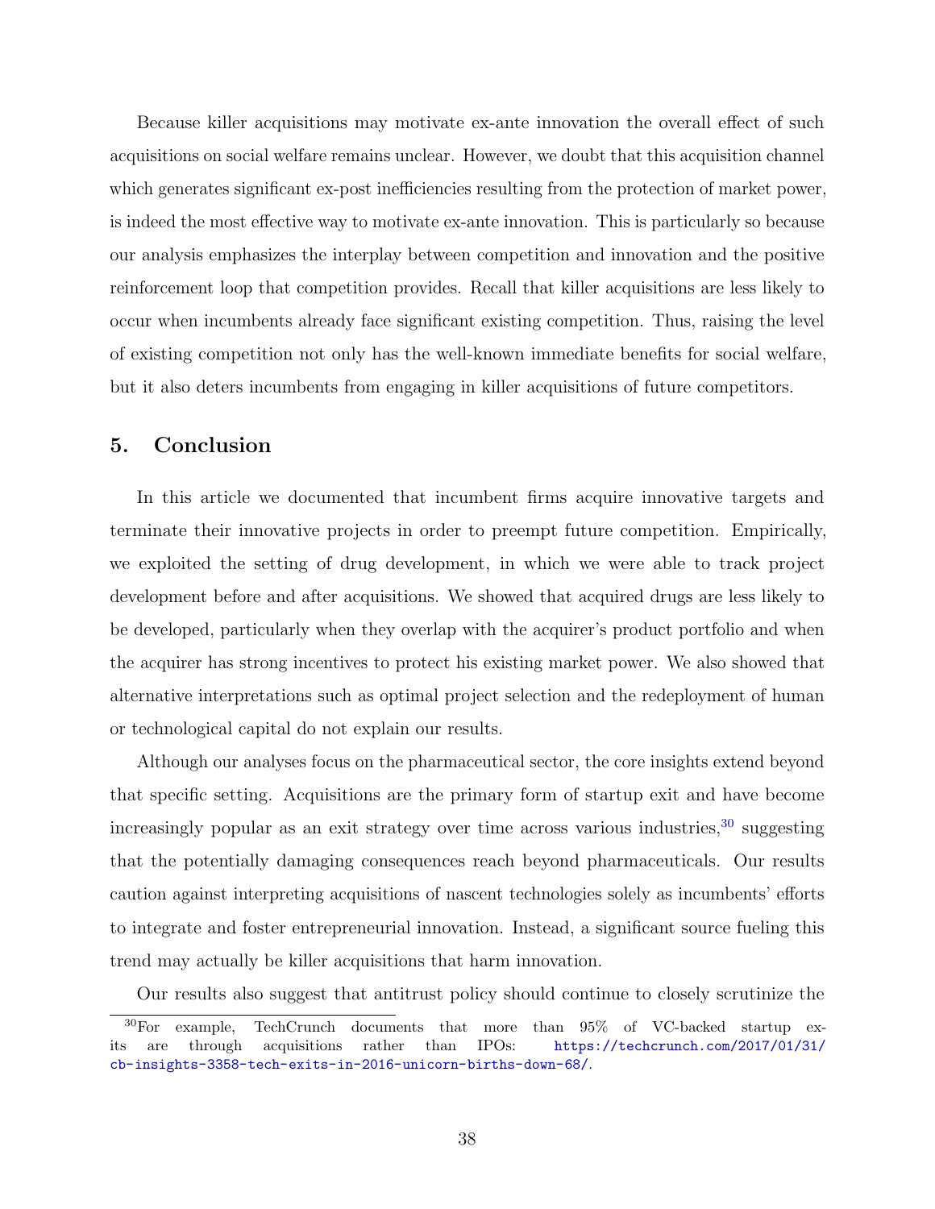Because killer acquisitions may motivate ex-ante innovation the overall effect of such acquisitions on social welfare remains unclear. However, we doubt that this acquisition channel which generates significant ex-post inefficiencies resulting from the protection of market power, is indeed the most effective way to motivate ex-ante innovation. This is particularly so because our analysis emphasizes the interplay between competition and innovation and the positive reinforcement loop that competition provides. Recall that killer acquisitions are less likely to occur when incumbents already face significant existing competition. Thus, raising the level of existing competition not only has the well-known immediate benefits for social welfare, but it also deters incumbents from engaging in killer acquisitions of future competitors.

## 5. Conclusion

In this article we documented that incumbent firms acquire innovative targets and terminate their innovative projects in order to preempt future competition. Empirically, we exploited the setting of drug development, in which we were able to track project development before and after acquisitions. We showed that acquired drugs are less likely to be developed, particularly when they overlap with the acquirer's product portfolio and when the acquirer has strong incentives to protect his existing market power. We also showed that alternative interpretations such as optimal project selection and the redeployment of human or technological capital do not explain our results.

Although our analyses focus on the pharmaceutical sector, the core insights extend beyond that specific setting. Acquisitions are the primary form of startup exit and have become increasingly popular as an exit strategy over time across various industries,[30] suggesting that the potentially damaging consequences reach beyond pharmaceuticals. Our results caution against interpreting acquisitions of nascent technologies solely as incumbents' efforts to integrate and foster entrepreneurial innovation. Instead, a significant source fueling this trend may actually be killer acquisitions that harm innovation.

Our results also suggest that antitrust policy should continue to closely scrutinize the

[30] For example, TechCrunch documents that more than 95% of VC-backed startup exits are through acquisitions rather than IPOs: https://techcrunch.com/2017/01/31/cb-insights-3358-tech-exits-in-2016-unicorn-births-down-68/.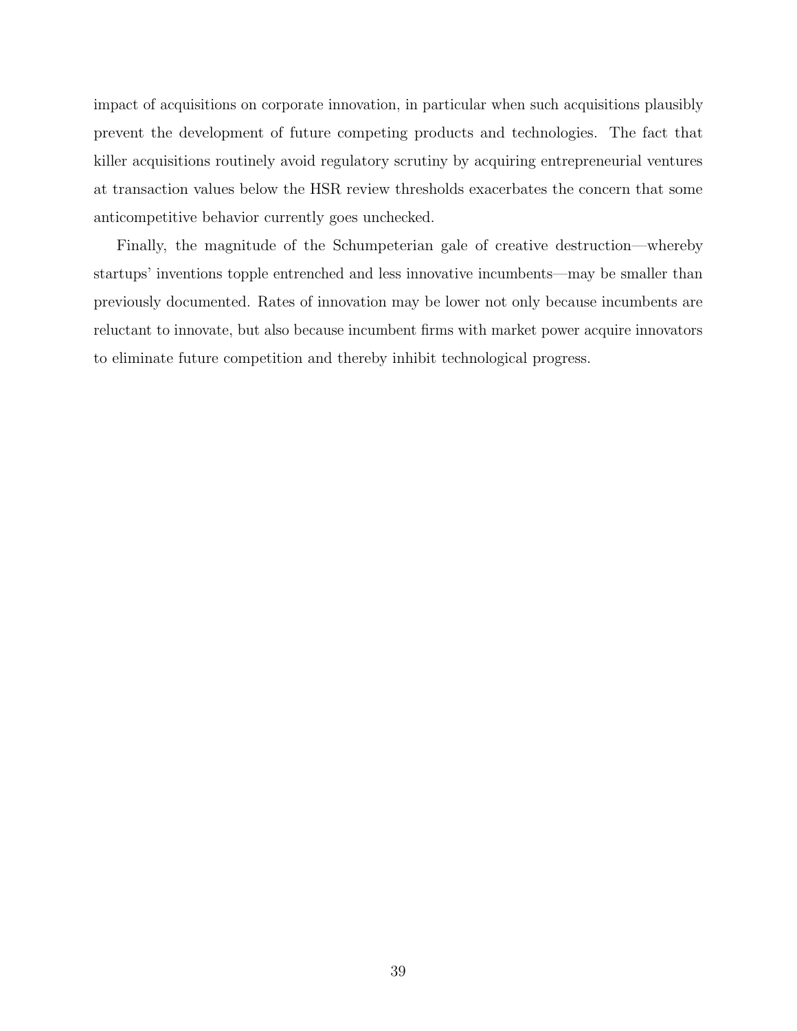impact of acquisitions on corporate innovation, in particular when such acquisitions plausibly prevent the development of future competing products and technologies. The fact that killer acquisitions routinely avoid regulatory scrutiny by acquiring entrepreneurial ventures at transaction values below the HSR review thresholds exacerbates the concern that some anticompetitive behavior currently goes unchecked.

Finally, the magnitude of the Schumpeterian gale of creative destruction—whereby startups' inventions topple entrenched and less innovative incumbents—may be smaller than previously documented. Rates of innovation may be lower not only because incumbents are reluctant to innovate, but also because incumbent firms with market power acquire innovators to eliminate future competition and thereby inhibit technological progress.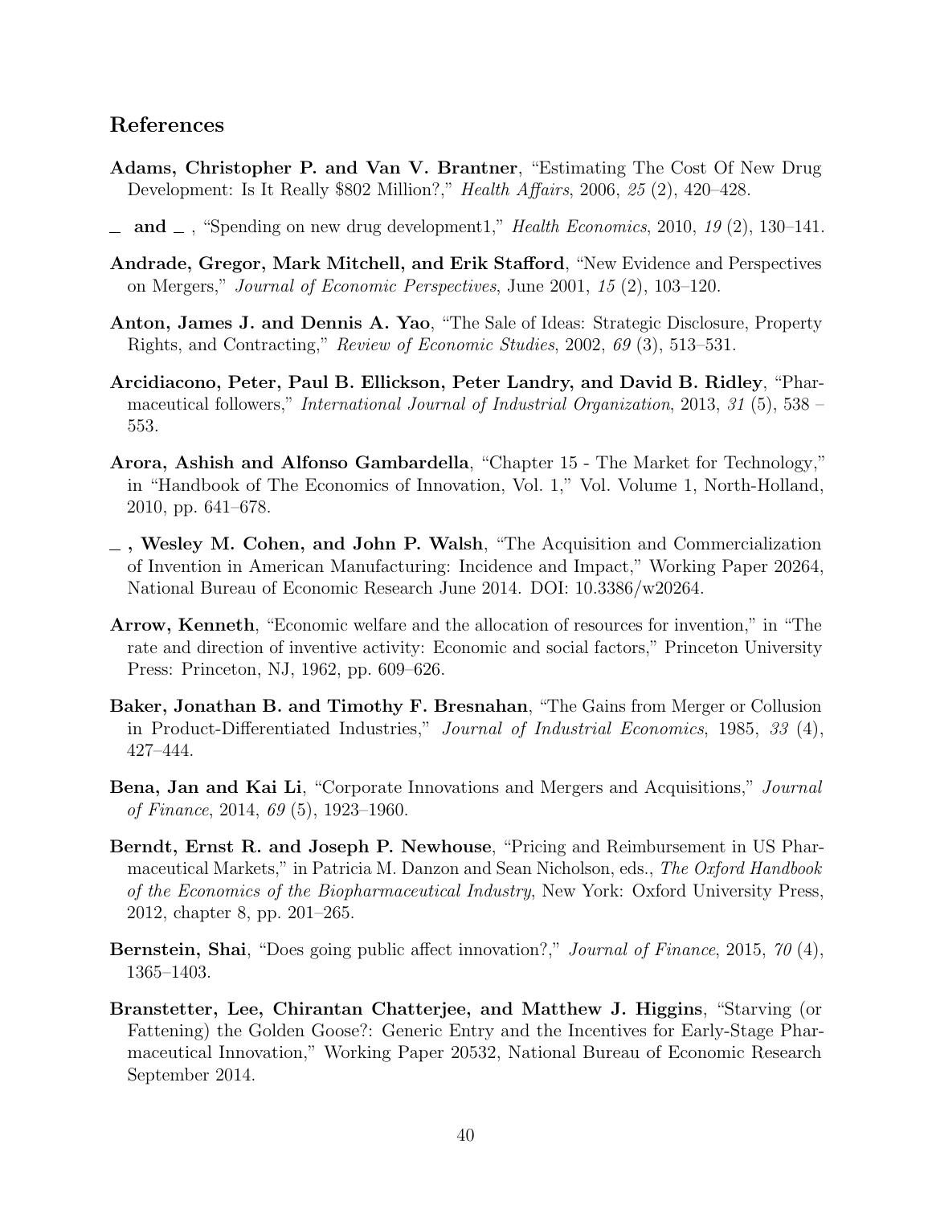## References

**Adams, Christopher P. and Van V. Brantner**, "Estimating The Cost Of New Drug Development: Is It Really \$802 Million?," *Health Affairs*, 2006, *25* (2), 420–428.

__ **and** __ , "Spending on new drug development1," *Health Economics*, 2010, *19* (2), 130–141.

**Andrade, Gregor, Mark Mitchell, and Erik Stafford**, "New Evidence and Perspectives on Mergers," *Journal of Economic Perspectives*, June 2001, *15* (2), 103–120.

**Anton, James J. and Dennis A. Yao**, "The Sale of Ideas: Strategic Disclosure, Property Rights, and Contracting," *Review of Economic Studies*, 2002, *69* (3), 513–531.

**Arcidiacono, Peter, Paul B. Ellickson, Peter Landry, and David B. Ridley**, "Pharmaceutical followers," *International Journal of Industrial Organization*, 2013, *31* (5), 538 – 553.

**Arora, Ashish and Alfonso Gambardella**, "Chapter 15 - The Market for Technology," in "Handbook of The Economics of Innovation, Vol. 1," Vol. Volume 1, North-Holland, 2010, pp. 641–678.

__ **, Wesley M. Cohen, and John P. Walsh**, "The Acquisition and Commercialization of Invention in American Manufacturing: Incidence and Impact," Working Paper 20264, National Bureau of Economic Research June 2014. DOI: 10.3386/w20264.

**Arrow, Kenneth**, "Economic welfare and the allocation of resources for invention," in "The rate and direction of inventive activity: Economic and social factors," Princeton University Press: Princeton, NJ, 1962, pp. 609–626.

**Baker, Jonathan B. and Timothy F. Bresnahan**, "The Gains from Merger or Collusion in Product-Differentiated Industries," *Journal of Industrial Economics*, 1985, *33* (4), 427–444.

**Bena, Jan and Kai Li**, "Corporate Innovations and Mergers and Acquisitions," *Journal of Finance*, 2014, *69* (5), 1923–1960.

**Berndt, Ernst R. and Joseph P. Newhouse**, "Pricing and Reimbursement in US Pharmaceutical Markets," in Patricia M. Danzon and Sean Nicholson, eds., *The Oxford Handbook of the Economics of the Biopharmaceutical Industry*, New York: Oxford University Press, 2012, chapter 8, pp. 201–265.

**Bernstein, Shai**, "Does going public affect innovation?," *Journal of Finance*, 2015, *70* (4), 1365–1403.

**Branstetter, Lee, Chirantan Chatterjee, and Matthew J. Higgins**, "Starving (or Fattening) the Golden Goose?: Generic Entry and the Incentives for Early-Stage Pharmaceutical Innovation," Working Paper 20532, National Bureau of Economic Research September 2014.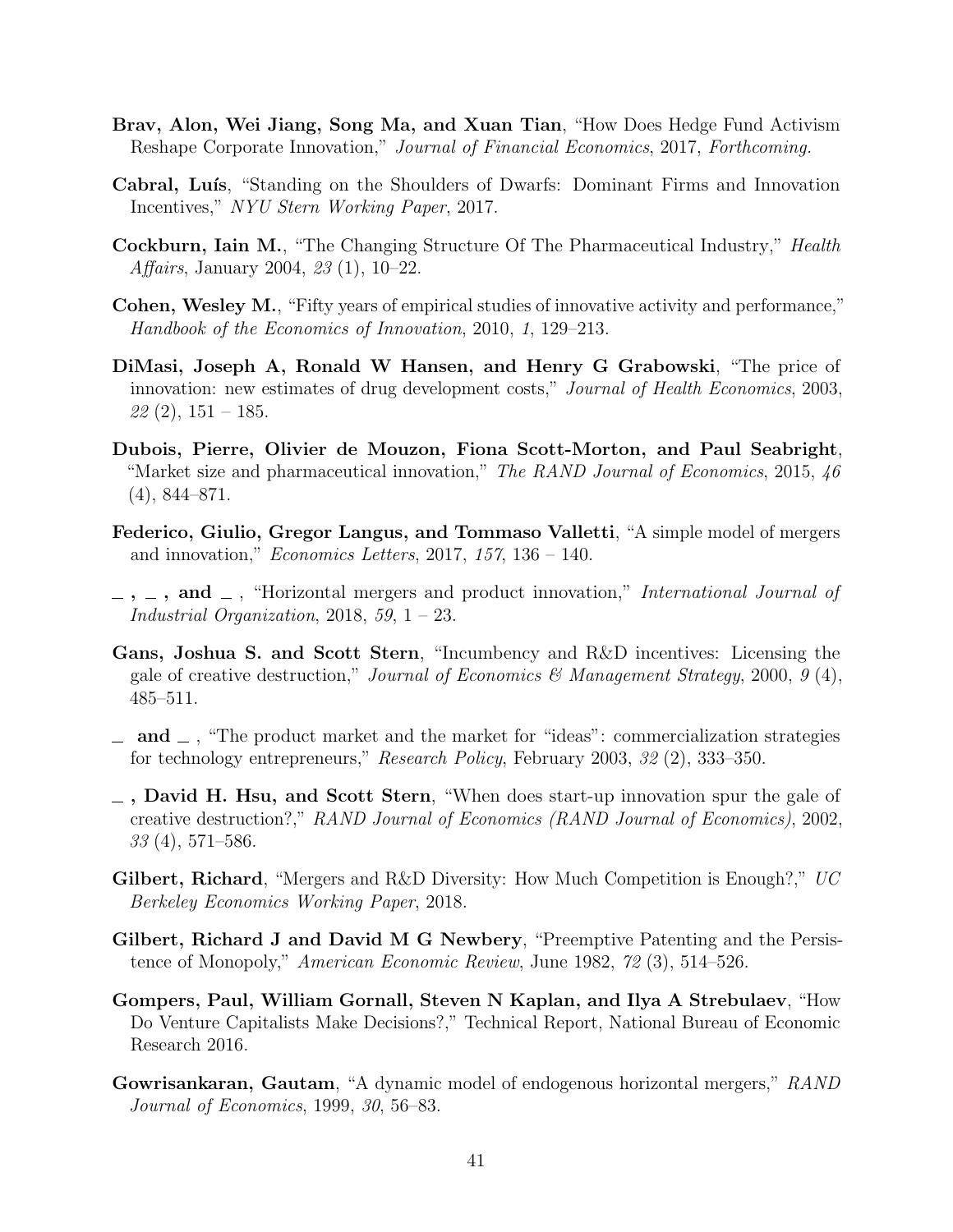**Brav, Alon, Wei Jiang, Song Ma, and Xuan Tian**, "How Does Hedge Fund Activism Reshape Corporate Innovation," *Journal of Financial Economics*, 2017, *Forthcoming.*

**Cabral, Luís**, "Standing on the Shoulders of Dwarfs: Dominant Firms and Innovation Incentives," *NYU Stern Working Paper*, 2017.

**Cockburn, Iain M.**, "The Changing Structure Of The Pharmaceutical Industry," *Health Affairs*, January 2004, *23* (1), 10–22.

**Cohen, Wesley M.**, "Fifty years of empirical studies of innovative activity and performance," *Handbook of the Economics of Innovation*, 2010, *1*, 129–213.

**DiMasi, Joseph A, Ronald W Hansen, and Henry G Grabowski**, "The price of innovation: new estimates of drug development costs," *Journal of Health Economics*, 2003, *22* (2), 151 – 185.

**Dubois, Pierre, Olivier de Mouzon, Fiona Scott-Morton, and Paul Seabright**, "Market size and pharmaceutical innovation," *The RAND Journal of Economics*, 2015, *46* (4), 844–871.

**Federico, Giulio, Gregor Langus, and Tommaso Valletti**, "A simple model of mergers and innovation," *Economics Letters*, 2017, *157*, 136 – 140.

**_ , _ , and _** , "Horizontal mergers and product innovation," *International Journal of Industrial Organization*, 2018, *59*, 1 – 23.

**Gans, Joshua S. and Scott Stern**, "Incumbency and R&D incentives: Licensing the gale of creative destruction," *Journal of Economics & Management Strategy*, 2000, *9* (4), 485–511.

**_ and _** , "The product market and the market for "ideas": commercialization strategies for technology entrepreneurs," *Research Policy*, February 2003, *32* (2), 333–350.

**_ , David H. Hsu, and Scott Stern**, "When does start-up innovation spur the gale of creative destruction?," *RAND Journal of Economics (RAND Journal of Economics)*, 2002, *33* (4), 571–586.

**Gilbert, Richard**, "Mergers and R&D Diversity: How Much Competition is Enough?," *UC Berkeley Economics Working Paper*, 2018.

**Gilbert, Richard J and David M G Newbery**, "Preemptive Patenting and the Persistence of Monopoly," *American Economic Review*, June 1982, *72* (3), 514–526.

**Gompers, Paul, William Gornall, Steven N Kaplan, and Ilya A Strebulaev**, "How Do Venture Capitalists Make Decisions?," Technical Report, National Bureau of Economic Research 2016.

**Gowrisankaran, Gautam**, "A dynamic model of endogenous horizontal mergers," *RAND Journal of Economics*, 1999, *30*, 56–83.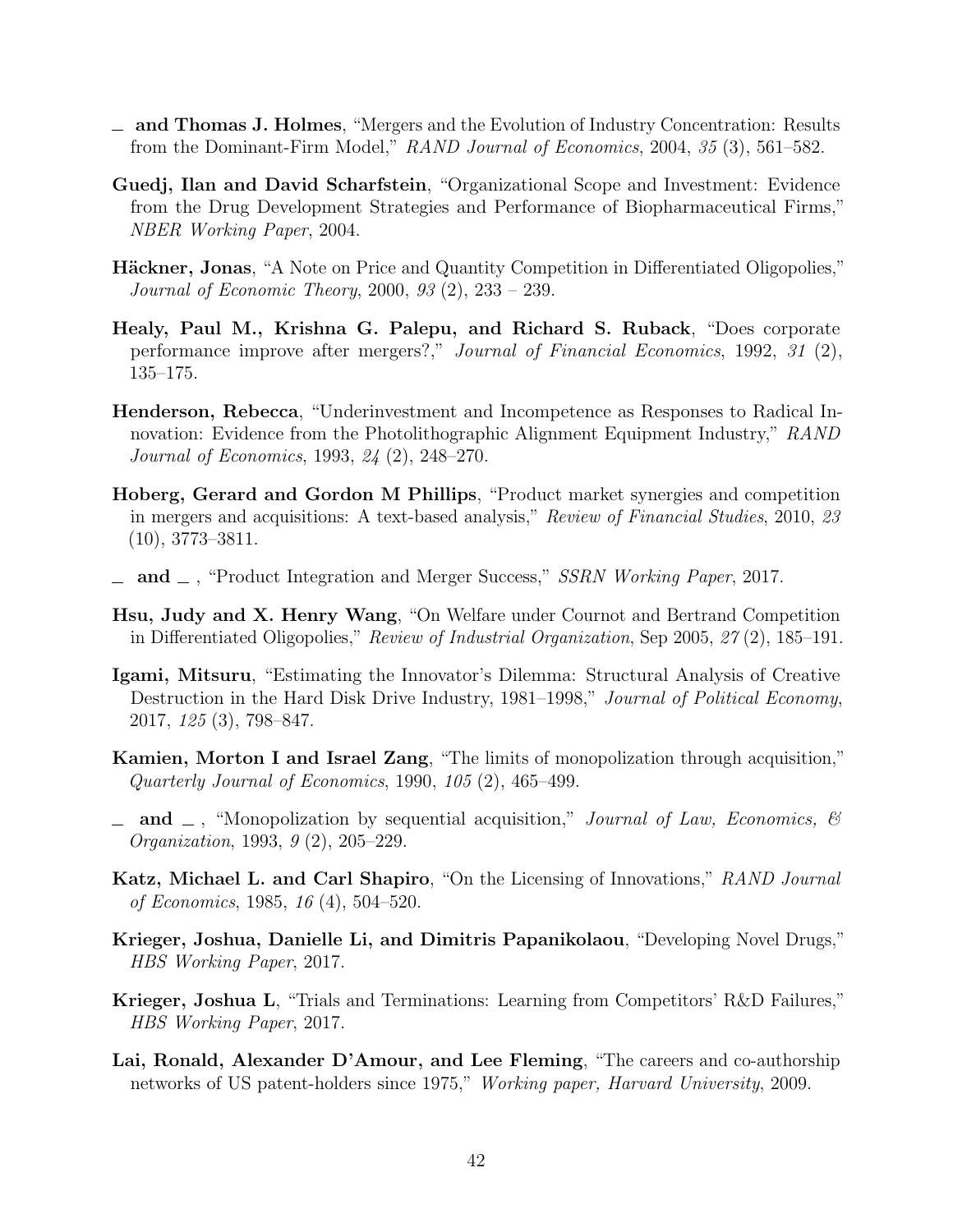\_ **and Thomas J. Holmes**, "Mergers and the Evolution of Industry Concentration: Results from the Dominant-Firm Model," *RAND Journal of Economics*, 2004, *35* (3), 561–582.

**Guedj, Ilan and David Scharfstein**, "Organizational Scope and Investment: Evidence from the Drug Development Strategies and Performance of Biopharmaceutical Firms," *NBER Working Paper*, 2004.

**Häckner, Jonas**, "A Note on Price and Quantity Competition in Differentiated Oligopolies," *Journal of Economic Theory*, 2000, *93* (2), 233 – 239.

**Healy, Paul M., Krishna G. Palepu, and Richard S. Ruback**, "Does corporate performance improve after mergers?," *Journal of Financial Economics*, 1992, *31* (2), 135–175.

**Henderson, Rebecca**, "Underinvestment and Incompetence as Responses to Radical Innovation: Evidence from the Photolithographic Alignment Equipment Industry," *RAND Journal of Economics*, 1993, *24* (2), 248–270.

**Hoberg, Gerard and Gordon M Phillips**, "Product market synergies and competition in mergers and acquisitions: A text-based analysis," *Review of Financial Studies*, 2010, *23* (10), 3773–3811.

\_ **and** \_ , "Product Integration and Merger Success," *SSRN Working Paper*, 2017.

**Hsu, Judy and X. Henry Wang**, "On Welfare under Cournot and Bertrand Competition in Differentiated Oligopolies," *Review of Industrial Organization*, Sep 2005, *27* (2), 185–191.

**Igami, Mitsuru**, "Estimating the Innovator's Dilemma: Structural Analysis of Creative Destruction in the Hard Disk Drive Industry, 1981–1998," *Journal of Political Economy*, 2017, *125* (3), 798–847.

**Kamien, Morton I and Israel Zang**, "The limits of monopolization through acquisition," *Quarterly Journal of Economics*, 1990, *105* (2), 465–499.

\_ **and** \_ , "Monopolization by sequential acquisition," *Journal of Law, Economics, & Organization*, 1993, *9* (2), 205–229.

**Katz, Michael L. and Carl Shapiro**, "On the Licensing of Innovations," *RAND Journal of Economics*, 1985, *16* (4), 504–520.

**Krieger, Joshua, Danielle Li, and Dimitris Papanikolaou**, "Developing Novel Drugs," *HBS Working Paper*, 2017.

**Krieger, Joshua L**, "Trials and Terminations: Learning from Competitors' R&D Failures," *HBS Working Paper*, 2017.

**Lai, Ronald, Alexander D'Amour, and Lee Fleming**, "The careers and co-authorship networks of US patent-holders since 1975," *Working paper, Harvard University*, 2009.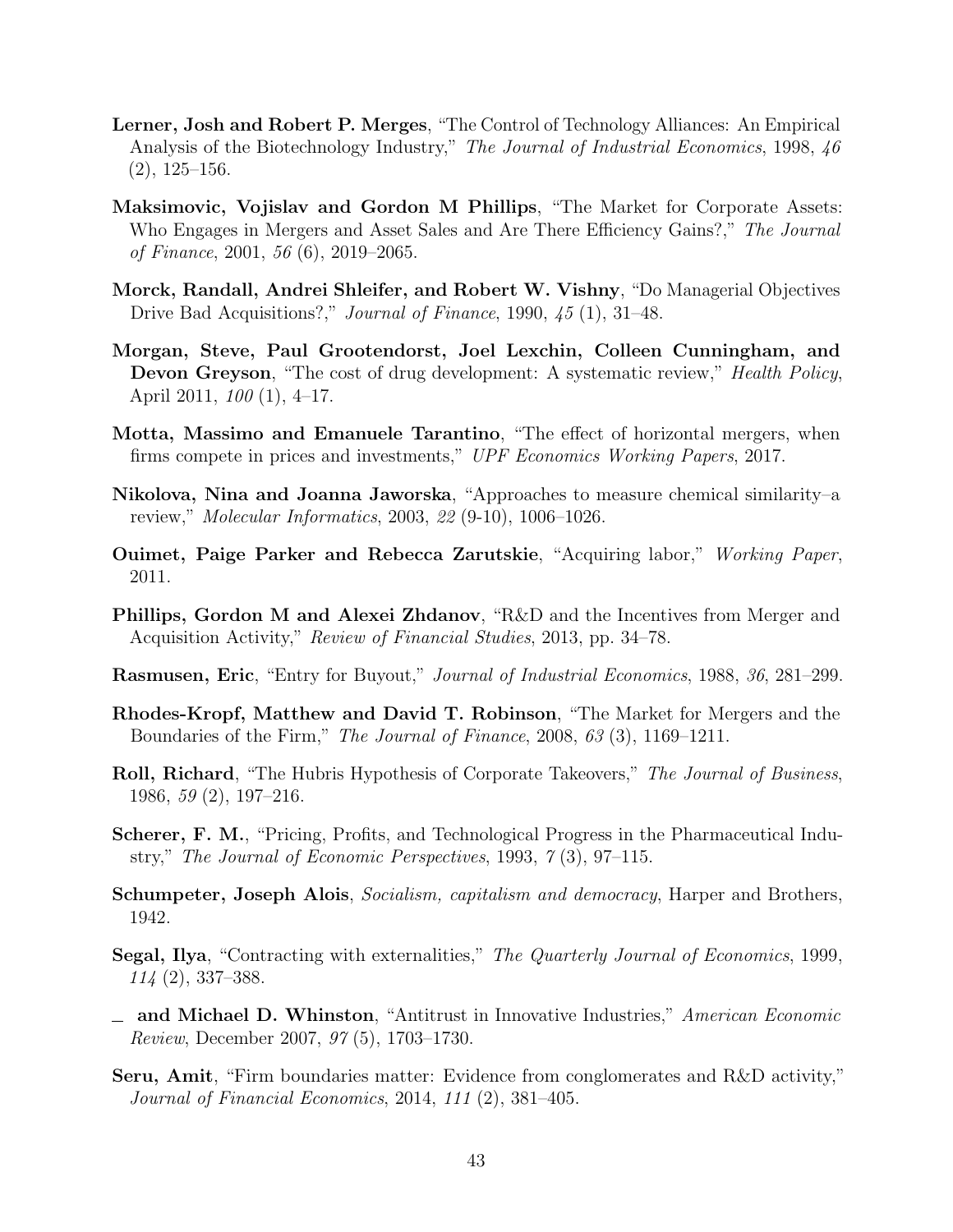**Lerner, Josh and Robert P. Merges**, "The Control of Technology Alliances: An Empirical Analysis of the Biotechnology Industry," *The Journal of Industrial Economics*, 1998, *46* (2), 125–156.

**Maksimovic, Vojislav and Gordon M Phillips**, "The Market for Corporate Assets: Who Engages in Mergers and Asset Sales and Are There Efficiency Gains?," *The Journal of Finance*, 2001, *56* (6), 2019–2065.

**Morck, Randall, Andrei Shleifer, and Robert W. Vishny**, "Do Managerial Objectives Drive Bad Acquisitions?," *Journal of Finance*, 1990, *45* (1), 31–48.

**Morgan, Steve, Paul Grootendorst, Joel Lexchin, Colleen Cunningham, and Devon Greyson**, "The cost of drug development: A systematic review," *Health Policy*, April 2011, *100* (1), 4–17.

**Motta, Massimo and Emanuele Tarantino**, "The effect of horizontal mergers, when firms compete in prices and investments," *UPF Economics Working Papers*, 2017.

**Nikolova, Nina and Joanna Jaworska**, "Approaches to measure chemical similarity–a review," *Molecular Informatics*, 2003, *22* (9-10), 1006–1026.

**Ouimet, Paige Parker and Rebecca Zarutskie**, "Acquiring labor," *Working Paper*, 2011.

**Phillips, Gordon M and Alexei Zhdanov**, "R&D and the Incentives from Merger and Acquisition Activity," *Review of Financial Studies*, 2013, pp. 34–78.

**Rasmusen, Eric**, "Entry for Buyout," *Journal of Industrial Economics*, 1988, *36*, 281–299.

**Rhodes-Kropf, Matthew and David T. Robinson**, "The Market for Mergers and the Boundaries of the Firm," *The Journal of Finance*, 2008, *63* (3), 1169–1211.

**Roll, Richard**, "The Hubris Hypothesis of Corporate Takeovers," *The Journal of Business*, 1986, *59* (2), 197–216.

**Scherer, F. M.**, "Pricing, Profits, and Technological Progress in the Pharmaceutical Industry," *The Journal of Economic Perspectives*, 1993, *7* (3), 97–115.

**Schumpeter, Joseph Alois**, *Socialism, capitalism and democracy*, Harper and Brothers, 1942.

**Segal, Ilya**, "Contracting with externalities," *The Quarterly Journal of Economics*, 1999, *114* (2), 337–388.

_ **and Michael D. Whinston**, "Antitrust in Innovative Industries," *American Economic Review*, December 2007, *97* (5), 1703–1730.

**Seru, Amit**, "Firm boundaries matter: Evidence from conglomerates and R&D activity," *Journal of Financial Economics*, 2014, *111* (2), 381–405.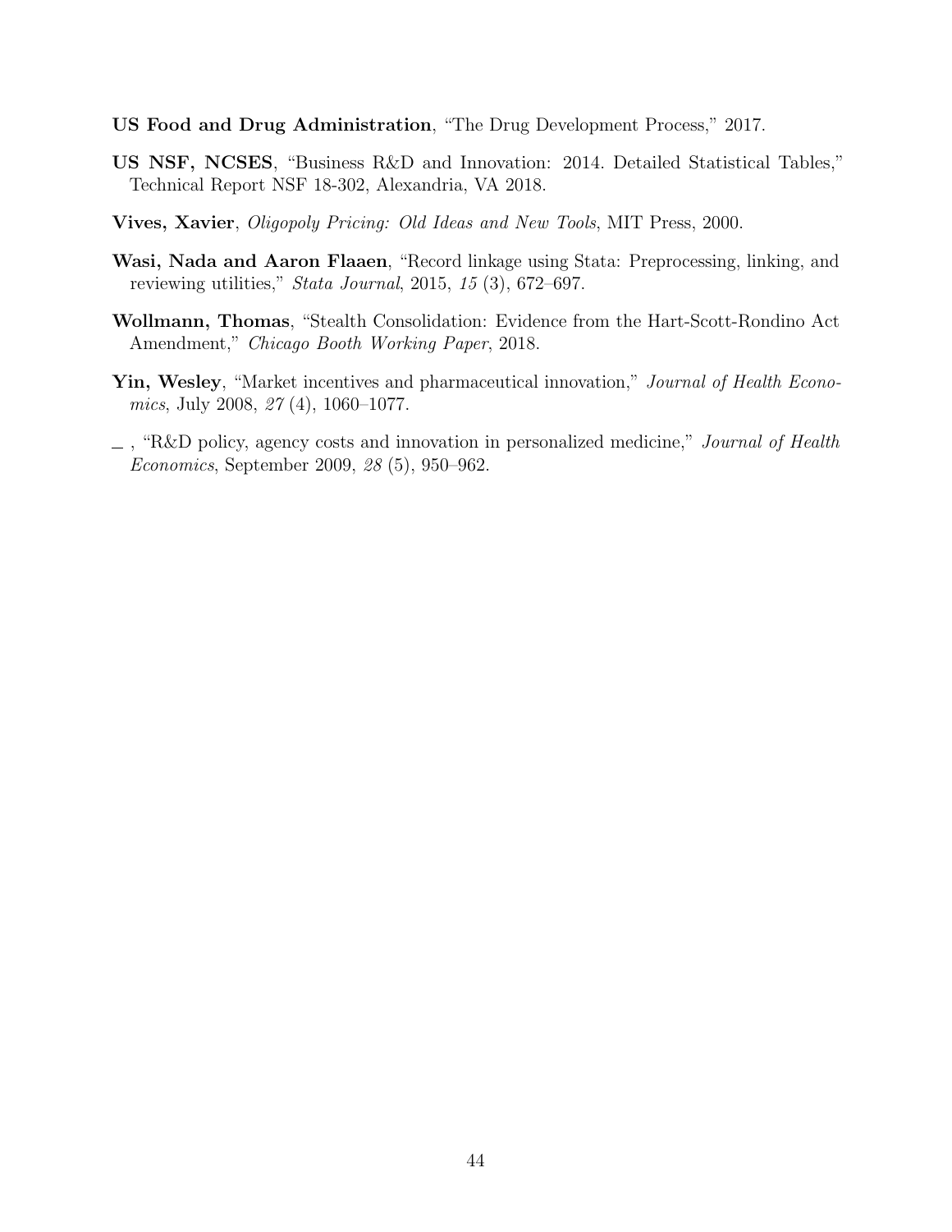**US Food and Drug Administration**, "The Drug Development Process," 2017.

**US NSF, NCSES**, "Business R&D and Innovation: 2014. Detailed Statistical Tables," Technical Report NSF 18-302, Alexandria, VA 2018.

**Vives, Xavier**, *Oligopoly Pricing: Old Ideas and New Tools*, MIT Press, 2000.

**Wasi, Nada and Aaron Flaaen**, "Record linkage using Stata: Preprocessing, linking, and reviewing utilities," *Stata Journal*, 2015, *15* (3), 672–697.

**Wollmann, Thomas**, "Stealth Consolidation: Evidence from the Hart-Scott-Rondino Act Amendment," *Chicago Booth Working Paper*, 2018.

**Yin, Wesley**, "Market incentives and pharmaceutical innovation," *Journal of Health Economics*, July 2008, *27* (4), 1060–1077.

_ , "R&D policy, agency costs and innovation in personalized medicine," *Journal of Health Economics*, September 2009, *28* (5), 950–962.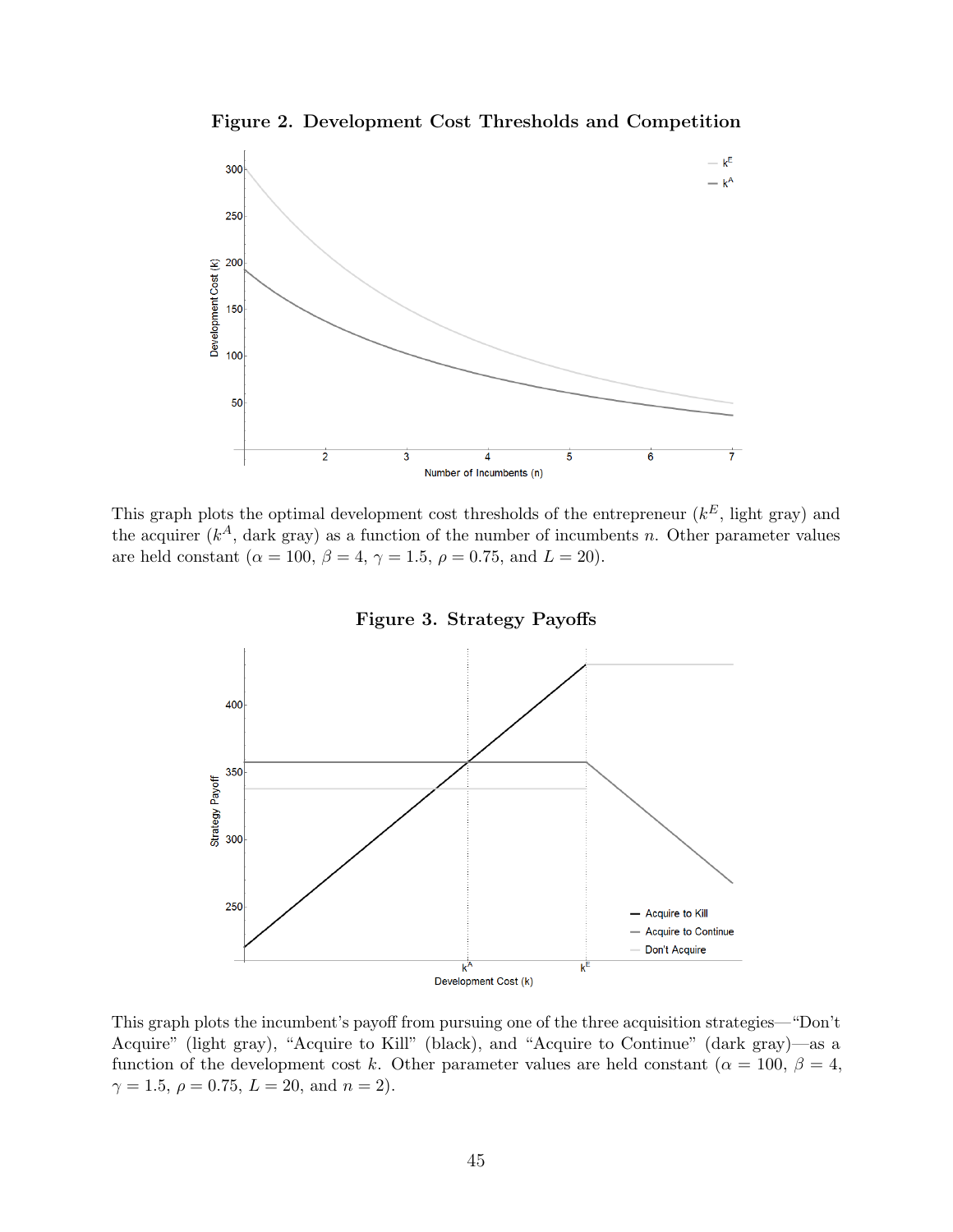**Figure 2. Development Cost Thresholds and Competition**

This graph plots the optimal development cost thresholds of the entrepreneur ($k^E$, light gray) and the acquirer ($k^A$, dark gray) as a function of the number of incumbents $n$. Other parameter values are held constant ($\alpha = 100$, $\beta = 4$, $\gamma = 1.5$, $\rho = 0.75$, and $L = 20$).

**Figure 3. Strategy Payoffs**

This graph plots the incumbent's payoff from pursuing one of the three acquisition strategies—"Don't Acquire" (light gray), "Acquire to Kill" (black), and "Acquire to Continue" (dark gray)—as a function of the development cost $k$. Other parameter values are held constant ($\alpha = 100$, $\beta = 4$, $\gamma = 1.5$, $\rho = 0.75$, $L = 20$, and $n = 2$).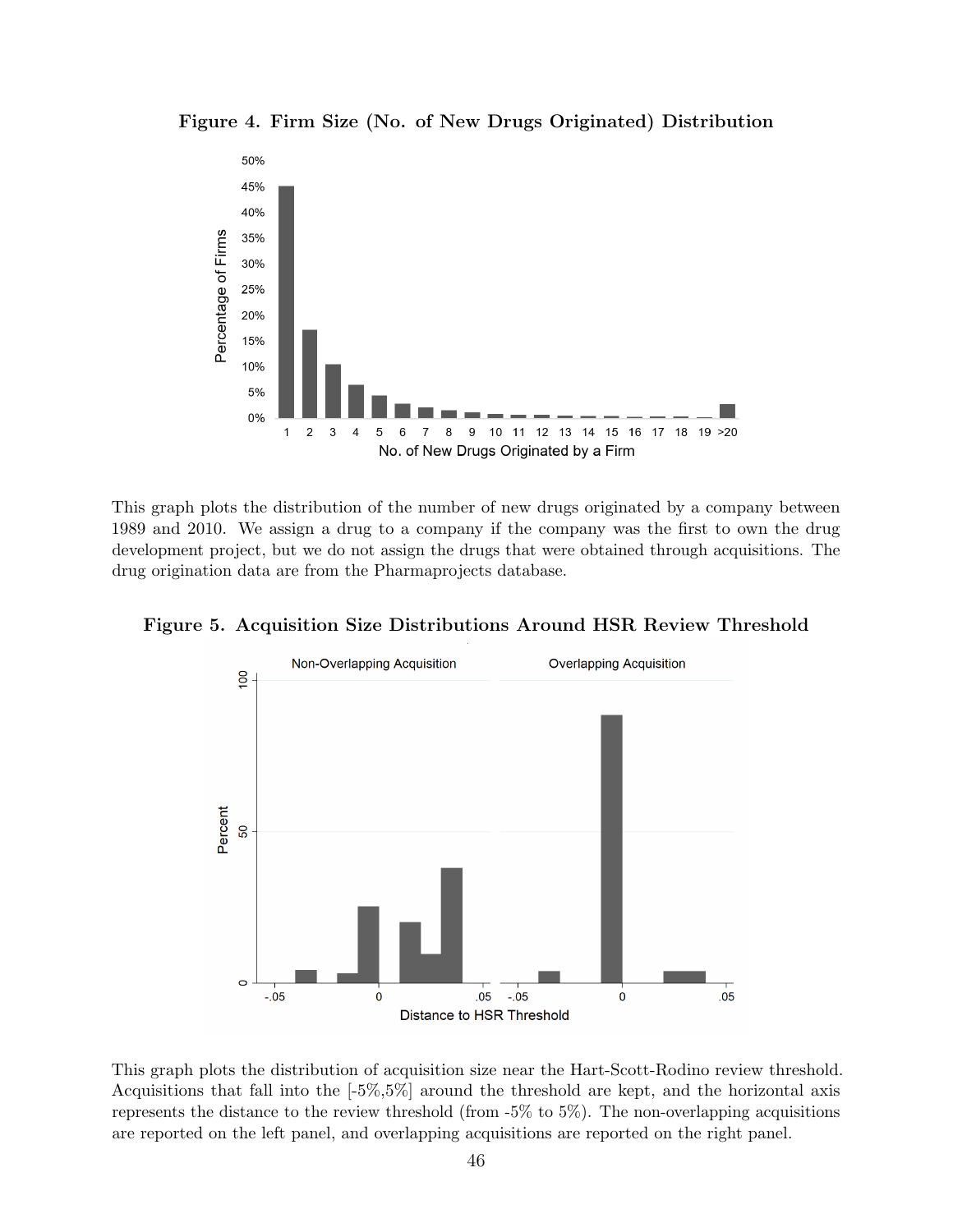**Figure 4. Firm Size (No. of New Drugs Originated) Distribution**

This graph plots the distribution of the number of new drugs originated by a company between 1989 and 2010. We assign a drug to a company if the company was the first to own the drug development project, but we do not assign the drugs that were obtained through acquisitions. The drug origination data are from the Pharmaprojects database.

**Figure 5. Acquisition Size Distributions Around HSR Review Threshold**

This graph plots the distribution of acquisition size near the Hart-Scott-Rodino review threshold. Acquisitions that fall into the [-5%,5%] around the threshold are kept, and the horizontal axis represents the distance to the review threshold (from -5% to 5%). The non-overlapping acquisitions are reported on the left panel, and overlapping acquisitions are reported on the right panel.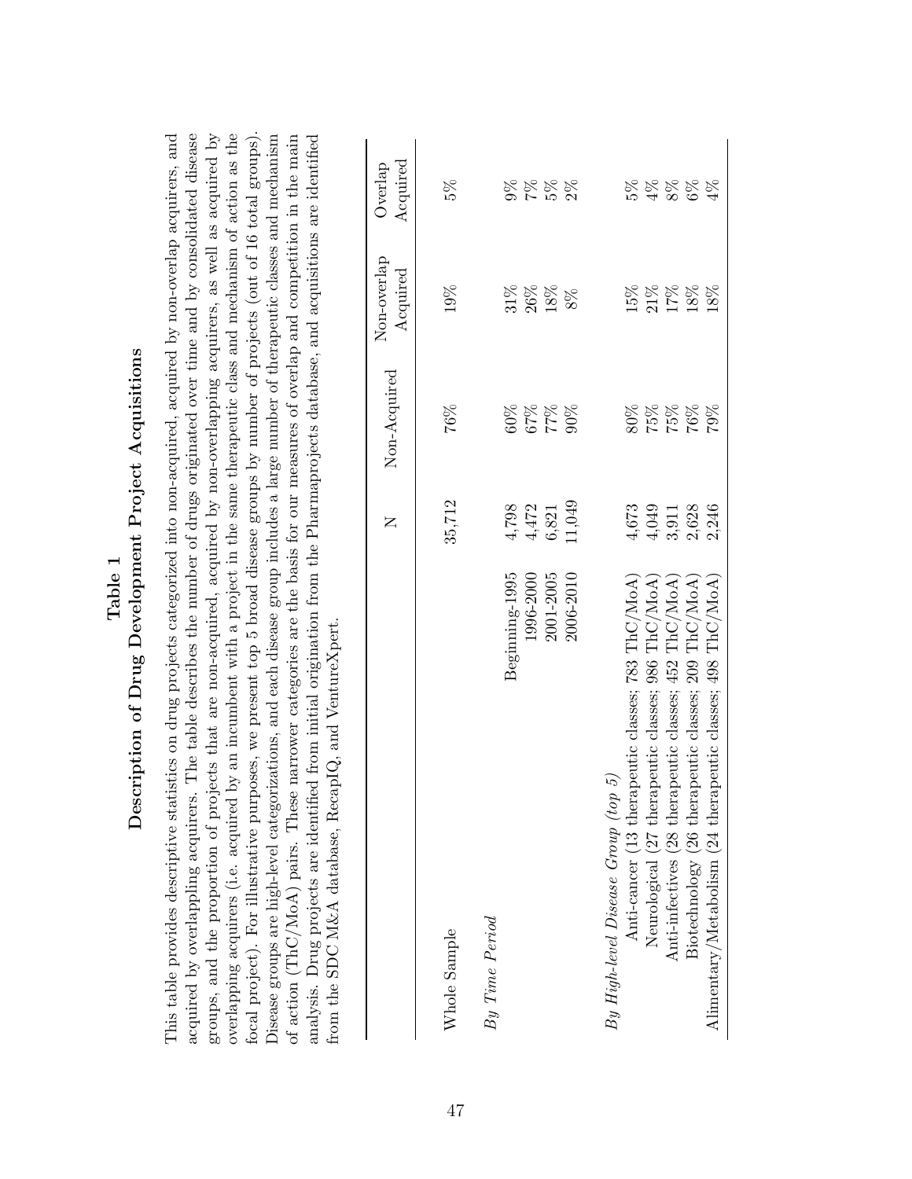# Table 1
## Description of Drug Development Project Acquisitions

This table provides descriptive statistics on drug projects categorized into non-acquired, acquired by non-overlap acquirers, and acquired by overlapping acquirers. The table describes the number of drugs originated over time and by consolidated disease groups, and the proportion of projects that are non-acquired, acquired by non-overlapping acquirers, as well as acquired by overlapping acquirers (i.e. acquired by an incumbent with a project in the same therapeutic class and mechanism of action as the focal project). For illustrative purposes, we present top 5 broad disease groups by number of projects (out of 16 total groups). Disease groups are high-level categorizations, and each disease group includes a large number of therapeutic classes and mechanism of action (ThC/MoA) pairs. These narrower categories are the basis for our measures of overlap and competition in the main analysis. Drug projects are identified from initial origination from the Pharmaprojects database, and acquisitions are identified from the SDC M&A database, RecapIQ, and VentureXpert.

| | N | Non-Acquired | Non-overlap Acquired | Overlap Acquired |
|---|---|---|---|---|
| Whole Sample | 35,712 | 76% | 19% | 5% |
| *By Time Period* | | | | |
| Beginning-1995 | 4,798 | 60% | 31% | 9% |
| 1996-2000 | 4,472 | 67% | 26% | 7% |
| 2001-2005 | 6,821 | 77% | 18% | 5% |
| 2006-2010 | 11,049 | 90% | 8% | 2% |
| *By High-level Disease Group (top 5)* | | | | |
| Anti-cancer (13 therapeutic classes; 783 ThC/MoA) | 4,673 | 80% | 15% | 5% |
| Neurological (27 therapeutic classes; 986 ThC/MoA) | 4,049 | 75% | 21% | 4% |
| Anti-infectives (28 therapeutic classes; 452 ThC/MoA) | 3,911 | 75% | 17% | 8% |
| Biotechnology (26 therapeutic classes; 209 ThC/MoA) | 2,628 | 76% | 18% | 6% |
| Alimentary/Metabolism (24 therapeutic classes; 498 ThC/MoA) | 2,246 | 79% | 18% | 4% |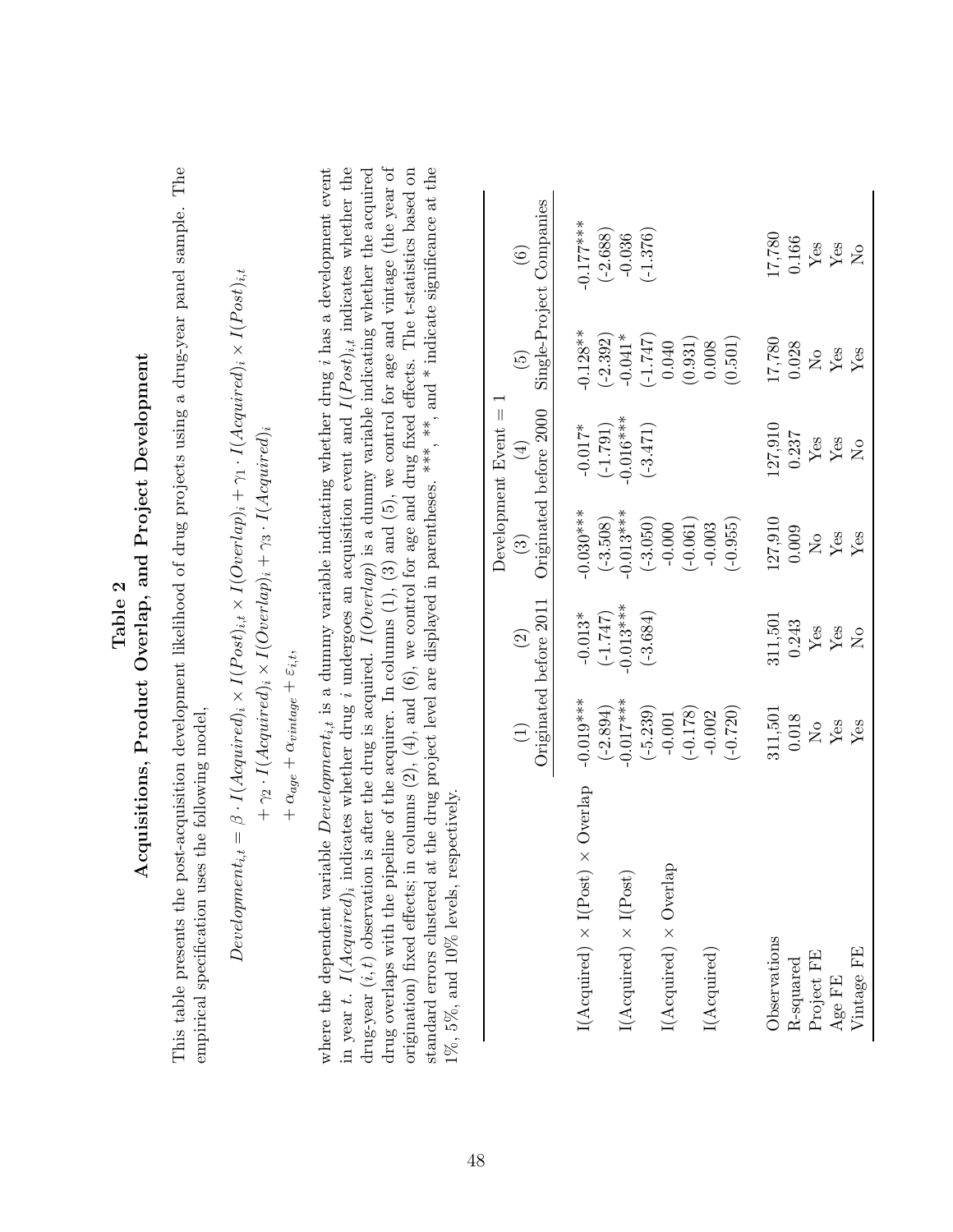# Table 2
## Acquisitions, Product Overlap, and Project Development

This table presents the post-acquisition development likelihood of drug projects using a drug-year panel sample. The empirical specification uses the following model,

$$
\begin{aligned}
Development_{i,t} = \; & \beta \cdot I(Acquired)_i \times I(Post)_{i,t} \times I(Overlap)_i + \gamma_1 \cdot I(Acquired)_i \times I(Post)_{i,t} \\
& + \gamma_2 \cdot I(Acquired)_i \times I(Overlap)_i + \gamma_3 \cdot I(Acquired)_i \\
& + \alpha_{age} + \alpha_{vintage} + \varepsilon_{i,t},
\end{aligned}
$$

where the dependent variable $Development_{i,t}$ is a dummy variable indicating whether drug $i$ has a development event in year $t$. $I(Acquired)_i$ indicates whether drug $i$ undergoes an acquisition event and $I(Post)_{i,t}$ indicates whether the drug-year $(i,t)$ observation is after the drug is acquired. $I(Overlap)$ is a dummy variable indicating whether the acquired drug overlaps with the pipeline of the acquirer. In columns (1), (3) and (5), we control for age and vintage (the year of origination) fixed effects; in columns (2), (4), and (6), we control for age and drug fixed effects. The t-statistics based on standard errors clustered at the drug project level are displayed in parentheses. \*\*\*, \*\*, and \* indicate significance at the 1%, 5%, and 10% levels, respectively.

| | Development Event = 1 | | | | | |
|---|---|---|---|---|---|---|
| | (1) | (2) | (3) | (4) | (5) | (6) |
| | Originated before 2011 | | Originated before 2000 | | Single-Project Companies | |
| I(Acquired) × I(Post) × Overlap | -0.019*** | -0.013* | -0.030*** | -0.017* | -0.128** | -0.177*** |
| | (-2.894) | (-1.747) | (-3.508) | (-1.791) | (-2.392) | (-2.688) |
| I(Acquired) × I(Post) | -0.017*** | -0.013*** | -0.013*** | -0.016*** | -0.041* | -0.036 |
| | (-5.239) | (-3.684) | (-3.050) | (-3.471) | (-1.747) | (-1.376) |
| I(Acquired) × Overlap | -0.001 | | -0.000 | | 0.040 | |
| | (-0.178) | | (-0.061) | | (0.931) | |
| I(Acquired) | -0.002 | | -0.003 | | 0.008 | |
| | (-0.720) | | (-0.955) | | (0.501) | |
| Observations | 311,501 | 311,501 | 127,910 | 127,910 | 17,780 | 17,780 |
| R-squared | 0.018 | 0.243 | 0.009 | 0.237 | 0.028 | 0.166 |
| Project FE | No | Yes | No | Yes | No | Yes |
| Age FE | Yes | Yes | Yes | Yes | Yes | Yes |
| Vintage FE | Yes | No | Yes | No | Yes | No |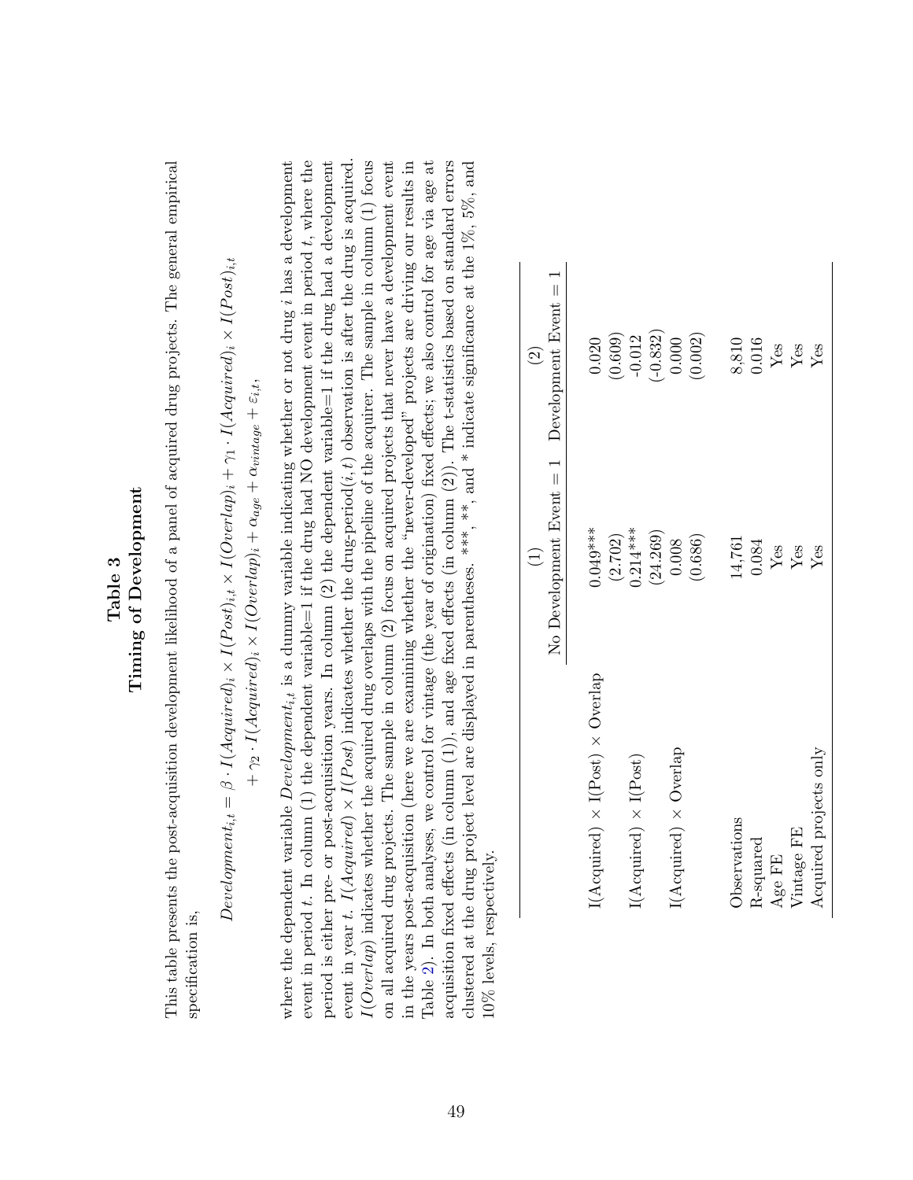# Table 3
## Timing of Development

This table presents the post-acquisition development likelihood of a panel of acquired drug projects. The general empirical specification is,

$$Development_{i,t} = \beta \cdot I(Acquired)_i \times I(Post)_{i,t} \times I(Overlap)_i + \gamma_1 \cdot I(Acquired)_i \times I(Post)_{i,t}$$
$$+ \gamma_2 \cdot I(Acquired)_i \times I(Overlap)_i + \alpha_{age} + \alpha_{vintage} + \varepsilon_{i,t},$$

where the dependent variable $Development_{i,t}$ is a dummy variable indicating whether or not drug $i$ has a development event in period $t$. In column (1) the dependent variable=1 if the drug had NO development event in period $t$, where the period is either pre- or post-acquisition years. In column (2) the dependent variable=1 if the drug had a development event in year $t$. $I(Acquired) \times I(Post)$ indicates whether the drug-period$(i, t)$ observation is after the drug is acquired. $I(Overlap)$ indicates whether the acquired drug overlaps with the pipeline of the acquirer. The sample in column (1) focus on all acquired drug projects. The sample in column (2) focus on acquired projects that never have a development event in the years post-acquisition (here we are examining whether the "never-developed" projects are driving our results in Table 2). In both analyses, we control for vintage (the year of origination) fixed effects; we also control for age via age at acquisition fixed effects (in column (1)), and age fixed effects (in column (2)). The t-statistics based on standard errors clustered at the drug project level are displayed in parentheses. \*\*\*, \*\*, and \* indicate significance at the 1%, 5%, and 10% levels, respectively.

| | (1) | (2) |
|---|---|---|
| | No Development Event = 1 | Development Event = 1 |
| I(Acquired) × I(Post) × Overlap | 0.049*** | 0.020 |
| | (2.702) | (0.609) |
| I(Acquired) × I(Post) | 0.214*** | -0.012 |
| | (24.269) | (-0.832) |
| I(Acquired) × Overlap | 0.008 | 0.000 |
| | (0.686) | (0.002) |
| Observations | 14,761 | 8,810 |
| R-squared | 0.084 | 0.016 |
| Age FE | Yes | Yes |
| Vintage FE | Yes | Yes |
| Acquired projects only | Yes | Yes |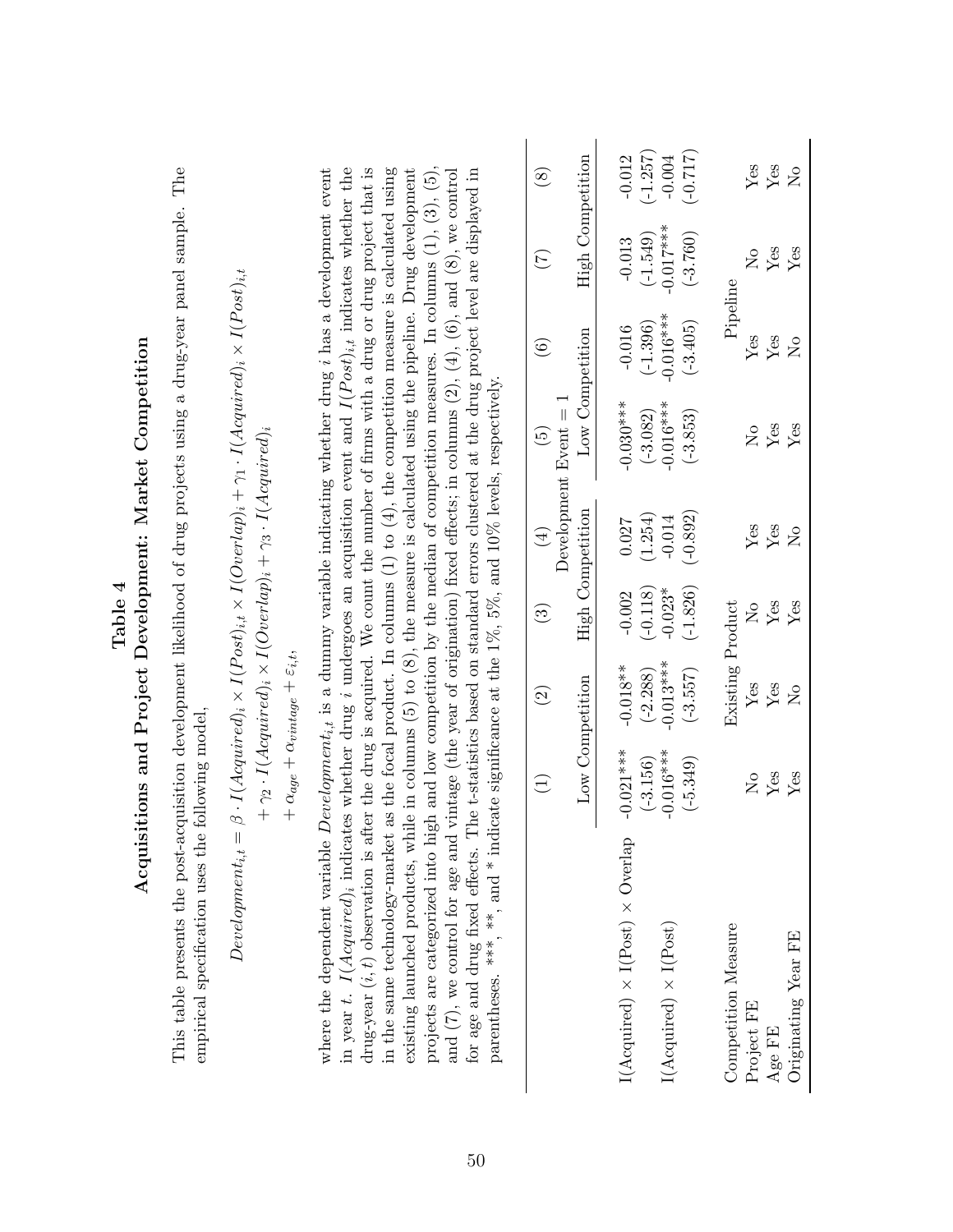# Table 4
## Acquisitions and Project Development: Market Competition

This table presents the post-acquisition development likelihood of drug projects using a drug-year panel sample. The empirical specification uses the following model,

$$
\begin{aligned}
Development_{i,t} = & \ \beta \cdot I(Acquired)_i \times I(Post)_{i,t} \times I(Overlap)_i + \gamma_1 \cdot I(Acquired)_i \times I(Post)_{i,t} \\
& + \gamma_2 \cdot I(Acquired)_i \times I(Overlap)_i + \gamma_3 \cdot I(Acquired)_i \\
& + \alpha_{age} + \alpha_{vintage} + \varepsilon_{i,t},
\end{aligned}
$$

where the dependent variable $Development_{i,t}$ is a dummy variable indicating whether drug $i$ has a development event in year $t$. $I(Acquired)_i$ indicates whether drug $i$ undergoes an acquisition event and $I(Post)_{i,t}$ indicates whether the drug-year $(i,t)$ observation is after the drug is acquired. We count the number of firms with a drug or drug project that is in the same technology-market as the focal product. In columns (1) to (4), the competition measure is calculated using existing launched products, while in columns (5) to (8), the measure is calculated using the pipeline. Drug development projects are categorized into high and low competition by the median of competition measures. In columns (1), (3), (5), and (7), we control for age and vintage (the year of origination) fixed effects; in columns (2), (4), (6), and (8), we control for age and drug fixed effects. The t-statistics based on standard errors clustered at the drug project level are displayed in parentheses. ***, **, and * indicate significance at the 1%, 5%, and 10% levels, respectively.

| | (1) | (2) | (3) | (4) | (5) | (6) | (7) | (8) |
|---|---|---|---|---|---|---|---|---|
| | Development Event = 1 | | | | | | | |
| | Low Competition | | High Competition | | Low Competition | | High Competition | |
| I(Acquired) × I(Post) × Overlap | -0.021*** | -0.018** | -0.002 | 0.027 | -0.030*** | -0.016 | -0.013 | -0.012 |
| | (-3.156) | (-2.288) | (-0.118) | (1.254) | (-3.082) | (-1.396) | (-1.549) | (-1.257) |
| I(Acquired) × I(Post) | -0.016*** | -0.013*** | -0.023* | -0.014 | -0.016*** | -0.016*** | -0.017*** | -0.004 |
| | (-5.349) | (-3.557) | (-1.826) | (-0.892) | (-3.853) | (-3.405) | (-3.760) | (-0.717) |
| Competition Measure | Existing Product | | | | Pipeline | | | |
| Project FE | No | Yes | No | Yes | No | Yes | No | Yes |
| Age FE | Yes | Yes | Yes | Yes | Yes | Yes | Yes | Yes |
| Originating Year FE | Yes | No | Yes | No | Yes | No | Yes | No |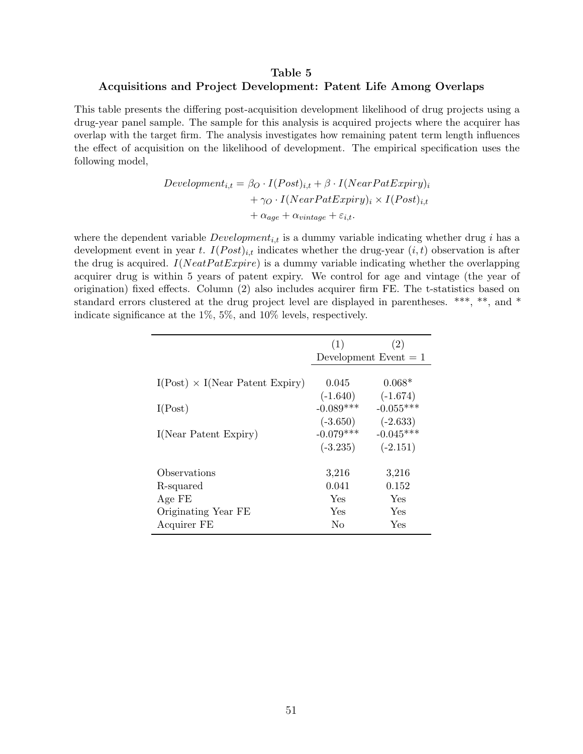## Table 5
## Acquisitions and Project Development: Patent Life Among Overlaps

This table presents the differing post-acquisition development likelihood of drug projects using a drug-year panel sample. The sample for this analysis is acquired projects where the acquirer has overlap with the target firm. The analysis investigates how remaining patent term length influences the effect of acquisition on the likelihood of development. The empirical specification uses the following model,

$$
\begin{aligned}
Development_{i,t} = \beta_O \cdot I(Post)_{i,t} &+ \beta \cdot I(NearPatExpiry)_i \\
&+ \gamma_O \cdot I(NearPatExpiry)_i \times I(Post)_{i,t} \\
&+ \alpha_{age} + \alpha_{vintage} + \varepsilon_{i,t}.
\end{aligned}
$$

where the dependent variable $Development_{i,t}$ is a dummy variable indicating whether drug $i$ has a development event in year $t$. $I(Post)_{i,t}$ indicates whether the drug-year $(i,t)$ observation is after the drug is acquired. $I(NeatPatExpire)$ is a dummy variable indicating whether the overlapping acquirer drug is within 5 years of patent expiry. We control for age and vintage (the year of origination) fixed effects. Column (2) also includes acquirer firm FE. The t-statistics based on standard errors clustered at the drug project level are displayed in parentheses. \*\*\*, \*\*, and \* indicate significance at the 1%, 5%, and 10% levels, respectively.

| | (1) | (2) |
|---|---|---|
| | Development Event = 1 | |
| I(Post) × I(Near Patent Expiry) | 0.045 | 0.068* |
| | (-1.640) | (-1.674) |
| I(Post) | -0.089*** | -0.055*** |
| | (-3.650) | (-2.633) |
| I(Near Patent Expiry) | -0.079*** | -0.045*** |
| | (-3.235) | (-2.151) |
| Observations | 3,216 | 3,216 |
| R-squared | 0.041 | 0.152 |
| Age FE | Yes | Yes |
| Originating Year FE | Yes | Yes |
| Acquirer FE | No | Yes |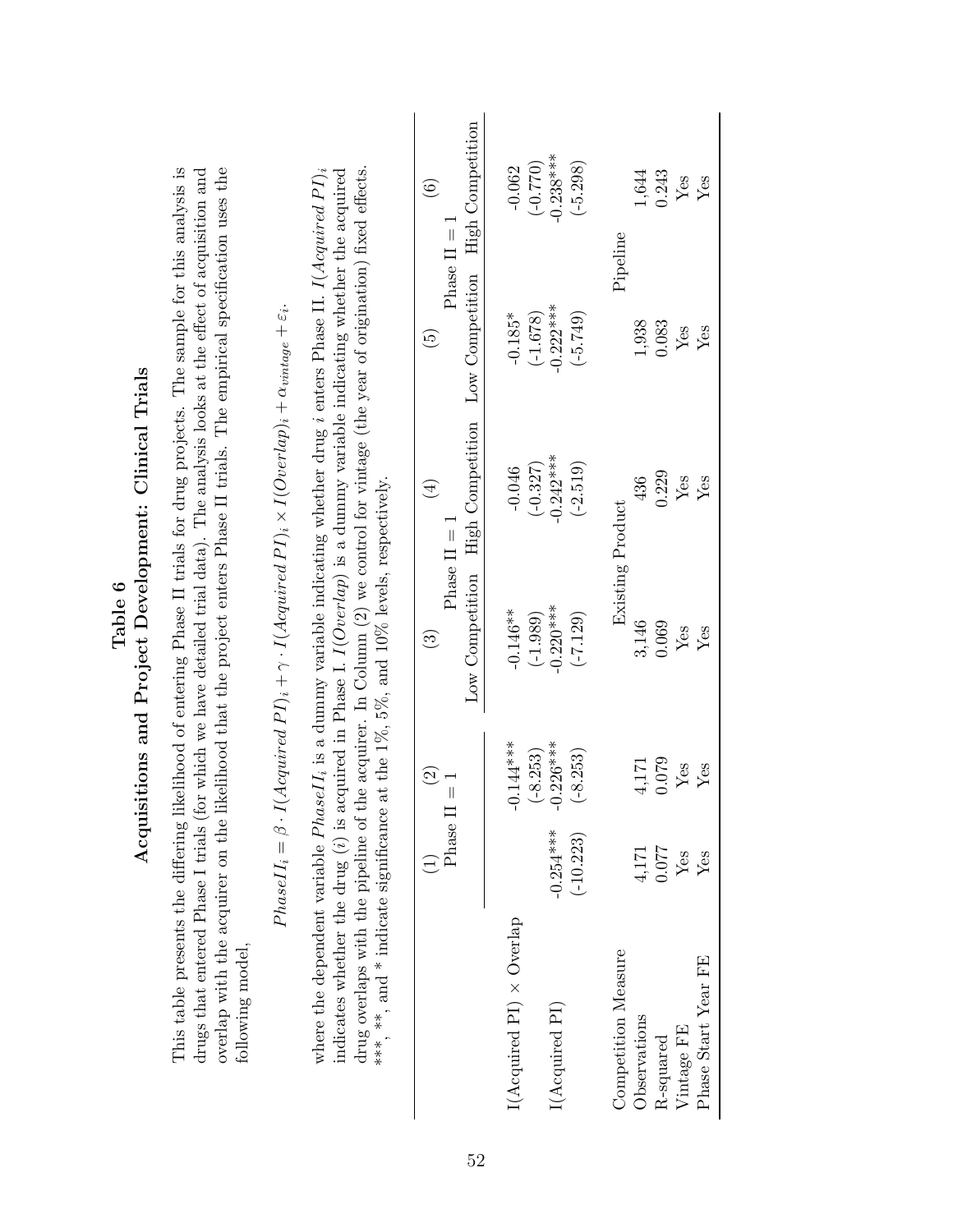# Table 6

## Acquisitions and Project Development: Clinical Trials

This table presents the differing likelihood of entering Phase II trials for drug projects. The sample for this analysis is drugs that entered Phase I trials (for which we have detailed trial data). The analysis looks at the effect of acquisition and overlap with the acquirer on the likelihood that the project enters Phase II trials. The empirical specification uses the following model,

$$PhaseII_i = \beta \cdot I(Acquired\ PI)_i + \gamma \cdot I(Acquired\ PI)_i \times I(Overlap)_i + \alpha_{vintage} + \varepsilon_i.$$

where the dependent variable $PhaseII_i$ is a dummy variable indicating whether drug $i$ enters Phase II. $I(Acquired\ PI)_i$ indicates whether the drug ($i$) is acquired in Phase I. $I(Overlap)$ is a dummy variable indicating whether the acquired drug overlaps with the pipeline of the acquirer. In Column (2) we control for vintage (the year of origination) fixed effects. ***, **, and * indicate significance at the 1%, 5%, and 10% levels, respectively.

| | (1) | (2) | (3) | (4) | (5) | (6) |
|---|---|---|---|---|---|---|
| | Phase II = 1 | | Phase II = 1 | | Phase II = 1 | |
| | | | Low Competition | High Competition | Low Competition | High Competition |
| I(Acquired PI) × Overlap | | -0.144*** | -0.146** | -0.046 | -0.185* | -0.062 |
| | | (-8.253) | (-1.989) | (-0.327) | (-1.678) | (-0.770) |
| I(Acquired PI) | -0.254*** | -0.226*** | -0.220*** | -0.242*** | -0.222*** | -0.238*** |
| | (-10.223) | (-8.253) | (-7.129) | (-2.519) | (-5.749) | (-5.298) |
| Competition Measure | | | Existing Product | | Pipeline | |
| Observations | 4,171 | 4,171 | 3,146 | 436 | 1,938 | 1,644 |
| R-squared | 0.077 | 0.079 | 0.069 | 0.229 | 0.083 | 0.243 |
| Vintage FE | Yes | Yes | Yes | Yes | Yes | Yes |
| Phase Start Year FE | Yes | Yes | Yes | Yes | Yes | Yes |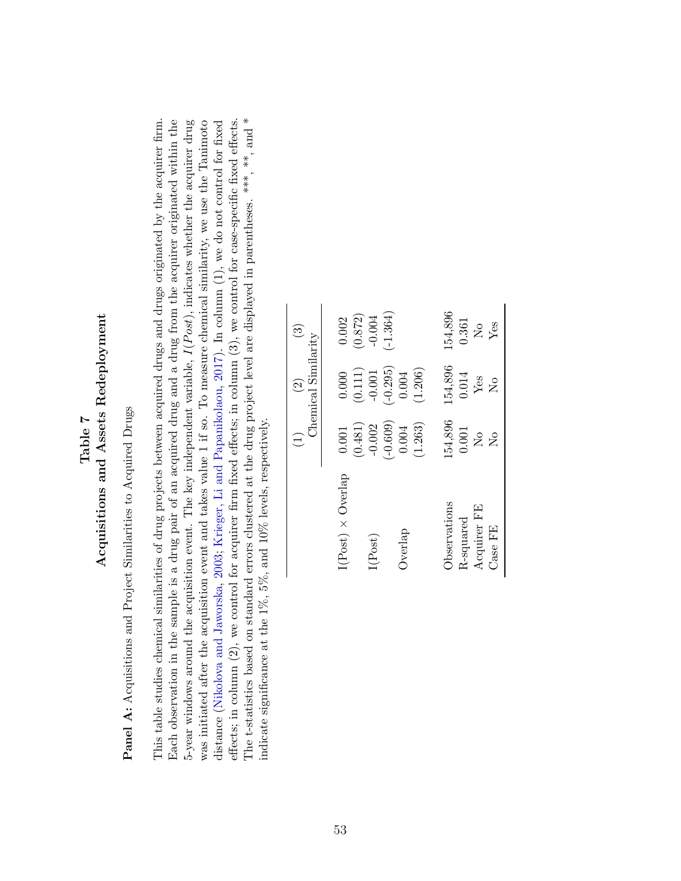# Table 7
## Acquisitions and Assets Redeployment

**Panel A:** Acquisitions and Project Similarities to Acquired Drugs

This table studies chemical similarities of drug projects between acquired drugs and drugs originated by the acquirer firm. Each observation in the sample is a drug pair of an acquired drug and a drug from the acquirer originated within the 5-year windows around the acquisition event. The key independent variable, *I(Post)*, indicates whether the acquirer drug was initiated after the acquisition event and takes value 1 if so. To measure chemical similarity, we use the Tanimoto distance (Nikolova and Jaworska, 2003; Krieger, Li and Papanikolaou, 2017). In column (1), we do not control for fixed effects; in column (2), we control for acquirer firm fixed effects; in column (3), we control for case-specific fixed effects. The t-statistics based on standard errors clustered at the drug project level are displayed in parentheses. ***, **, and * indicate significance at the 1%, 5%, and 10% levels, respectively.

| | (1) | (2) | (3) |
|---|---|---|---|
| | Chemical Similarity | | |
| I(Post) × Overlap | 0.001 | 0.000 | 0.002 |
| | (0.481) | (0.111) | (0.872) |
| I(Post) | -0.002 | -0.001 | -0.004 |
| | (-0.609) | (-0.295) | (-1.364) |
| Overlap | 0.004 | 0.004 | |
| | (1.263) | (1.206) | |
| Observations | 154,896 | 154,896 | 154,896 |
| R-squared | 0.001 | 0.014 | 0.361 |
| Acquirer FE | No | Yes | No |
| Case FE | No | No | Yes |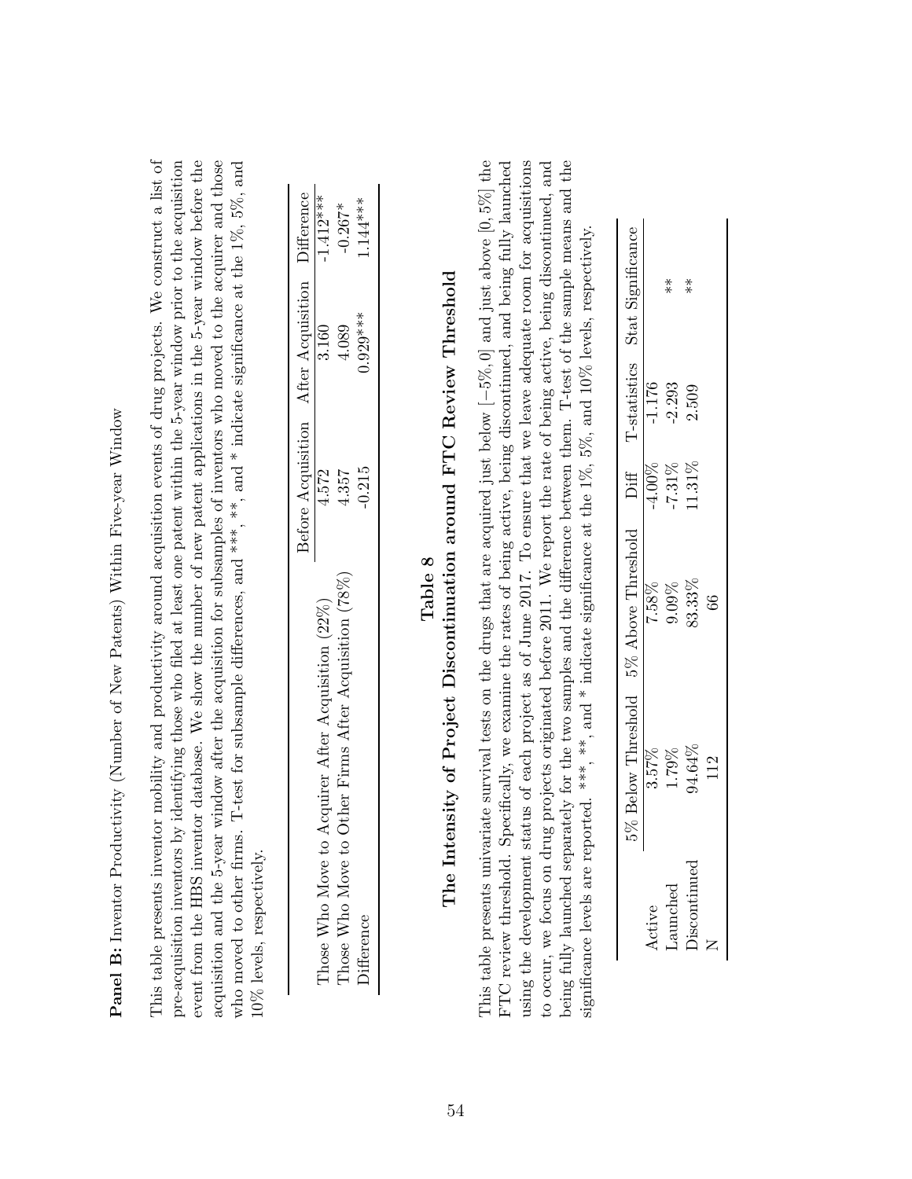**Panel B:** Inventor Productivity (Number of New Patents) Within Five-year Window

This table presents inventor mobility and productivity around acquisition events of drug projects. We construct a list of pre-acquisition inventors by identifying those who filed at least one patent within the 5-year window prior to the acquisition event from the HBS inventor database. We show the number of new patent applications in the 5-year window before the acquisition and the 5-year window after the acquisition for subsamples of inventors who moved to the acquirer and those who moved to other firms. T-test for subsample differences, and ***, **, and * indicate significance at the 1%, 5%, and 10% levels, respectively.

| | Before Acquisition | After Acquisition | Difference |
|---|---|---|---|
| Those Who Move to Acquirer After Acquisition (22%) | 4.572 | 3.160 | -1.412*** |
| Those Who Move to Other Firms After Acquisition (78%) | 4.357 | 4.089 | -0.267* |
| Difference | -0.215 | 0.929*** | 1.144*** |

## Table 8

## The Intensity of Project Discontinuation around FTC Review Threshold

This table presents univariate survival tests on the drugs that are acquired just below $[-5\%, 0]$ and just above $[0, 5\%]$ the FTC review threshold. Specifically, we examine the rates of being active, being discontinued, and being fully launched using the development status of each project as of June 2017. To ensure that we leave adequate room for acquisitions to occur, we focus on drug projects originated before 2011. We report the rate of being active, being discontinued, and being fully launched separately for the two samples and the difference between them. T-test of the sample means and the significance levels are reported. ***, **, and * indicate significance at the 1%, 5%, and 10% levels, respectively.

| | 5% Below Threshold | 5% Above Threshold | Diff | T-statistics | Stat Significance |
|---|---|---|---|---|---|
| Active | 3.57% | 7.58% | -4.00% | -1.176 | |
| Launched | 1.79% | 9.09% | -7.31% | -2.293 | ** |
| Discontinued | 94.64% | 83.33% | 11.31% | 2.509 | ** |
| N | 112 | 66 | | | |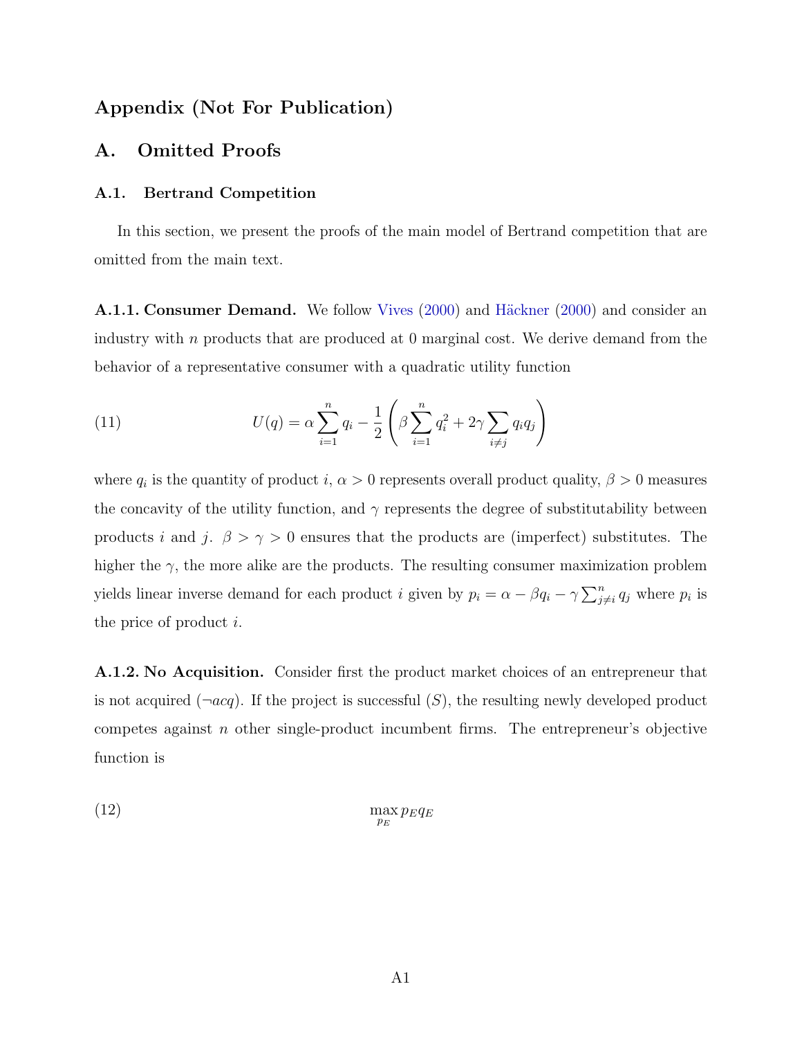# Appendix (Not For Publication)

## A. Omitted Proofs

### A.1. Bertrand Competition

In this section, we present the proofs of the main model of Bertrand competition that are omitted from the main text.

**A.1.1. Consumer Demand.** We follow Vives (2000) and Häckner (2000) and consider an industry with $n$ products that are produced at 0 marginal cost. We derive demand from the behavior of a representative consumer with a quadratic utility function

$$U(q) = \alpha \sum_{i=1}^{n} q_i - \frac{1}{2}\left(\beta \sum_{i=1}^{n} q_i^2 + 2\gamma \sum_{i \neq j} q_i q_j\right) \tag{11}$$

where $q_i$ is the quantity of product $i$, $\alpha > 0$ represents overall product quality, $\beta > 0$ measures the concavity of the utility function, and $\gamma$ represents the degree of substitutability between products $i$ and $j$. $\beta > \gamma > 0$ ensures that the products are (imperfect) substitutes. The higher the $\gamma$, the more alike are the products. The resulting consumer maximization problem yields linear inverse demand for each product $i$ given by $p_i = \alpha - \beta q_i - \gamma \sum_{j \neq i}^{n} q_j$ where $p_i$ is the price of product $i$.

**A.1.2. No Acquisition.** Consider first the product market choices of an entrepreneur that is not acquired ($\neg acq$). If the project is successful ($S$), the resulting newly developed product competes against $n$ other single-product incumbent firms. The entrepreneur's objective function is

$$\max_{p_E} p_E q_E \tag{12}$$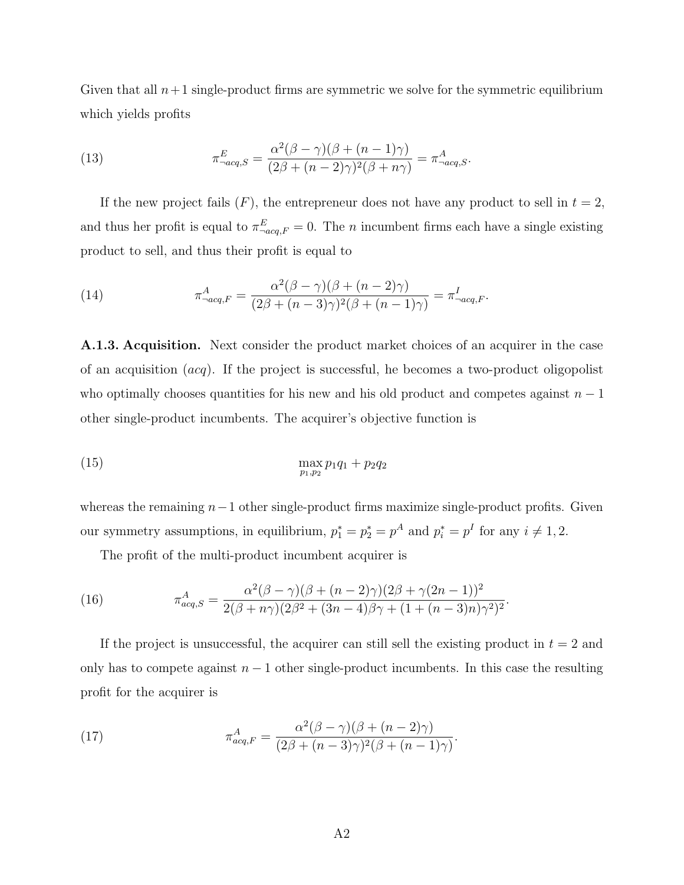Given that all $n+1$ single-product firms are symmetric we solve for the symmetric equilibrium which yields profits

$$\pi^E_{\neg acq,S} = \frac{\alpha^2(\beta-\gamma)(\beta+(n-1)\gamma)}{(2\beta+(n-2)\gamma)^2(\beta+n\gamma)} = \pi^A_{\neg acq,S}. \tag{13}$$

If the new project fails ($F$), the entrepreneur does not have any product to sell in $t=2$, and thus her profit is equal to $\pi^E_{\neg acq,F} = 0$. The $n$ incumbent firms each have a single existing product to sell, and thus their profit is equal to

$$\pi^A_{\neg acq,F} = \frac{\alpha^2(\beta-\gamma)(\beta+(n-2)\gamma)}{(2\beta+(n-3)\gamma)^2(\beta+(n-1)\gamma)} = \pi^I_{\neg acq,F}. \tag{14}$$

**A.1.3. Acquisition.** Next consider the product market choices of an acquirer in the case of an acquisition ($acq$). If the project is successful, he becomes a two-product oligopolist who optimally chooses quantities for his new and his old product and competes against $n-1$ other single-product incumbents. The acquirer's objective function is

$$\max_{p_1,p_2} p_1 q_1 + p_2 q_2 \tag{15}$$

whereas the remaining $n-1$ other single-product firms maximize single-product profits. Given our symmetry assumptions, in equilibrium, $p_1^* = p_2^* = p^A$ and $p_i^* = p^I$ for any $i \neq 1,2$.

The profit of the multi-product incumbent acquirer is

$$\pi^A_{acq,S} = \frac{\alpha^2(\beta-\gamma)(\beta+(n-2)\gamma)(2\beta+\gamma(2n-1))^2}{2(\beta+n\gamma)(2\beta^2+(3n-4)\beta\gamma+(1+(n-3)n)\gamma^2)^2}. \tag{16}$$

If the project is unsuccessful, the acquirer can still sell the existing product in $t=2$ and only has to compete against $n-1$ other single-product incumbents. In this case the resulting profit for the acquirer is

$$\pi^A_{acq,F} = \frac{\alpha^2(\beta-\gamma)(\beta+(n-2)\gamma)}{(2\beta+(n-3)\gamma)^2(\beta+(n-1)\gamma)}. \tag{17}$$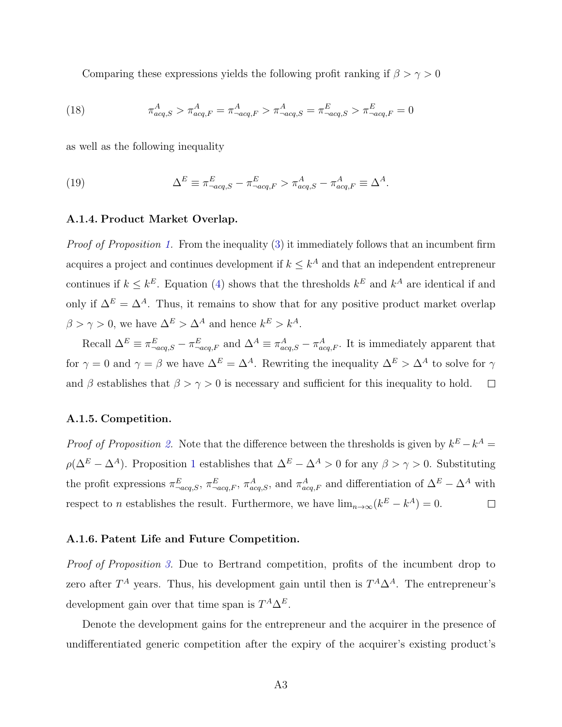Comparing these expressions yields the following profit ranking if $\beta > \gamma > 0$

$$\pi^A_{acq,S} > \pi^A_{acq,F} = \pi^A_{\neg acq,F} > \pi^A_{\neg acq,S} = \pi^E_{\neg acq,S} > \pi^E_{\neg acq,F} = 0 \tag{18}$$

as well as the following inequality

$$\Delta^E \equiv \pi^E_{\neg acq,S} - \pi^E_{\neg acq,F} > \pi^A_{acq,S} - \pi^A_{acq,F} \equiv \Delta^A. \tag{19}$$

#### A.1.4. Product Market Overlap.

*Proof of Proposition 1.* From the inequality (3) it immediately follows that an incumbent firm acquires a project and continues development if $k \leq k^A$ and that an independent entrepreneur continues if $k \leq k^E$. Equation (4) shows that the thresholds $k^E$ and $k^A$ are identical if and only if $\Delta^E = \Delta^A$. Thus, it remains to show that for any positive product market overlap $\beta > \gamma > 0$, we have $\Delta^E > \Delta^A$ and hence $k^E > k^A$.

Recall $\Delta^E \equiv \pi^E_{\neg acq,S} - \pi^E_{\neg acq,F}$ and $\Delta^A \equiv \pi^A_{acq,S} - \pi^A_{acq,F}$. It is immediately apparent that for $\gamma = 0$ and $\gamma = \beta$ we have $\Delta^E = \Delta^A$. Rewriting the inequality $\Delta^E > \Delta^A$ to solve for $\gamma$ and $\beta$ establishes that $\beta > \gamma > 0$ is necessary and sufficient for this inequality to hold. □

#### A.1.5. Competition.

*Proof of Proposition 2.* Note that the difference between the thresholds is given by $k^E - k^A = \rho(\Delta^E - \Delta^A)$. Proposition 1 establishes that $\Delta^E - \Delta^A > 0$ for any $\beta > \gamma > 0$. Substituting the profit expressions $\pi^E_{\neg acq,S}$, $\pi^E_{\neg acq,F}$, $\pi^A_{acq,S}$, and $\pi^A_{acq,F}$ and differentiation of $\Delta^E - \Delta^A$ with respect to $n$ establishes the result. Furthermore, we have $\lim_{n\to\infty}(k^E - k^A) = 0$. □

#### A.1.6. Patent Life and Future Competition.

*Proof of Proposition 3.* Due to Bertrand competition, profits of the incumbent drop to zero after $T^A$ years. Thus, his development gain until then is $T^A\Delta^A$. The entrepreneur's development gain over that time span is $T^A\Delta^E$.

Denote the development gains for the entrepreneur and the acquirer in the presence of undifferentiated generic competition after the expiry of the acquirer's existing product's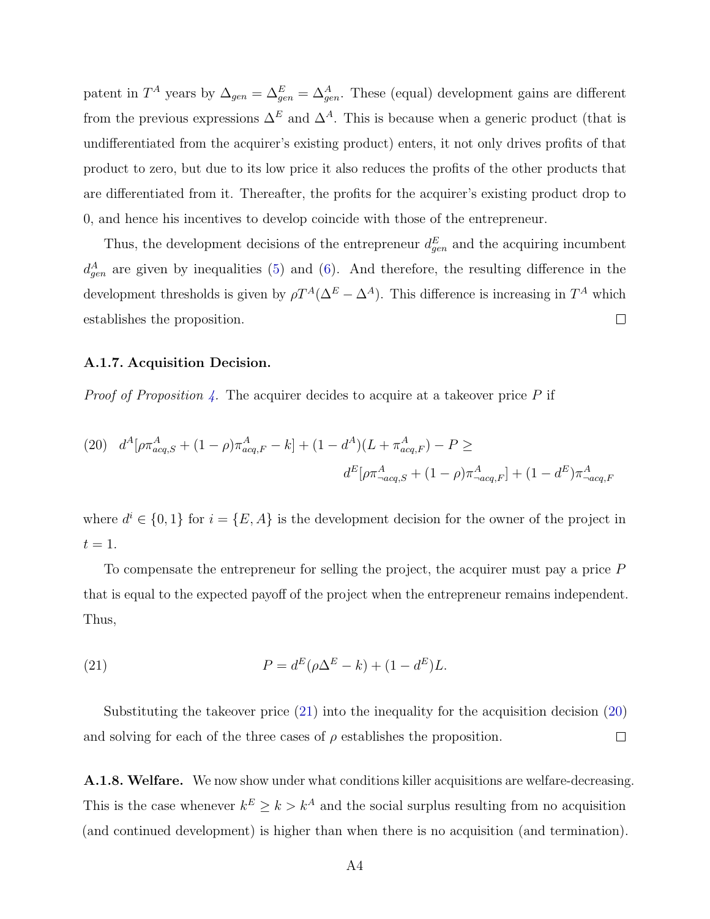patent in $T^A$ years by $\Delta_{gen} = \Delta_{gen}^E = \Delta_{gen}^A$. These (equal) development gains are different from the previous expressions $\Delta^E$ and $\Delta^A$. This is because when a generic product (that is undifferentiated from the acquirer's existing product) enters, it not only drives profits of that product to zero, but due to its low price it also reduces the profits of the other products that are differentiated from it. Thereafter, the profits for the acquirer's existing product drop to 0, and hence his incentives to develop coincide with those of the entrepreneur.

Thus, the development decisions of the entrepreneur $d_{gen}^E$ and the acquiring incumbent $d_{gen}^A$ are given by inequalities (5) and (6). And therefore, the resulting difference in the development thresholds is given by $\rho T^A(\Delta^E - \Delta^A)$. This difference is increasing in $T^A$ which establishes the proposition. □

### A.1.7. Acquisition Decision.

*Proof of Proposition 4.* The acquirer decides to acquire at a takeover price $P$ if

$$
\begin{aligned}
(20) \quad d^A[\rho\pi_{acq,S}^A + (1-\rho)\pi_{acq,F}^A - k] + (1-d^A)(L + \pi_{acq,F}^A) - P \geq \\
d^E[\rho\pi_{\neg acq,S}^A + (1-\rho)\pi_{\neg acq,F}^A] + (1-d^E)\pi_{\neg acq,F}^A
\end{aligned}
$$

where $d^i \in \{0, 1\}$ for $i = \{E, A\}$ is the development decision for the owner of the project in $t = 1$.

To compensate the entrepreneur for selling the project, the acquirer must pay a price $P$ that is equal to the expected payoff of the project when the entrepreneur remains independent. Thus,

$$
(21) \qquad P = d^E(\rho\Delta^E - k) + (1-d^E)L.
$$

Substituting the takeover price (21) into the inequality for the acquisition decision (20) and solving for each of the three cases of $\rho$ establishes the proposition. □

**A.1.8. Welfare.** We now show under what conditions killer acquisitions are welfare-decreasing. This is the case whenever $k^E \geq k > k^A$ and the social surplus resulting from no acquisition (and continued development) is higher than when there is no acquisition (and termination).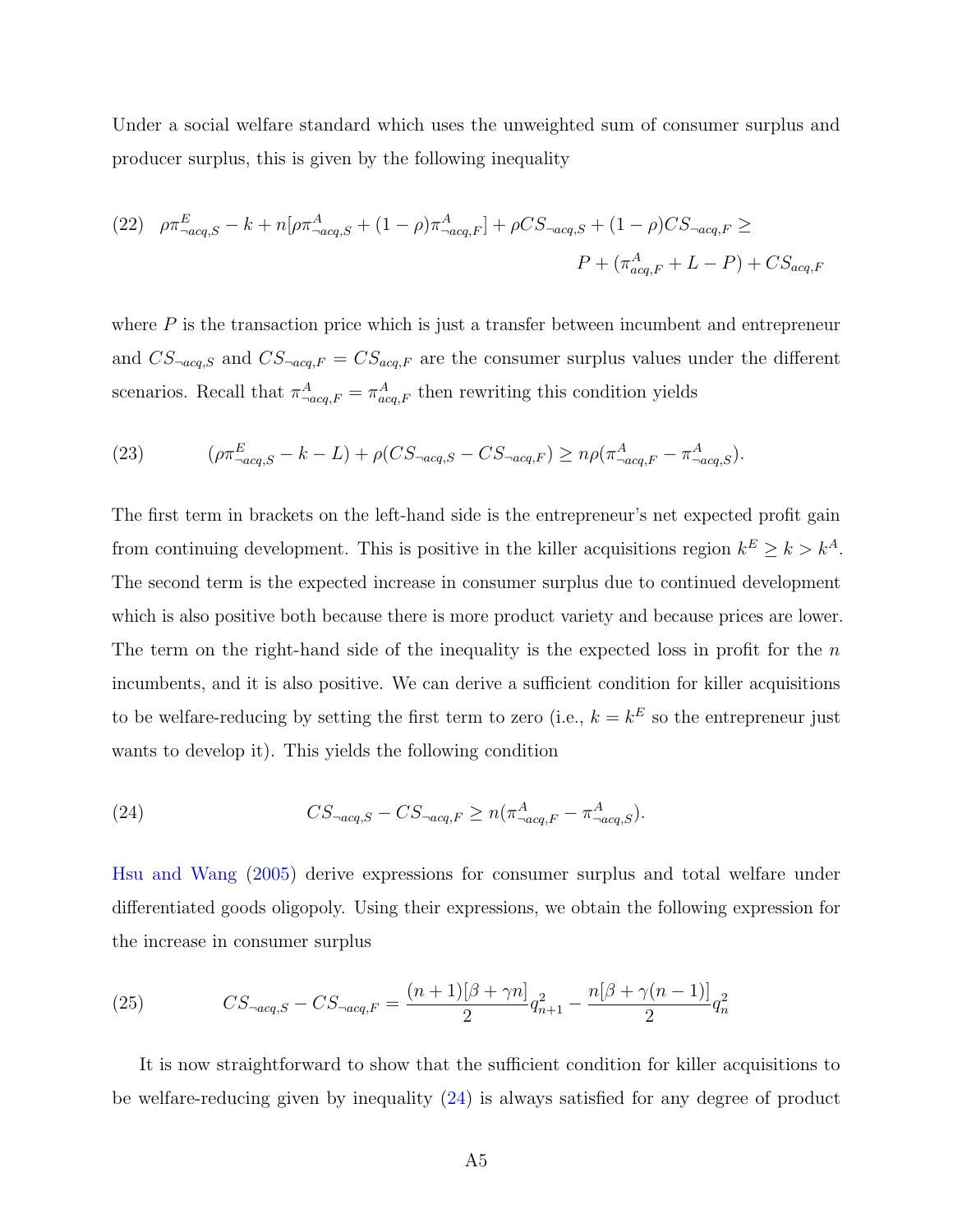Under a social welfare standard which uses the unweighted sum of consumer surplus and producer surplus, this is given by the following inequality

$$\rho\pi^E_{\neg acq,S} - k + n[\rho\pi^A_{\neg acq,S} + (1-\rho)\pi^A_{\neg acq,F}] + \rho CS_{\neg acq,S} + (1-\rho)CS_{\neg acq,F} \geq P + (\pi^A_{acq,F} + L - P) + CS_{acq,F} \tag{22}$$

where $P$ is the transaction price which is just a transfer between incumbent and entrepreneur and $CS_{\neg acq,S}$ and $CS_{\neg acq,F} = CS_{acq,F}$ are the consumer surplus values under the different scenarios. Recall that $\pi^A_{\neg acq,F} = \pi^A_{acq,F}$ then rewriting this condition yields

$$(\rho\pi^E_{\neg acq,S} - k - L) + \rho(CS_{\neg acq,S} - CS_{\neg acq,F}) \geq n\rho(\pi^A_{\neg acq,F} - \pi^A_{\neg acq,S}). \tag{23}$$

The first term in brackets on the left-hand side is the entrepreneur's net expected profit gain from continuing development. This is positive in the killer acquisitions region $k^E \geq k > k^A$. The second term is the expected increase in consumer surplus due to continued development which is also positive both because there is more product variety and because prices are lower. The term on the right-hand side of the inequality is the expected loss in profit for the $n$ incumbents, and it is also positive. We can derive a sufficient condition for killer acquisitions to be welfare-reducing by setting the first term to zero (i.e., $k = k^E$ so the entrepreneur just wants to develop it). This yields the following condition

$$CS_{\neg acq,S} - CS_{\neg acq,F} \geq n(\pi^A_{\neg acq,F} - \pi^A_{\neg acq,S}). \tag{24}$$

Hsu and Wang (2005) derive expressions for consumer surplus and total welfare under differentiated goods oligopoly. Using their expressions, we obtain the following expression for the increase in consumer surplus

$$CS_{\neg acq,S} - CS_{\neg acq,F} = \frac{(n+1)[\beta + \gamma n]}{2}q^2_{n+1} - \frac{n[\beta + \gamma(n-1)]}{2}q^2_n \tag{25}$$

It is now straightforward to show that the sufficient condition for killer acquisitions to be welfare-reducing given by inequality (24) is always satisfied for any degree of product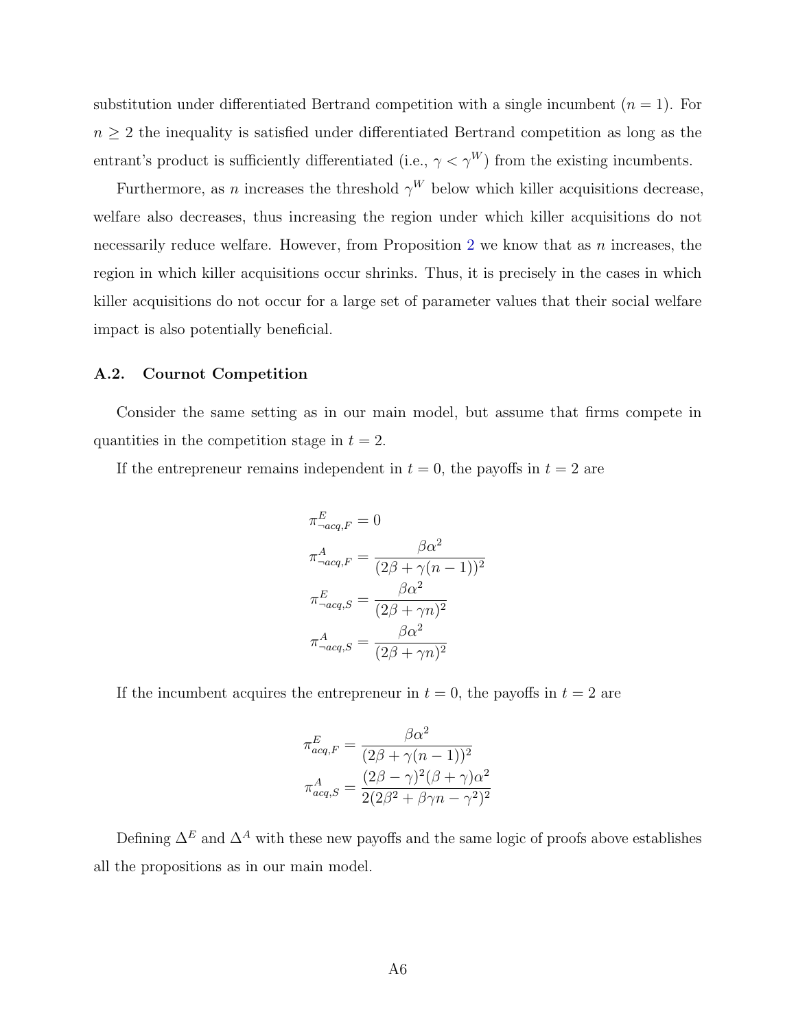substitution under differentiated Bertrand competition with a single incumbent ($n = 1$). For $n \geq 2$ the inequality is satisfied under differentiated Bertrand competition as long as the entrant's product is sufficiently differentiated (i.e., $\gamma < \gamma^W$) from the existing incumbents.

Furthermore, as $n$ increases the threshold $\gamma^W$ below which killer acquisitions decrease, welfare also decreases, thus increasing the region under which killer acquisitions do not necessarily reduce welfare. However, from Proposition 2 we know that as $n$ increases, the region in which killer acquisitions occur shrinks. Thus, it is precisely in the cases in which killer acquisitions do not occur for a large set of parameter values that their social welfare impact is also potentially beneficial.

### A.2. Cournot Competition

Consider the same setting as in our main model, but assume that firms compete in quantities in the competition stage in $t = 2$.

If the entrepreneur remains independent in $t = 0$, the payoffs in $t = 2$ are

$$\pi^E_{\neg acq,F} = 0$$

$$\pi^A_{\neg acq,F} = \frac{\beta\alpha^2}{(2\beta + \gamma(n-1))^2}$$

$$\pi^E_{\neg acq,S} = \frac{\beta\alpha^2}{(2\beta + \gamma n)^2}$$

$$\pi^A_{\neg acq,S} = \frac{\beta\alpha^2}{(2\beta + \gamma n)^2}$$

If the incumbent acquires the entrepreneur in $t = 0$, the payoffs in $t = 2$ are

$$\pi^E_{acq,F} = \frac{\beta\alpha^2}{(2\beta + \gamma(n-1))^2}$$

$$\pi^A_{acq,S} = \frac{(2\beta - \gamma)^2(\beta + \gamma)\alpha^2}{2(2\beta^2 + \beta\gamma n - \gamma^2)^2}$$

Defining $\Delta^E$ and $\Delta^A$ with these new payoffs and the same logic of proofs above establishes all the propositions as in our main model.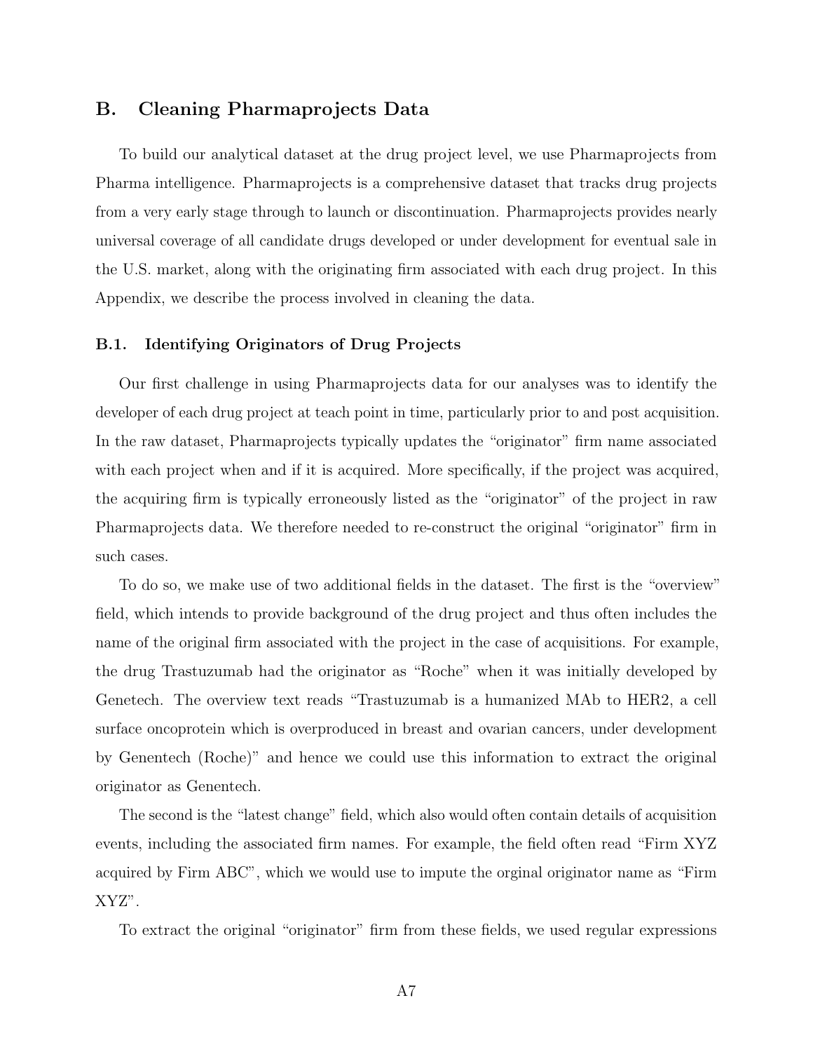## B. Cleaning Pharmaprojects Data

To build our analytical dataset at the drug project level, we use Pharmaprojects from Pharma intelligence. Pharmaprojects is a comprehensive dataset that tracks drug projects from a very early stage through to launch or discontinuation. Pharmaprojects provides nearly universal coverage of all candidate drugs developed or under development for eventual sale in the U.S. market, along with the originating firm associated with each drug project. In this Appendix, we describe the process involved in cleaning the data.

### B.1. Identifying Originators of Drug Projects

Our first challenge in using Pharmaprojects data for our analyses was to identify the developer of each drug project at teach point in time, particularly prior to and post acquisition. In the raw dataset, Pharmaprojects typically updates the "originator" firm name associated with each project when and if it is acquired. More specifically, if the project was acquired, the acquiring firm is typically erroneously listed as the "originator" of the project in raw Pharmaprojects data. We therefore needed to re-construct the original "originator" firm in such cases.

To do so, we make use of two additional fields in the dataset. The first is the "overview" field, which intends to provide background of the drug project and thus often includes the name of the original firm associated with the project in the case of acquisitions. For example, the drug Trastuzumab had the originator as "Roche" when it was initially developed by Genetech. The overview text reads "Trastuzumab is a humanized MAb to HER2, a cell surface oncoprotein which is overproduced in breast and ovarian cancers, under development by Genentech (Roche)" and hence we could use this information to extract the original originator as Genentech.

The second is the "latest change" field, which also would often contain details of acquisition events, including the associated firm names. For example, the field often read "Firm XYZ acquired by Firm ABC", which we would use to impute the orginal originator name as "Firm XYZ".

To extract the original "originator" firm from these fields, we used regular expressions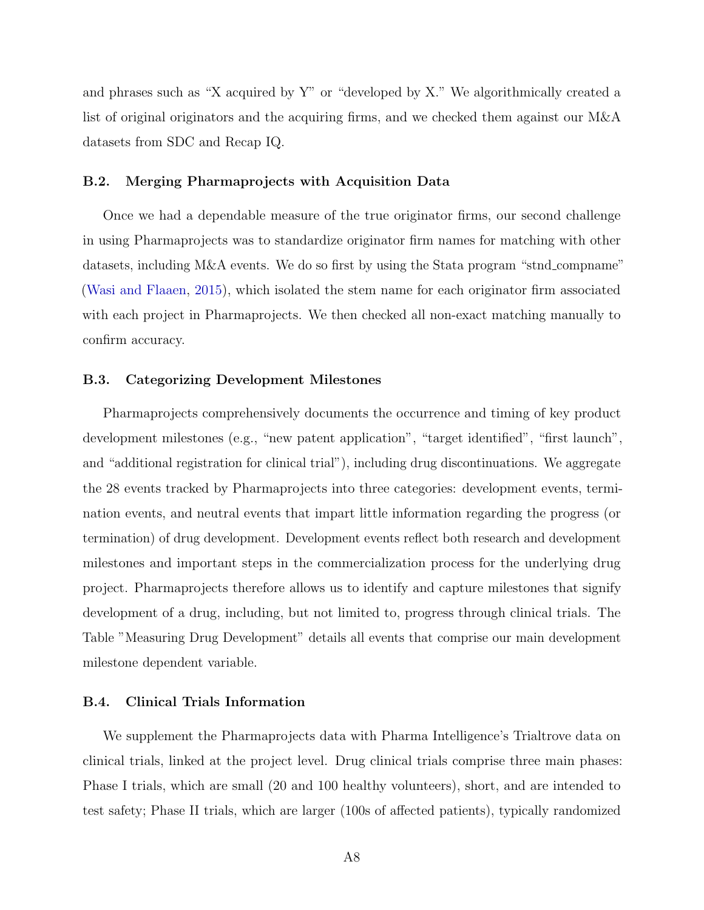and phrases such as "X acquired by Y" or "developed by X." We algorithmically created a list of original originators and the acquiring firms, and we checked them against our M&A datasets from SDC and Recap IQ.

### B.2. Merging Pharmaprojects with Acquisition Data

Once we had a dependable measure of the true originator firms, our second challenge in using Pharmaprojects was to standardize originator firm names for matching with other datasets, including M&A events. We do so first by using the Stata program "stnd_compname" (Wasi and Flaaen, 2015), which isolated the stem name for each originator firm associated with each project in Pharmaprojects. We then checked all non-exact matching manually to confirm accuracy.

### B.3. Categorizing Development Milestones

Pharmaprojects comprehensively documents the occurrence and timing of key product development milestones (e.g., "new patent application", "target identified", "first launch", and "additional registration for clinical trial"), including drug discontinuations. We aggregate the 28 events tracked by Pharmaprojects into three categories: development events, termination events, and neutral events that impart little information regarding the progress (or termination) of drug development. Development events reflect both research and development milestones and important steps in the commercialization process for the underlying drug project. Pharmaprojects therefore allows us to identify and capture milestones that signify development of a drug, including, but not limited to, progress through clinical trials. The Table "Measuring Drug Development" details all events that comprise our main development milestone dependent variable.

### B.4. Clinical Trials Information

We supplement the Pharmaprojects data with Pharma Intelligence's Trialtrove data on clinical trials, linked at the project level. Drug clinical trials comprise three main phases: Phase I trials, which are small (20 and 100 healthy volunteers), short, and are intended to test safety; Phase II trials, which are larger (100s of affected patients), typically randomized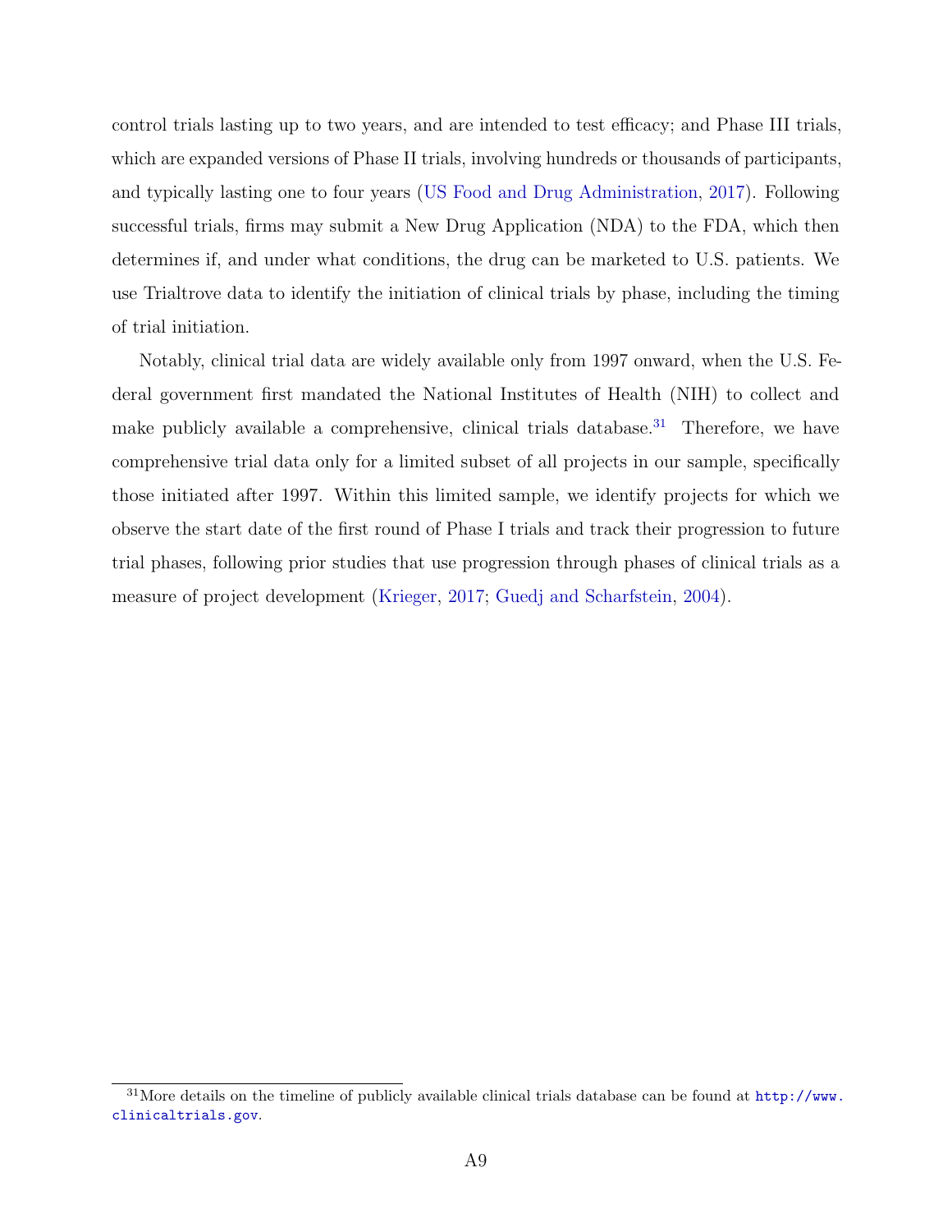control trials lasting up to two years, and are intended to test efficacy; and Phase III trials, which are expanded versions of Phase II trials, involving hundreds or thousands of participants, and typically lasting one to four years (US Food and Drug Administration, 2017). Following successful trials, firms may submit a New Drug Application (NDA) to the FDA, which then determines if, and under what conditions, the drug can be marketed to U.S. patients. We use Trialtrove data to identify the initiation of clinical trials by phase, including the timing of trial initiation.

Notably, clinical trial data are widely available only from 1997 onward, when the U.S. Federal government first mandated the National Institutes of Health (NIH) to collect and make publicly available a comprehensive, clinical trials database.[31] Therefore, we have comprehensive trial data only for a limited subset of all projects in our sample, specifically those initiated after 1997. Within this limited sample, we identify projects for which we observe the start date of the first round of Phase I trials and track their progression to future trial phases, following prior studies that use progression through phases of clinical trials as a measure of project development (Krieger, 2017; Guedj and Scharfstein, 2004).

[31] More details on the timeline of publicly available clinical trials database can be found at http://www.clinicaltrials.gov.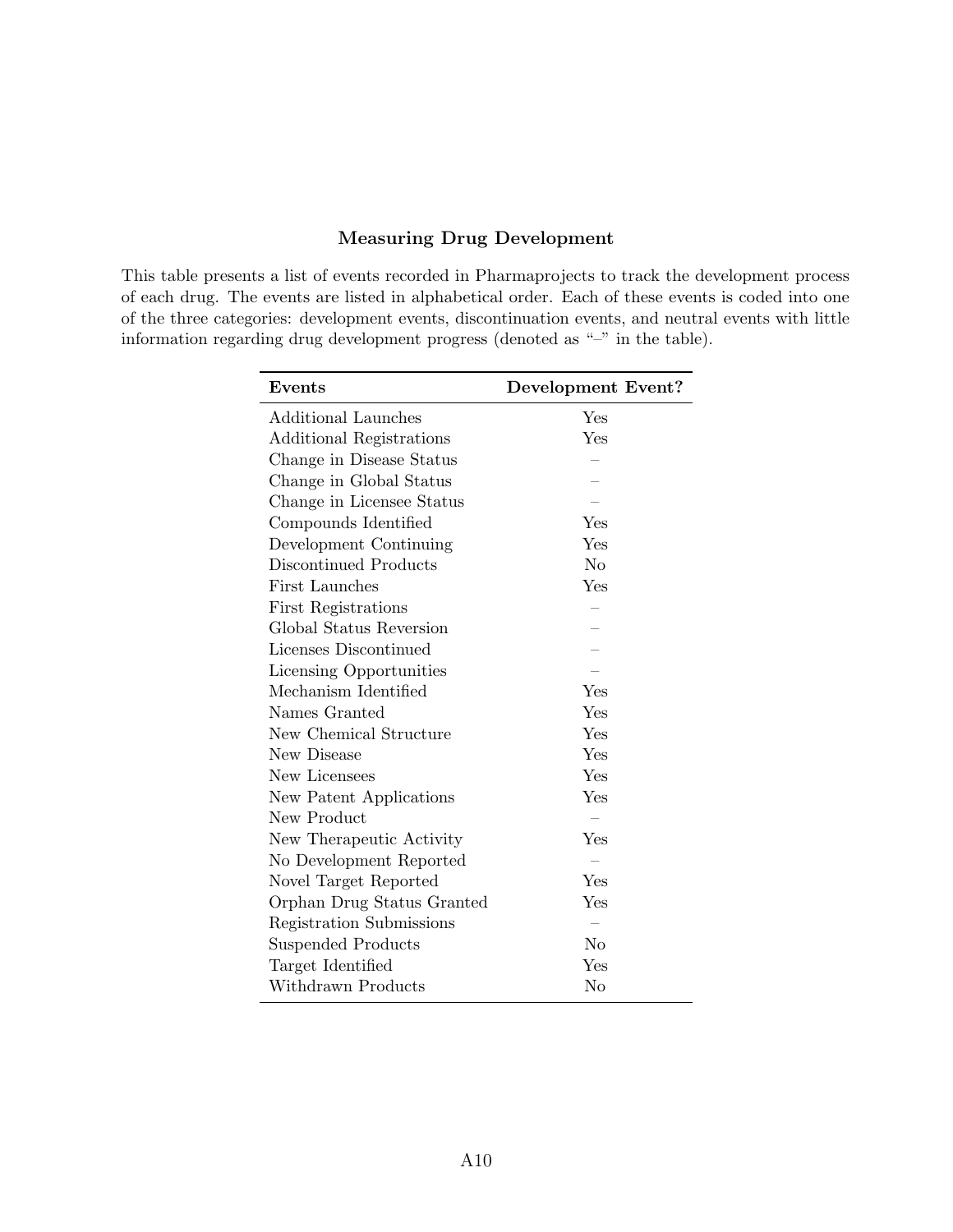## Measuring Drug Development

This table presents a list of events recorded in Pharmaprojects to track the development process of each drug. The events are listed in alphabetical order. Each of these events is coded into one of the three categories: development events, discontinuation events, and neutral events with little information regarding drug development progress (denoted as "–" in the table).

| **Events** | **Development Event?** |
|---|---|
| Additional Launches | Yes |
| Additional Registrations | Yes |
| Change in Disease Status | – |
| Change in Global Status | – |
| Change in Licensee Status | – |
| Compounds Identified | Yes |
| Development Continuing | Yes |
| Discontinued Products | No |
| First Launches | Yes |
| First Registrations | – |
| Global Status Reversion | – |
| Licenses Discontinued | – |
| Licensing Opportunities | – |
| Mechanism Identified | Yes |
| Names Granted | Yes |
| New Chemical Structure | Yes |
| New Disease | Yes |
| New Licensees | Yes |
| New Patent Applications | Yes |
| New Product | – |
| New Therapeutic Activity | Yes |
| No Development Reported | – |
| Novel Target Reported | Yes |
| Orphan Drug Status Granted | Yes |
| Registration Submissions | – |
| Suspended Products | No |
| Target Identified | Yes |
| Withdrawn Products | No |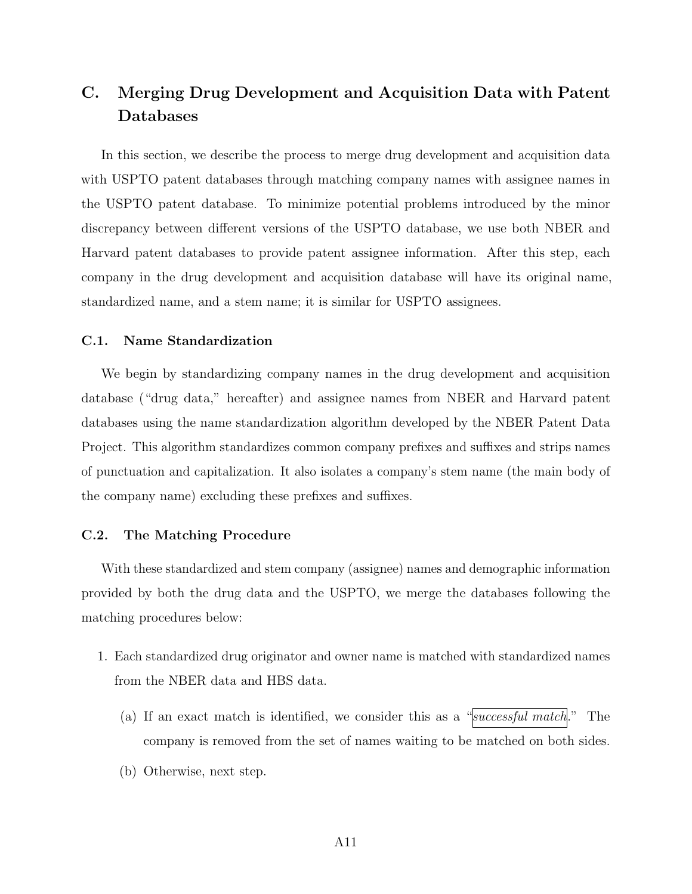## C. Merging Drug Development and Acquisition Data with Patent Databases

In this section, we describe the process to merge drug development and acquisition data with USPTO patent databases through matching company names with assignee names in the USPTO patent database. To minimize potential problems introduced by the minor discrepancy between different versions of the USPTO database, we use both NBER and Harvard patent databases to provide patent assignee information. After this step, each company in the drug development and acquisition database will have its original name, standardized name, and a stem name; it is similar for USPTO assignees.

### C.1. Name Standardization

We begin by standardizing company names in the drug development and acquisition database ("drug data," hereafter) and assignee names from NBER and Harvard patent databases using the name standardization algorithm developed by the NBER Patent Data Project. This algorithm standardizes common company prefixes and suffixes and strips names of punctuation and capitalization. It also isolates a company's stem name (the main body of the company name) excluding these prefixes and suffixes.

### C.2. The Matching Procedure

With these standardized and stem company (assignee) names and demographic information provided by both the drug data and the USPTO, we merge the databases following the matching procedures below:

1. Each standardized drug originator and owner name is matched with standardized names from the NBER data and HBS data.
   (a) If an exact match is identified, we consider this as a "*successful match*." The company is removed from the set of names waiting to be matched on both sides.
   (b) Otherwise, next step.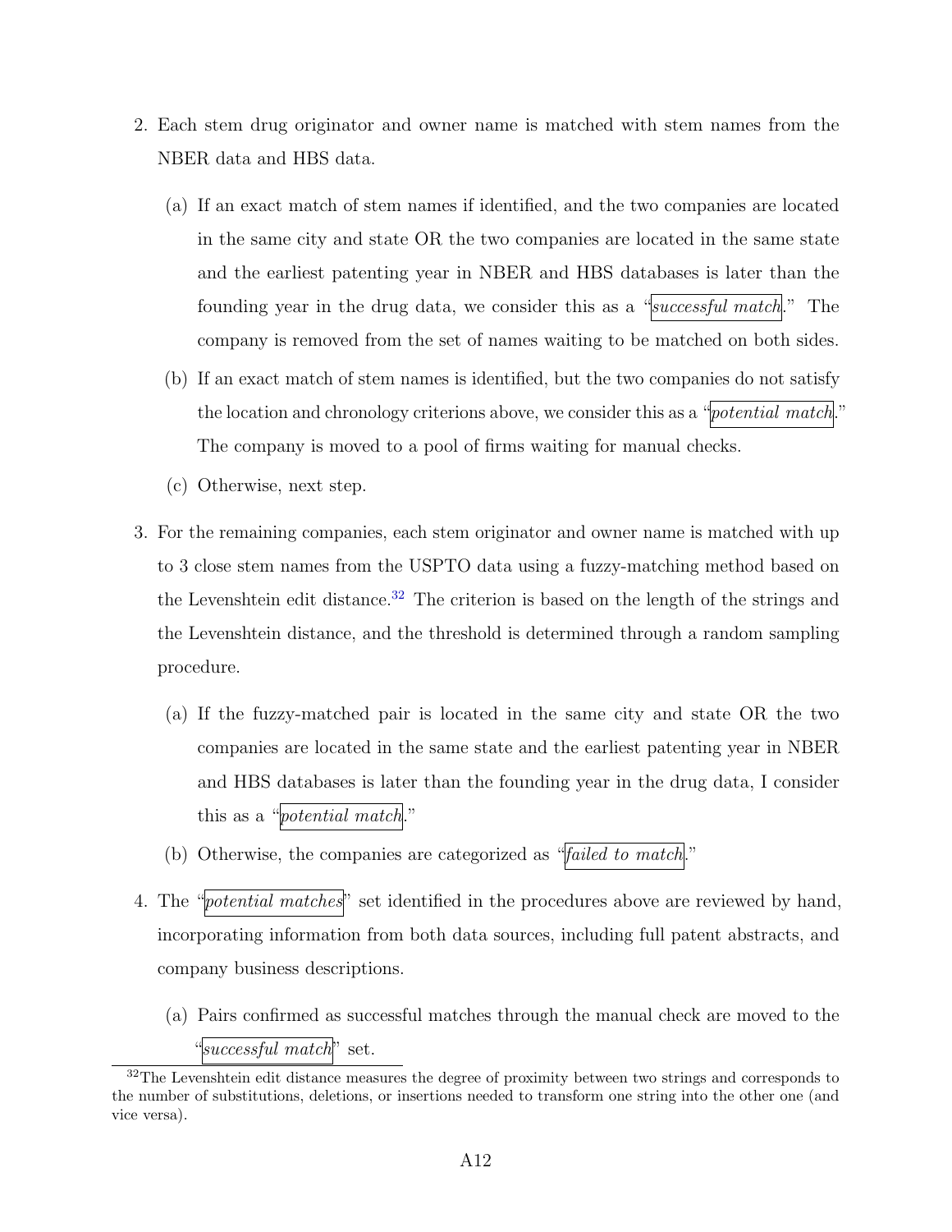2. Each stem drug originator and owner name is matched with stem names from the NBER data and HBS data.
   (a) If an exact match of stem names if identified, and the two companies are located in the same city and state OR the two companies are located in the same state and the earliest patenting year in NBER and HBS databases is later than the founding year in the drug data, we consider this as a "*successful match*." The company is removed from the set of names waiting to be matched on both sides.
   (b) If an exact match of stem names is identified, but the two companies do not satisfy the location and chronology criterions above, we consider this as a "*potential match*." The company is moved to a pool of firms waiting for manual checks.
   (c) Otherwise, next step.
3. For the remaining companies, each stem originator and owner name is matched with up to 3 close stem names from the USPTO data using a fuzzy-matching method based on the Levenshtein edit distance.[32] The criterion is based on the length of the strings and the Levenshtein distance, and the threshold is determined through a random sampling procedure.
   (a) If the fuzzy-matched pair is located in the same city and state OR the two companies are located in the same state and the earliest patenting year in NBER and HBS databases is later than the founding year in the drug data, I consider this as a "*potential match*."
   (b) Otherwise, the companies are categorized as "*failed to match*."
4. The "*potential matches*" set identified in the procedures above are reviewed by hand, incorporating information from both data sources, including full patent abstracts, and company business descriptions.
   (a) Pairs confirmed as successful matches through the manual check are moved to the "*successful match*" set.

[32] The Levenshtein edit distance measures the degree of proximity between two strings and corresponds to the number of substitutions, deletions, or insertions needed to transform one string into the other one (and vice versa).